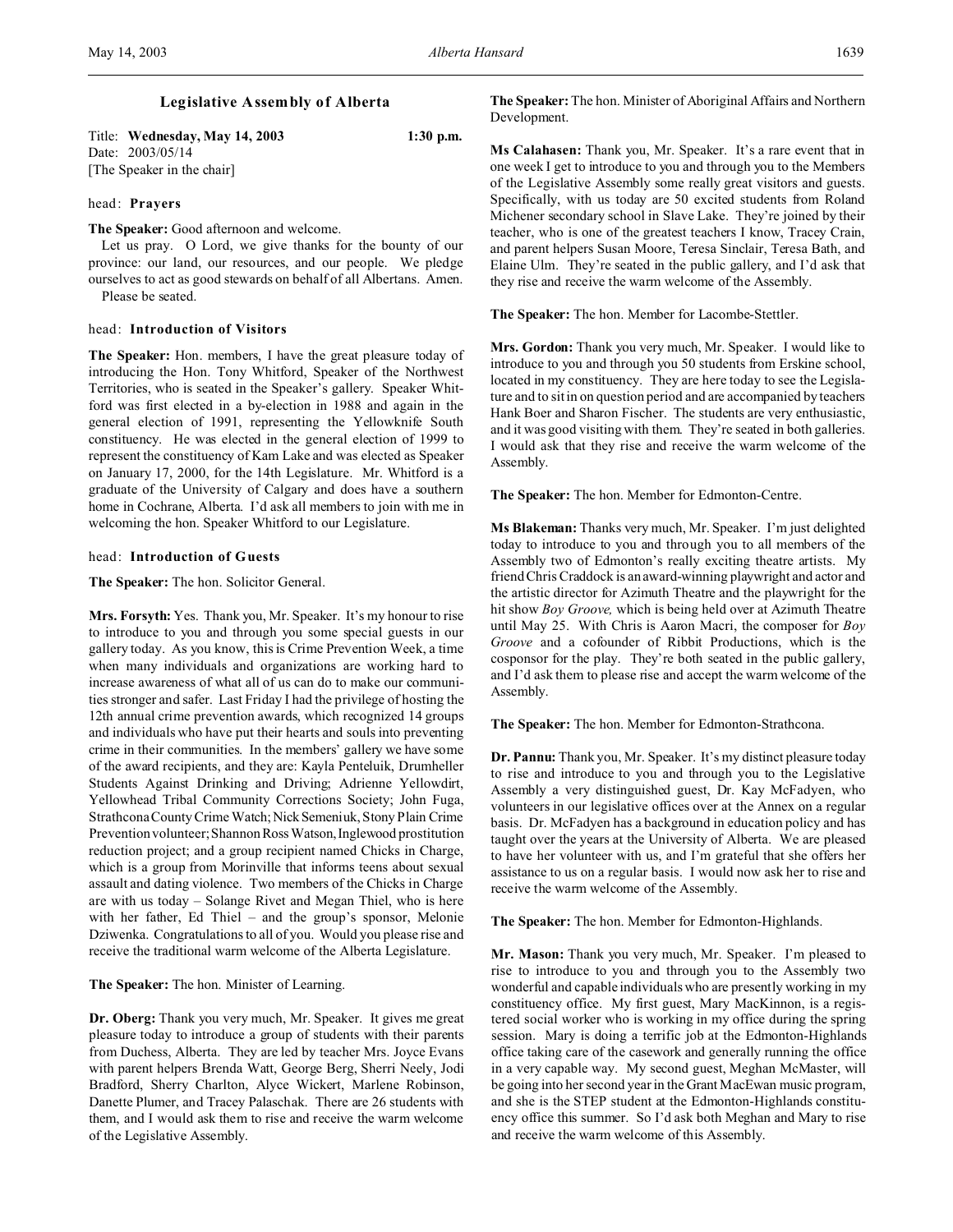# Legislative Assembly of Alberta

Title: **Wednesday, May 14, 2003** **1:30 p.m.**
Date: 2003/05/14
[The Speaker in the chair]

head: **Prayers**

**The Speaker:** Good afternoon and welcome.

Let us pray. O Lord, we give thanks for the bounty of our province: our land, our resources, and our people. We pledge ourselves to act as good stewards on behalf of all Albertans. Amen.

Please be seated.

head: **Introduction of Visitors**

**The Speaker:** Hon. members, I have the great pleasure today of introducing the Hon. Tony Whitford, Speaker of the Northwest Territories, who is seated in the Speaker's gallery. Speaker Whitford was first elected in a by-election in 1988 and again in the general election of 1991, representing the Yellowknife South constituency. He was elected in the general election of 1999 to represent the constituency of Kam Lake and was elected as Speaker on January 17, 2000, for the 14th Legislature. Mr. Whitford is a graduate of the University of Calgary and does have a southern home in Cochrane, Alberta. I'd ask all members to join with me in welcoming the hon. Speaker Whitford to our Legislature.

head: **Introduction of Guests**

**The Speaker:** The hon. Solicitor General.

**Mrs. Forsyth:** Yes. Thank you, Mr. Speaker. It's my honour to rise to introduce to you and through you some special guests in our gallery today. As you know, this is Crime Prevention Week, a time when many individuals and organizations are working hard to increase awareness of what all of us can do to make our communities stronger and safer. Last Friday I had the privilege of hosting the 12th annual crime prevention awards, which recognized 14 groups and individuals who have put their hearts and souls into preventing crime in their communities. In the members' gallery we have some of the award recipients, and they are: Kayla Penteluik, Drumheller Students Against Drinking and Driving; Adrienne Yellowdirt, Yellowhead Tribal Community Corrections Society; John Fuga, Strathcona County Crime Watch; Nick Semeniuk, Stony Plain Crime Prevention volunteer; Shannon Ross Watson, Inglewood prostitution reduction project; and a group recipient named Chicks in Charge, which is a group from Morinville that informs teens about sexual assault and dating violence. Two members of the Chicks in Charge are with us today – Solange Rivet and Megan Thiel, who is here with her father, Ed Thiel – and the group's sponsor, Melonie Dziwenka. Congratulations to all of you. Would you please rise and receive the traditional warm welcome of the Alberta Legislature.

**The Speaker:** The hon. Minister of Learning.

**Dr. Oberg:** Thank you very much, Mr. Speaker. It gives me great pleasure today to introduce a group of students with their parents from Duchess, Alberta. They are led by teacher Mrs. Joyce Evans with parent helpers Brenda Watt, George Berg, Sherri Neely, Jodi Bradford, Sherry Charlton, Alyce Wickert, Marlene Robinson, Danette Plumer, and Tracey Palaschak. There are 26 students with them, and I would ask them to rise and receive the warm welcome of the Legislative Assembly.

**The Speaker:** The hon. Minister of Aboriginal Affairs and Northern Development.

**Ms Calahasen:** Thank you, Mr. Speaker. It's a rare event that in one week I get to introduce to you and through you to the Members of the Legislative Assembly some really great visitors and guests. Specifically, with us today are 50 excited students from Roland Michener secondary school in Slave Lake. They're joined by their teacher, who is one of the greatest teachers I know, Tracey Crain, and parent helpers Susan Moore, Teresa Sinclair, Teresa Bath, and Elaine Ulm. They're seated in the public gallery, and I'd ask that they rise and receive the warm welcome of the Assembly.

**The Speaker:** The hon. Member for Lacombe-Stettler.

**Mrs. Gordon:** Thank you very much, Mr. Speaker. I would like to introduce to you and through you 50 students from Erskine school, located in my constituency. They are here today to see the Legislature and to sit in on question period and are accompanied by teachers Hank Boer and Sharon Fischer. The students are very enthusiastic, and it was good visiting with them. They're seated in both galleries. I would ask that they rise and receive the warm welcome of the Assembly.

**The Speaker:** The hon. Member for Edmonton-Centre.

**Ms Blakeman:** Thanks very much, Mr. Speaker. I'm just delighted today to introduce to you and through you to all members of the Assembly two of Edmonton's really exciting theatre artists. My friend Chris Craddock is an award-winning playwright and actor and the artistic director for Azimuth Theatre and the playwright for the hit show *Boy Groove,* which is being held over at Azimuth Theatre until May 25. With Chris is Aaron Macri, the composer for *Boy Groove* and a cofounder of Ribbit Productions, which is the cosponsor for the play. They're both seated in the public gallery, and I'd ask them to please rise and accept the warm welcome of the Assembly.

**The Speaker:** The hon. Member for Edmonton-Strathcona.

**Dr. Pannu:** Thank you, Mr. Speaker. It's my distinct pleasure today to rise and introduce to you and through you to the Legislative Assembly a very distinguished guest, Dr. Kay McFadyen, who volunteers in our legislative offices over at the Annex on a regular basis. Dr. McFadyen has a background in education policy and has taught over the years at the University of Alberta. We are pleased to have her volunteer with us, and I'm grateful that she offers her assistance to us on a regular basis. I would now ask her to rise and receive the warm welcome of the Assembly.

**The Speaker:** The hon. Member for Edmonton-Highlands.

**Mr. Mason:** Thank you very much, Mr. Speaker. I'm pleased to rise to introduce to you and through you to the Assembly two wonderful and capable individuals who are presently working in my constituency office. My first guest, Mary MacKinnon, is a registered social worker who is working in my office during the spring session. Mary is doing a terrific job at the Edmonton-Highlands office taking care of the casework and generally running the office in a very capable way. My second guest, Meghan McMaster, will be going into her second year in the Grant MacEwan music program, and she is the STEP student at the Edmonton-Highlands constituency office this summer. So I'd ask both Meghan and Mary to rise and receive the warm welcome of this Assembly.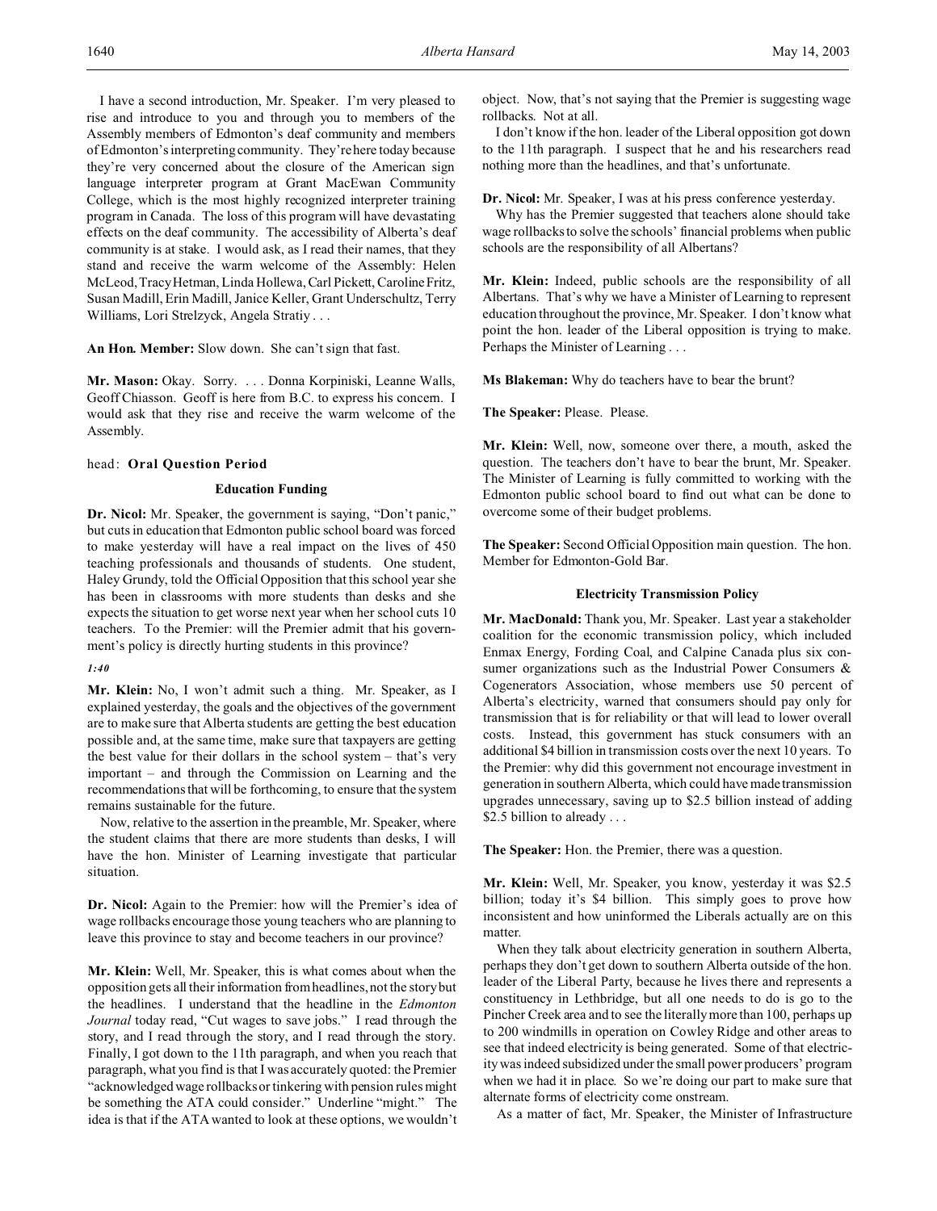I have a second introduction, Mr. Speaker. I'm very pleased to rise and introduce to you and through you to members of the Assembly members of Edmonton's deaf community and members of Edmonton's interpreting community. They're here today because they're very concerned about the closure of the American sign language interpreter program at Grant MacEwan Community College, which is the most highly recognized interpreter training program in Canada. The loss of this program will have devastating effects on the deaf community. The accessibility of Alberta's deaf community is at stake. I would ask, as I read their names, that they stand and receive the warm welcome of the Assembly: Helen McLeod, Tracy Hetman, Linda Hollewa, Carl Pickett, Caroline Fritz, Susan Madill, Erin Madill, Janice Keller, Grant Underschultz, Terry Williams, Lori Strelzyck, Angela Stratiy . . .

**An Hon. Member:** Slow down. She can't sign that fast.

**Mr. Mason:** Okay. Sorry. . . . Donna Korpiniski, Leanne Walls, Geoff Chiasson. Geoff is here from B.C. to express his concern. I would ask that they rise and receive the warm welcome of the Assembly.

head: **Oral Question Period**

### Education Funding

**Dr. Nicol:** Mr. Speaker, the government is saying, "Don't panic," but cuts in education that Edmonton public school board was forced to make yesterday will have a real impact on the lives of 450 teaching professionals and thousands of students. One student, Haley Grundy, told the Official Opposition that this school year she has been in classrooms with more students than desks and she expects the situation to get worse next year when her school cuts 10 teachers. To the Premier: will the Premier admit that his government's policy is directly hurting students in this province?

*1:40*

**Mr. Klein:** No, I won't admit such a thing. Mr. Speaker, as I explained yesterday, the goals and the objectives of the government are to make sure that Alberta students are getting the best education possible and, at the same time, make sure that taxpayers are getting the best value for their dollars in the school system – that's very important – and through the Commission on Learning and the recommendations that will be forthcoming, to ensure that the system remains sustainable for the future.

Now, relative to the assertion in the preamble, Mr. Speaker, where the student claims that there are more students than desks, I will have the hon. Minister of Learning investigate that particular situation.

**Dr. Nicol:** Again to the Premier: how will the Premier's idea of wage rollbacks encourage those young teachers who are planning to leave this province to stay and become teachers in our province?

**Mr. Klein:** Well, Mr. Speaker, this is what comes about when the opposition gets all their information from headlines, not the story but the headlines. I understand that the headline in the *Edmonton Journal* today read, "Cut wages to save jobs." I read through the story, and I read through the story, and I read through the story. Finally, I got down to the 11th paragraph, and when you reach that paragraph, what you find is that I was accurately quoted: the Premier "acknowledged wage rollbacks or tinkering with pension rules might be something the ATA could consider." Underline "might." The idea is that if the ATA wanted to look at these options, we wouldn't object. Now, that's not saying that the Premier is suggesting wage rollbacks. Not at all.

I don't know if the hon. leader of the Liberal opposition got down to the 11th paragraph. I suspect that he and his researchers read nothing more than the headlines, and that's unfortunate.

**Dr. Nicol:** Mr. Speaker, I was at his press conference yesterday.

Why has the Premier suggested that teachers alone should take wage rollbacks to solve the schools' financial problems when public schools are the responsibility of all Albertans?

**Mr. Klein:** Indeed, public schools are the responsibility of all Albertans. That's why we have a Minister of Learning to represent education throughout the province, Mr. Speaker. I don't know what point the hon. leader of the Liberal opposition is trying to make. Perhaps the Minister of Learning . . .

**Ms Blakeman:** Why do teachers have to bear the brunt?

**The Speaker:** Please. Please.

**Mr. Klein:** Well, now, someone over there, a mouth, asked the question. The teachers don't have to bear the brunt, Mr. Speaker. The Minister of Learning is fully committed to working with the Edmonton public school board to find out what can be done to overcome some of their budget problems.

**The Speaker:** Second Official Opposition main question. The hon. Member for Edmonton-Gold Bar.

### Electricity Transmission Policy

**Mr. MacDonald:** Thank you, Mr. Speaker. Last year a stakeholder coalition for the economic transmission policy, which included Enmax Energy, Fording Coal, and Calpine Canada plus six consumer organizations such as the Industrial Power Consumers & Cogenerators Association, whose members use 50 percent of Alberta's electricity, warned that consumers should pay only for transmission that is for reliability or that will lead to lower overall costs. Instead, this government has stuck consumers with an additional $4 billion in transmission costs over the next 10 years. To the Premier: why did this government not encourage investment in generation in southern Alberta, which could have made transmission upgrades unnecessary, saving up to $2.5 billion instead of adding $2.5 billion to already . . .

**The Speaker:** Hon. the Premier, there was a question.

**Mr. Klein:** Well, Mr. Speaker, you know, yesterday it was $2.5 billion; today it's $4 billion. This simply goes to prove how inconsistent and how uninformed the Liberals actually are on this matter.

When they talk about electricity generation in southern Alberta, perhaps they don't get down to southern Alberta outside of the hon. leader of the Liberal Party, because he lives there and represents a constituency in Lethbridge, but all one needs to do is go to the Pincher Creek area and to see the literally more than 100, perhaps up to 200 windmills in operation on Cowley Ridge and other areas to see that indeed electricity is being generated. Some of that electricity was indeed subsidized under the small power producers' program when we had it in place. So we're doing our part to make sure that alternate forms of electricity come onstream.

As a matter of fact, Mr. Speaker, the Minister of Infrastructure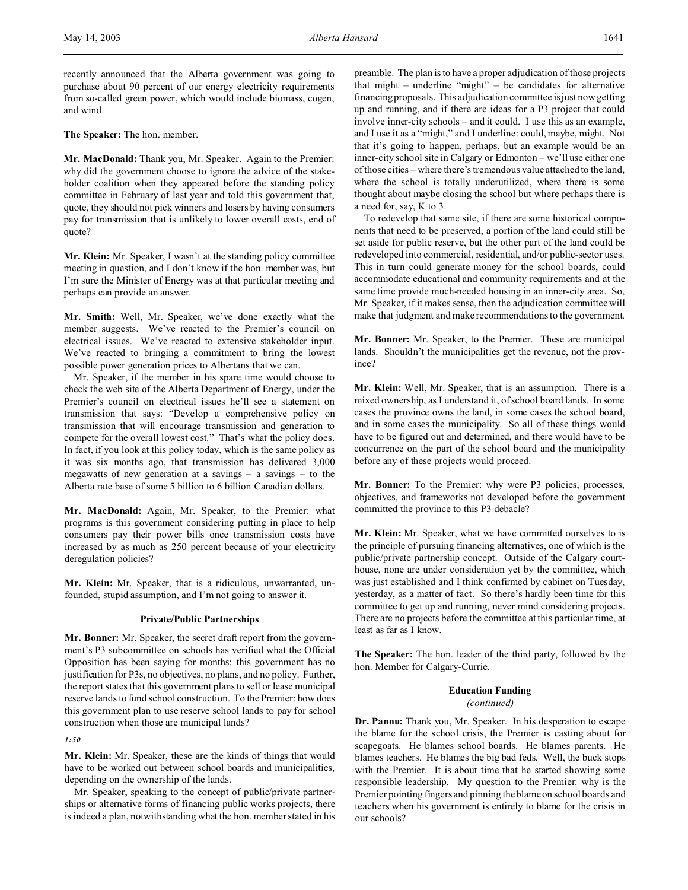recently announced that the Alberta government was going to purchase about 90 percent of our energy electricity requirements from so-called green power, which would include biomass, cogen, and wind.

**The Speaker:** The hon. member.

**Mr. MacDonald:** Thank you, Mr. Speaker. Again to the Premier: why did the government choose to ignore the advice of the stakeholder coalition when they appeared before the standing policy committee in February of last year and told this government that, quote, they should not pick winners and losers by having consumers pay for transmission that is unlikely to lower overall costs, end of quote?

**Mr. Klein:** Mr. Speaker, I wasn't at the standing policy committee meeting in question, and I don't know if the hon. member was, but I'm sure the Minister of Energy was at that particular meeting and perhaps can provide an answer.

**Mr. Smith:** Well, Mr. Speaker, we've done exactly what the member suggests. We've reacted to the Premier's council on electrical issues. We've reacted to extensive stakeholder input. We've reacted to bringing a commitment to bring the lowest possible power generation prices to Albertans that we can.

Mr. Speaker, if the member in his spare time would choose to check the web site of the Alberta Department of Energy, under the Premier's council on electrical issues he'll see a statement on transmission that says: "Develop a comprehensive policy on transmission that will encourage transmission and generation to compete for the overall lowest cost." That's what the policy does. In fact, if you look at this policy today, which is the same policy as it was six months ago, that transmission has delivered 3,000 megawatts of new generation at a savings – a savings – to the Alberta rate base of some 5 billion to 6 billion Canadian dollars.

**Mr. MacDonald:** Again, Mr. Speaker, to the Premier: what programs is this government considering putting in place to help consumers pay their power bills once transmission costs have increased by as much as 250 percent because of your electricity deregulation policies?

**Mr. Klein:** Mr. Speaker, that is a ridiculous, unwarranted, unfounded, stupid assumption, and I'm not going to answer it.

### Private/Public Partnerships

**Mr. Bonner:** Mr. Speaker, the secret draft report from the government's P3 subcommittee on schools has verified what the Official Opposition has been saying for months: this government has no justification for P3s, no objectives, no plans, and no policy. Further, the report states that this government plans to sell or lease municipal reserve lands to fund school construction. To the Premier: how does this government plan to use reserve school lands to pay for school construction when those are municipal lands?

*1:50*

**Mr. Klein:** Mr. Speaker, these are the kinds of things that would have to be worked out between school boards and municipalities, depending on the ownership of the lands.

Mr. Speaker, speaking to the concept of public/private partnerships or alternative forms of financing public works projects, there is indeed a plan, notwithstanding what the hon. member stated in his preamble. The plan is to have a proper adjudication of those projects that might – underline "might" – be candidates for alternative financing proposals. This adjudication committee is just now getting up and running, and if there are ideas for a P3 project that could involve inner-city schools – and it could. I use this as an example, and I use it as a "might," and I underline: could, maybe, might. Not that it's going to happen, perhaps, but an example would be an inner-city school site in Calgary or Edmonton – we'll use either one of those cities – where there's tremendous value attached to the land, where the school is totally underutilized, where there is some thought about maybe closing the school but where perhaps there is a need for, say, K to 3.

To redevelop that same site, if there are some historical components that need to be preserved, a portion of the land could still be set aside for public reserve, but the other part of the land could be redeveloped into commercial, residential, and/or public-sector uses. This in turn could generate money for the school boards, could accommodate educational and community requirements and at the same time provide much-needed housing in an inner-city area. So, Mr. Speaker, if it makes sense, then the adjudication committee will make that judgment and make recommendations to the government.

**Mr. Bonner:** Mr. Speaker, to the Premier. These are municipal lands. Shouldn't the municipalities get the revenue, not the province?

**Mr. Klein:** Well, Mr. Speaker, that is an assumption. There is a mixed ownership, as I understand it, of school board lands. In some cases the province owns the land, in some cases the school board, and in some cases the municipality. So all of these things would have to be figured out and determined, and there would have to be concurrence on the part of the school board and the municipality before any of these projects would proceed.

**Mr. Bonner:** To the Premier: why were P3 policies, processes, objectives, and frameworks not developed before the government committed the province to this P3 debacle?

**Mr. Klein:** Mr. Speaker, what we have committed ourselves to is the principle of pursuing financing alternatives, one of which is the public/private partnership concept. Outside of the Calgary courthouse, none are under consideration yet by the committee, which was just established and I think confirmed by cabinet on Tuesday, yesterday, as a matter of fact. So there's hardly been time for this committee to get up and running, never mind considering projects. There are no projects before the committee at this particular time, at least as far as I know.

**The Speaker:** The hon. leader of the third party, followed by the hon. Member for Calgary-Currie.

### Education Funding
*(continued)*

**Dr. Pannu:** Thank you, Mr. Speaker. In his desperation to escape the blame for the school crisis, the Premier is casting about for scapegoats. He blames school boards. He blames parents. He blames teachers. He blames the big bad feds. Well, the buck stops with the Premier. It is about time that he started showing some responsible leadership. My question to the Premier: why is the Premier pointing fingers and pinning the blame on school boards and teachers when his government is entirely to blame for the crisis in our schools?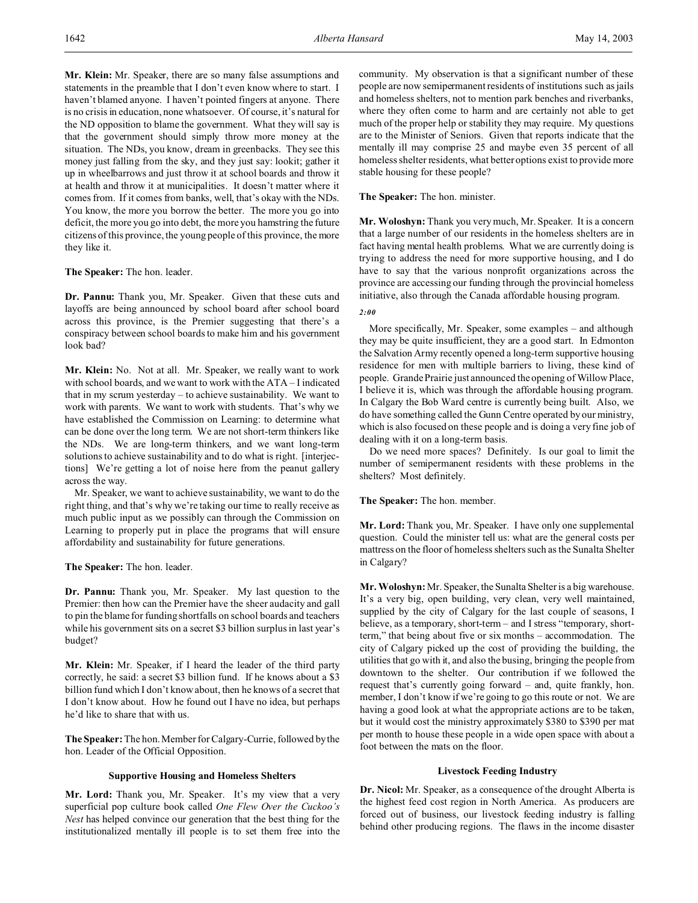**Mr. Klein:** Mr. Speaker, there are so many false assumptions and statements in the preamble that I don't even know where to start. I haven't blamed anyone. I haven't pointed fingers at anyone. There is no crisis in education, none whatsoever. Of course, it's natural for the ND opposition to blame the government. What they will say is that the government should simply throw more money at the situation. The NDs, you know, dream in greenbacks. They see this money just falling from the sky, and they just say: lookit; gather it up in wheelbarrows and just throw it at school boards and throw it at health and throw it at municipalities. It doesn't matter where it comes from. If it comes from banks, well, that's okay with the NDs. You know, the more you borrow the better. The more you go into deficit, the more you go into debt, the more you hamstring the future citizens of this province, the young people of this province, the more they like it.

**The Speaker:** The hon. leader.

**Dr. Pannu:** Thank you, Mr. Speaker. Given that these cuts and layoffs are being announced by school board after school board across this province, is the Premier suggesting that there's a conspiracy between school boards to make him and his government look bad?

**Mr. Klein:** No. Not at all. Mr. Speaker, we really want to work with school boards, and we want to work with the ATA – I indicated that in my scrum yesterday – to achieve sustainability. We want to work with parents. We want to work with students. That's why we have established the Commission on Learning: to determine what can be done over the long term. We are not short-term thinkers like the NDs. We are long-term thinkers, and we want long-term solutions to achieve sustainability and to do what is right. [interjections] We're getting a lot of noise here from the peanut gallery across the way.

Mr. Speaker, we want to achieve sustainability, we want to do the right thing, and that's why we're taking our time to really receive as much public input as we possibly can through the Commission on Learning to properly put in place the programs that will ensure affordability and sustainability for future generations.

**The Speaker:** The hon. leader.

**Dr. Pannu:** Thank you, Mr. Speaker. My last question to the Premier: then how can the Premier have the sheer audacity and gall to pin the blame for funding shortfalls on school boards and teachers while his government sits on a secret $3 billion surplus in last year's budget?

**Mr. Klein:** Mr. Speaker, if I heard the leader of the third party correctly, he said: a secret $3 billion fund. If he knows about a $3 billion fund which I don't know about, then he knows of a secret that I don't know about. How he found out I have no idea, but perhaps he'd like to share that with us.

**The Speaker:** The hon. Member for Calgary-Currie, followed by the hon. Leader of the Official Opposition.

### Supportive Housing and Homeless Shelters

**Mr. Lord:** Thank you, Mr. Speaker. It's my view that a very superficial pop culture book called *One Flew Over the Cuckoo's Nest* has helped convince our generation that the best thing for the institutionalized mentally ill people is to set them free into the community. My observation is that a significant number of these people are now semipermanent residents of institutions such as jails and homeless shelters, not to mention park benches and riverbanks, where they often come to harm and are certainly not able to get much of the proper help or stability they may require. My questions are to the Minister of Seniors. Given that reports indicate that the mentally ill may comprise 25 and maybe even 35 percent of all homeless shelter residents, what better options exist to provide more stable housing for these people?

**The Speaker:** The hon. minister.

**Mr. Woloshyn:** Thank you very much, Mr. Speaker. It is a concern that a large number of our residents in the homeless shelters are in fact having mental health problems. What we are currently doing is trying to address the need for more supportive housing, and I do have to say that the various nonprofit organizations across the province are accessing our funding through the provincial homeless initiative, also through the Canada affordable housing program.

*2:00*

More specifically, Mr. Speaker, some examples – and although they may be quite insufficient, they are a good start. In Edmonton the Salvation Army recently opened a long-term supportive housing residence for men with multiple barriers to living, these kind of people. Grande Prairie just announced the opening of Willow Place, I believe it is, which was through the affordable housing program. In Calgary the Bob Ward centre is currently being built. Also, we do have something called the Gunn Centre operated by our ministry, which is also focused on these people and is doing a very fine job of dealing with it on a long-term basis.

Do we need more spaces? Definitely. Is our goal to limit the number of semipermanent residents with these problems in the shelters? Most definitely.

**The Speaker:** The hon. member.

**Mr. Lord:** Thank you, Mr. Speaker. I have only one supplemental question. Could the minister tell us: what are the general costs per mattress on the floor of homeless shelters such as the Sunalta Shelter in Calgary?

**Mr. Woloshyn:** Mr. Speaker, the Sunalta Shelter is a big warehouse. It's a very big, open building, very clean, very well maintained, supplied by the city of Calgary for the last couple of seasons, I believe, as a temporary, short-term – and I stress "temporary, short-term," that being about five or six months – accommodation. The city of Calgary picked up the cost of providing the building, the utilities that go with it, and also the busing, bringing the people from downtown to the shelter. Our contribution if we followed the request that's currently going forward – and, quite frankly, hon. member, I don't know if we're going to go this route or not. We are having a good look at what the appropriate actions are to be taken, but it would cost the ministry approximately $380 to $390 per mat per month to house these people in a wide open space with about a foot between the mats on the floor.

### Livestock Feeding Industry

**Dr. Nicol:** Mr. Speaker, as a consequence of the drought Alberta is the highest feed cost region in North America. As producers are forced out of business, our livestock feeding industry is falling behind other producing regions. The flaws in the income disaster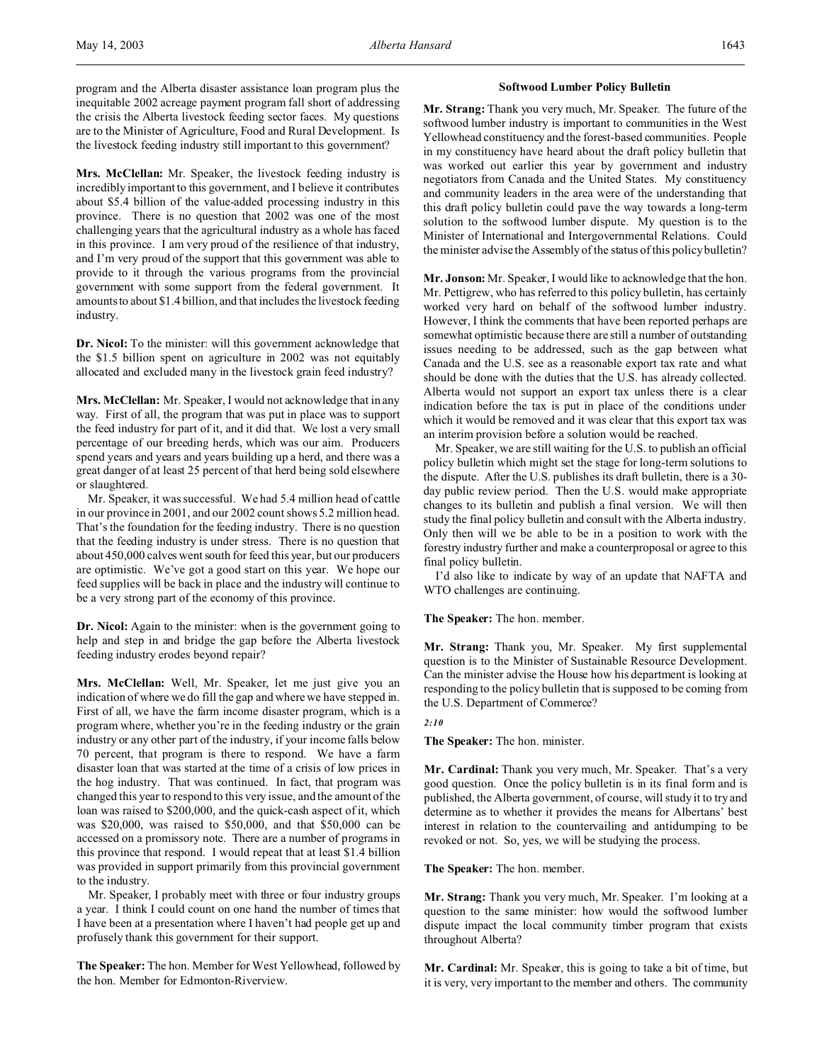program and the Alberta disaster assistance loan program plus the inequitable 2002 acreage payment program fall short of addressing the crisis the Alberta livestock feeding sector faces. My questions are to the Minister of Agriculture, Food and Rural Development. Is the livestock feeding industry still important to this government?

**Mrs. McClellan:** Mr. Speaker, the livestock feeding industry is incredibly important to this government, and I believe it contributes about $5.4 billion of the value-added processing industry in this province. There is no question that 2002 was one of the most challenging years that the agricultural industry as a whole has faced in this province. I am very proud of the resilience of that industry, and I'm very proud of the support that this government was able to provide to it through the various programs from the provincial government with some support from the federal government. It amounts to about $1.4 billion, and that includes the livestock feeding industry.

**Dr. Nicol:** To the minister: will this government acknowledge that the $1.5 billion spent on agriculture in 2002 was not equitably allocated and excluded many in the livestock grain feed industry?

**Mrs. McClellan:** Mr. Speaker, I would not acknowledge that in any way. First of all, the program that was put in place was to support the feed industry for part of it, and it did that. We lost a very small percentage of our breeding herds, which was our aim. Producers spend years and years and years building up a herd, and there was a great danger of at least 25 percent of that herd being sold elsewhere or slaughtered.

Mr. Speaker, it was successful. We had 5.4 million head of cattle in our province in 2001, and our 2002 count shows 5.2 million head. That's the foundation for the feeding industry. There is no question that the feeding industry is under stress. There is no question that about 450,000 calves went south for feed this year, but our producers are optimistic. We've got a good start on this year. We hope our feed supplies will be back in place and the industry will continue to be a very strong part of the economy of this province.

**Dr. Nicol:** Again to the minister: when is the government going to help and step in and bridge the gap before the Alberta livestock feeding industry erodes beyond repair?

**Mrs. McClellan:** Well, Mr. Speaker, let me just give you an indication of where we do fill the gap and where we have stepped in. First of all, we have the farm income disaster program, which is a program where, whether you're in the feeding industry or the grain industry or any other part of the industry, if your income falls below 70 percent, that program is there to respond. We have a farm disaster loan that was started at the time of a crisis of low prices in the hog industry. That was continued. In fact, that program was changed this year to respond to this very issue, and the amount of the loan was raised to $200,000, and the quick-cash aspect of it, which was $20,000, was raised to $50,000, and that $50,000 can be accessed on a promissory note. There are a number of programs in this province that respond. I would repeat that at least $1.4 billion was provided in support primarily from this provincial government to the industry.

Mr. Speaker, I probably meet with three or four industry groups a year. I think I could count on one hand the number of times that I have been at a presentation where I haven't had people get up and profusely thank this government for their support.

**The Speaker:** The hon. Member for West Yellowhead, followed by the hon. Member for Edmonton-Riverview.

## Softwood Lumber Policy Bulletin

**Mr. Strang:** Thank you very much, Mr. Speaker. The future of the softwood lumber industry is important to communities in the West Yellowhead constituency and the forest-based communities. People in my constituency have heard about the draft policy bulletin that was worked out earlier this year by government and industry negotiators from Canada and the United States. My constituency and community leaders in the area were of the understanding that this draft policy bulletin could pave the way towards a long-term solution to the softwood lumber dispute. My question is to the Minister of International and Intergovernmental Relations. Could the minister advise the Assembly of the status of this policy bulletin?

**Mr. Jonson:** Mr. Speaker, I would like to acknowledge that the hon. Mr. Pettigrew, who has referred to this policy bulletin, has certainly worked very hard on behalf of the softwood lumber industry. However, I think the comments that have been reported perhaps are somewhat optimistic because there are still a number of outstanding issues needing to be addressed, such as the gap between what Canada and the U.S. see as a reasonable export tax rate and what should be done with the duties that the U.S. has already collected. Alberta would not support an export tax unless there is a clear indication before the tax is put in place of the conditions under which it would be removed and it was clear that this export tax was an interim provision before a solution would be reached.

Mr. Speaker, we are still waiting for the U.S. to publish an official policy bulletin which might set the stage for long-term solutions to the dispute. After the U.S. publishes its draft bulletin, there is a 30-day public review period. Then the U.S. would make appropriate changes to its bulletin and publish a final version. We will then study the final policy bulletin and consult with the Alberta industry. Only then will we be able to be in a position to work with the forestry industry further and make a counterproposal or agree to this final policy bulletin.

I'd also like to indicate by way of an update that NAFTA and WTO challenges are continuing.

**The Speaker:** The hon. member.

**Mr. Strang:** Thank you, Mr. Speaker. My first supplemental question is to the Minister of Sustainable Resource Development. Can the minister advise the House how his department is looking at responding to the policy bulletin that is supposed to be coming from the U.S. Department of Commerce?

*2:10*

**The Speaker:** The hon. minister.

**Mr. Cardinal:** Thank you very much, Mr. Speaker. That's a very good question. Once the policy bulletin is in its final form and is published, the Alberta government, of course, will study it to try and determine as to whether it provides the means for Albertans' best interest in relation to the countervailing and antidumping to be revoked or not. So, yes, we will be studying the process.

**The Speaker:** The hon. member.

**Mr. Strang:** Thank you very much, Mr. Speaker. I'm looking at a question to the same minister: how would the softwood lumber dispute impact the local community timber program that exists throughout Alberta?

**Mr. Cardinal:** Mr. Speaker, this is going to take a bit of time, but it is very, very important to the member and others. The community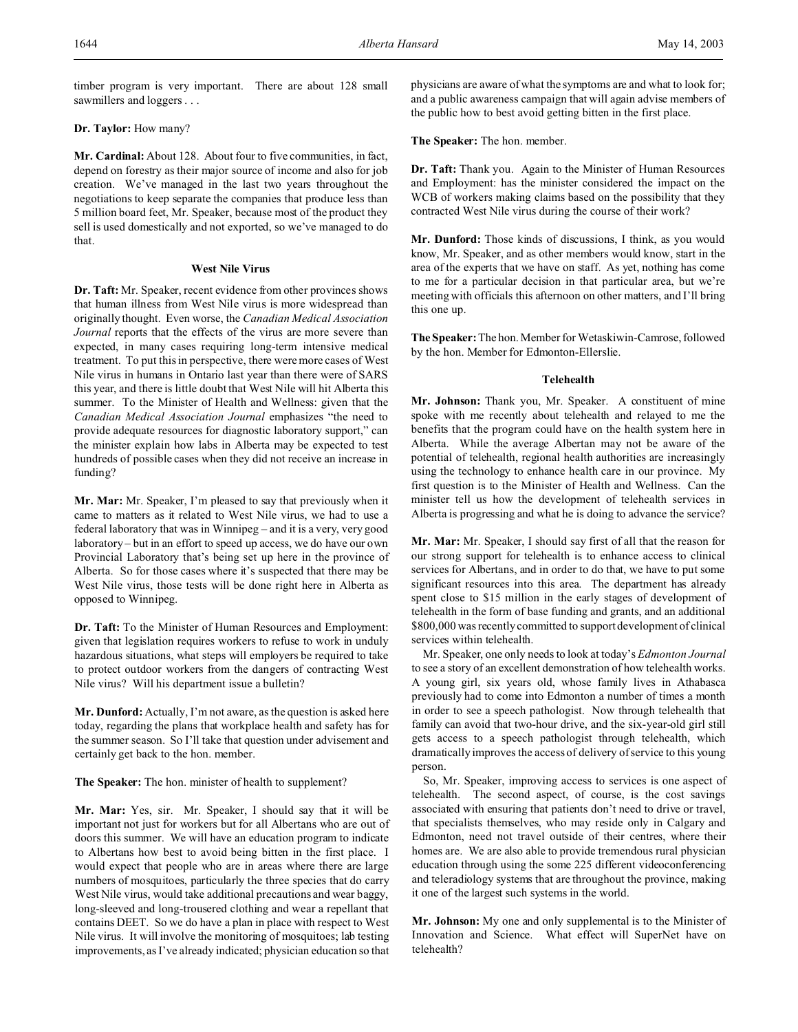timber program is very important. There are about 128 small sawmillers and loggers . . .

**Dr. Taylor:** How many?

**Mr. Cardinal:** About 128. About four to five communities, in fact, depend on forestry as their major source of income and also for job creation. We've managed in the last two years throughout the negotiations to keep separate the companies that produce less than 5 million board feet, Mr. Speaker, because most of the product they sell is used domestically and not exported, so we've managed to do that.

### West Nile Virus

**Dr. Taft:** Mr. Speaker, recent evidence from other provinces shows that human illness from West Nile virus is more widespread than originally thought. Even worse, the *Canadian Medical Association Journal* reports that the effects of the virus are more severe than expected, in many cases requiring long-term intensive medical treatment. To put this in perspective, there were more cases of West Nile virus in humans in Ontario last year than there were of SARS this year, and there is little doubt that West Nile will hit Alberta this summer. To the Minister of Health and Wellness: given that the *Canadian Medical Association Journal* emphasizes "the need to provide adequate resources for diagnostic laboratory support," can the minister explain how labs in Alberta may be expected to test hundreds of possible cases when they did not receive an increase in funding?

**Mr. Mar:** Mr. Speaker, I'm pleased to say that previously when it came to matters as it related to West Nile virus, we had to use a federal laboratory that was in Winnipeg – and it is a very, very good laboratory – but in an effort to speed up access, we do have our own Provincial Laboratory that's being set up here in the province of Alberta. So for those cases where it's suspected that there may be West Nile virus, those tests will be done right here in Alberta as opposed to Winnipeg.

**Dr. Taft:** To the Minister of Human Resources and Employment: given that legislation requires workers to refuse to work in unduly hazardous situations, what steps will employers be required to take to protect outdoor workers from the dangers of contracting West Nile virus? Will his department issue a bulletin?

**Mr. Dunford:** Actually, I'm not aware, as the question is asked here today, regarding the plans that workplace health and safety has for the summer season. So I'll take that question under advisement and certainly get back to the hon. member.

**The Speaker:** The hon. minister of health to supplement?

**Mr. Mar:** Yes, sir. Mr. Speaker, I should say that it will be important not just for workers but for all Albertans who are out of doors this summer. We will have an education program to indicate to Albertans how best to avoid being bitten in the first place. I would expect that people who are in areas where there are large numbers of mosquitoes, particularly the three species that do carry West Nile virus, would take additional precautions and wear baggy, long-sleeved and long-trousered clothing and wear a repellant that contains DEET. So we do have a plan in place with respect to West Nile virus. It will involve the monitoring of mosquitoes; lab testing improvements, as I've already indicated; physician education so that physicians are aware of what the symptoms are and what to look for; and a public awareness campaign that will again advise members of the public how to best avoid getting bitten in the first place.

**The Speaker:** The hon. member.

**Dr. Taft:** Thank you. Again to the Minister of Human Resources and Employment: has the minister considered the impact on the WCB of workers making claims based on the possibility that they contracted West Nile virus during the course of their work?

**Mr. Dunford:** Those kinds of discussions, I think, as you would know, Mr. Speaker, and as other members would know, start in the area of the experts that we have on staff. As yet, nothing has come to me for a particular decision in that particular area, but we're meeting with officials this afternoon on other matters, and I'll bring this one up.

**The Speaker:** The hon. Member for Wetaskiwin-Camrose, followed by the hon. Member for Edmonton-Ellerslie.

### Telehealth

**Mr. Johnson:** Thank you, Mr. Speaker. A constituent of mine spoke with me recently about telehealth and relayed to me the benefits that the program could have on the health system here in Alberta. While the average Albertan may not be aware of the potential of telehealth, regional health authorities are increasingly using the technology to enhance health care in our province. My first question is to the Minister of Health and Wellness. Can the minister tell us how the development of telehealth services in Alberta is progressing and what he is doing to advance the service?

**Mr. Mar:** Mr. Speaker, I should say first of all that the reason for our strong support for telehealth is to enhance access to clinical services for Albertans, and in order to do that, we have to put some significant resources into this area. The department has already spent close to $15 million in the early stages of development of telehealth in the form of base funding and grants, and an additional $800,000 was recently committed to support development of clinical services within telehealth.

Mr. Speaker, one only needs to look at today's *Edmonton Journal* to see a story of an excellent demonstration of how telehealth works. A young girl, six years old, whose family lives in Athabasca previously had to come into Edmonton a number of times a month in order to see a speech pathologist. Now through telehealth that family can avoid that two-hour drive, and the six-year-old girl still gets access to a speech pathologist through telehealth, which dramatically improves the access of delivery of service to this young person.

So, Mr. Speaker, improving access to services is one aspect of telehealth. The second aspect, of course, is the cost savings associated with ensuring that patients don't need to drive or travel, that specialists themselves, who may reside only in Calgary and Edmonton, need not travel outside of their centres, where their homes are. We are also able to provide tremendous rural physician education through using the some 225 different videoconferencing and teleradiology systems that are throughout the province, making it one of the largest such systems in the world.

**Mr. Johnson:** My one and only supplemental is to the Minister of Innovation and Science. What effect will SuperNet have on telehealth?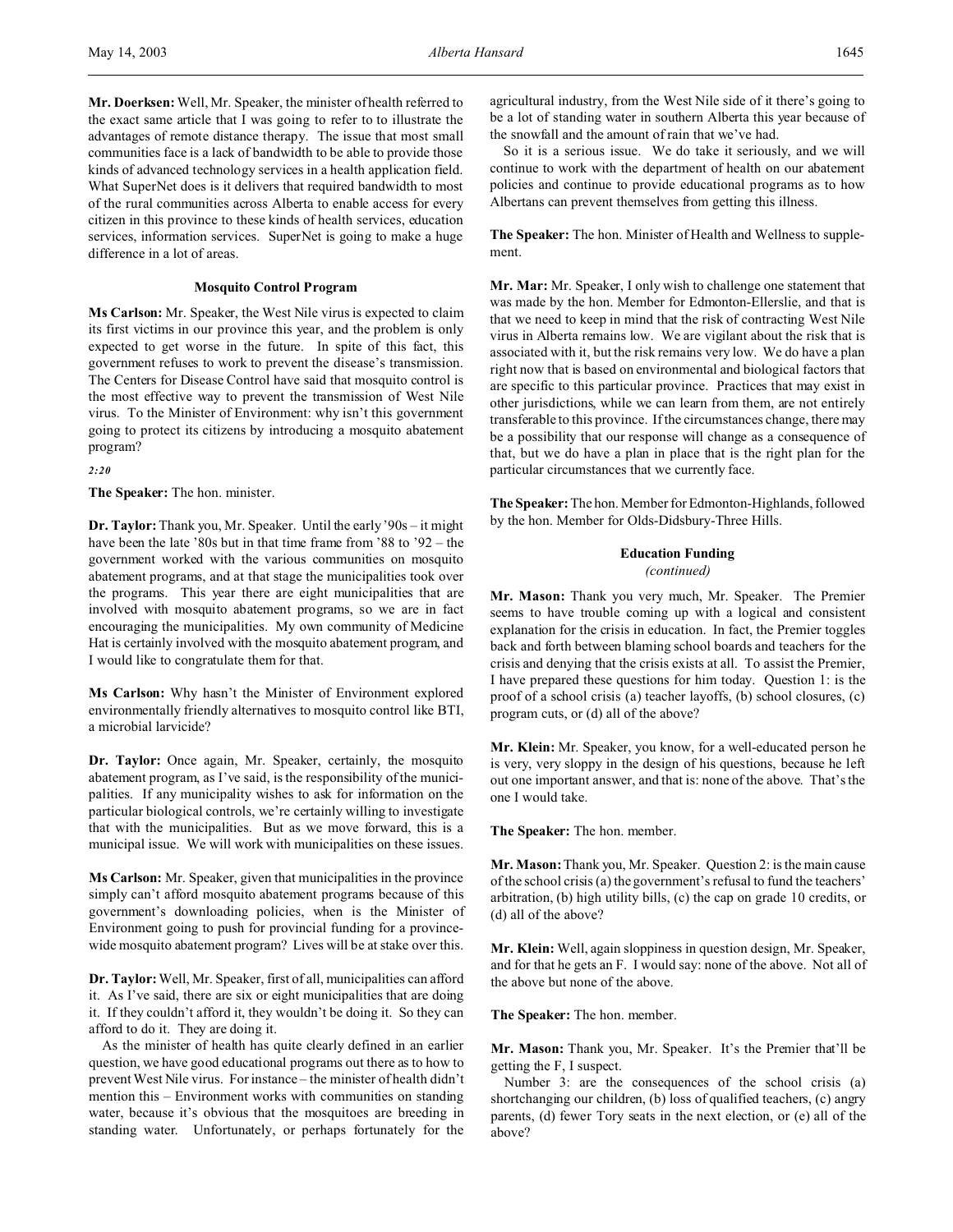**Mr. Doerksen:** Well, Mr. Speaker, the minister of health referred to the exact same article that I was going to refer to to illustrate the advantages of remote distance therapy. The issue that most small communities face is a lack of bandwidth to be able to provide those kinds of advanced technology services in a health application field. What SuperNet does is it delivers that required bandwidth to most of the rural communities across Alberta to enable access for every citizen in this province to these kinds of health services, education services, information services. SuperNet is going to make a huge difference in a lot of areas.

### Mosquito Control Program

**Ms Carlson:** Mr. Speaker, the West Nile virus is expected to claim its first victims in our province this year, and the problem is only expected to get worse in the future. In spite of this fact, this government refuses to work to prevent the disease's transmission. The Centers for Disease Control have said that mosquito control is the most effective way to prevent the transmission of West Nile virus. To the Minister of Environment: why isn't this government going to protect its citizens by introducing a mosquito abatement program?

*2:20*

**The Speaker:** The hon. minister.

**Dr. Taylor:** Thank you, Mr. Speaker. Until the early '90s – it might have been the late '80s but in that time frame from '88 to '92 – the government worked with the various communities on mosquito abatement programs, and at that stage the municipalities took over the programs. This year there are eight municipalities that are involved with mosquito abatement programs, so we are in fact encouraging the municipalities. My own community of Medicine Hat is certainly involved with the mosquito abatement program, and I would like to congratulate them for that.

**Ms Carlson:** Why hasn't the Minister of Environment explored environmentally friendly alternatives to mosquito control like BTI, a microbial larvicide?

**Dr. Taylor:** Once again, Mr. Speaker, certainly, the mosquito abatement program, as I've said, is the responsibility of the municipalities. If any municipality wishes to ask for information on the particular biological controls, we're certainly willing to investigate that with the municipalities. But as we move forward, this is a municipal issue. We will work with municipalities on these issues.

**Ms Carlson:** Mr. Speaker, given that municipalities in the province simply can't afford mosquito abatement programs because of this government's downloading policies, when is the Minister of Environment going to push for provincial funding for a province-wide mosquito abatement program? Lives will be at stake over this.

**Dr. Taylor:** Well, Mr. Speaker, first of all, municipalities can afford it. As I've said, there are six or eight municipalities that are doing it. If they couldn't afford it, they wouldn't be doing it. So they can afford to do it. They are doing it.

As the minister of health has quite clearly defined in an earlier question, we have good educational programs out there as to how to prevent West Nile virus. For instance – the minister of health didn't mention this – Environment works with communities on standing water, because it's obvious that the mosquitoes are breeding in standing water. Unfortunately, or perhaps fortunately for the agricultural industry, from the West Nile side of it there's going to be a lot of standing water in southern Alberta this year because of the snowfall and the amount of rain that we've had.

So it is a serious issue. We do take it seriously, and we will continue to work with the department of health on our abatement policies and continue to provide educational programs as to how Albertans can prevent themselves from getting this illness.

**The Speaker:** The hon. Minister of Health and Wellness to supplement.

**Mr. Mar:** Mr. Speaker, I only wish to challenge one statement that was made by the hon. Member for Edmonton-Ellerslie, and that is that we need to keep in mind that the risk of contracting West Nile virus in Alberta remains low. We are vigilant about the risk that is associated with it, but the risk remains very low. We do have a plan right now that is based on environmental and biological factors that are specific to this particular province. Practices that may exist in other jurisdictions, while we can learn from them, are not entirely transferable to this province. If the circumstances change, there may be a possibility that our response will change as a consequence of that, but we do have a plan in place that is the right plan for the particular circumstances that we currently face.

**The Speaker:** The hon. Member for Edmonton-Highlands, followed by the hon. Member for Olds-Didsbury-Three Hills.

### Education Funding
*(continued)*

**Mr. Mason:** Thank you very much, Mr. Speaker. The Premier seems to have trouble coming up with a logical and consistent explanation for the crisis in education. In fact, the Premier toggles back and forth between blaming school boards and teachers for the crisis and denying that the crisis exists at all. To assist the Premier, I have prepared these questions for him today. Question 1: is the proof of a school crisis (a) teacher layoffs, (b) school closures, (c) program cuts, or (d) all of the above?

**Mr. Klein:** Mr. Speaker, you know, for a well-educated person he is very, very sloppy in the design of his questions, because he left out one important answer, and that is: none of the above. That's the one I would take.

**The Speaker:** The hon. member.

**Mr. Mason:** Thank you, Mr. Speaker. Question 2: is the main cause of the school crisis (a) the government's refusal to fund the teachers' arbitration, (b) high utility bills, (c) the cap on grade 10 credits, or (d) all of the above?

**Mr. Klein:** Well, again sloppiness in question design, Mr. Speaker, and for that he gets an F. I would say: none of the above. Not all of the above but none of the above.

**The Speaker:** The hon. member.

**Mr. Mason:** Thank you, Mr. Speaker. It's the Premier that'll be getting the F, I suspect.

Number 3: are the consequences of the school crisis (a) shortchanging our children, (b) loss of qualified teachers, (c) angry parents, (d) fewer Tory seats in the next election, or (e) all of the above?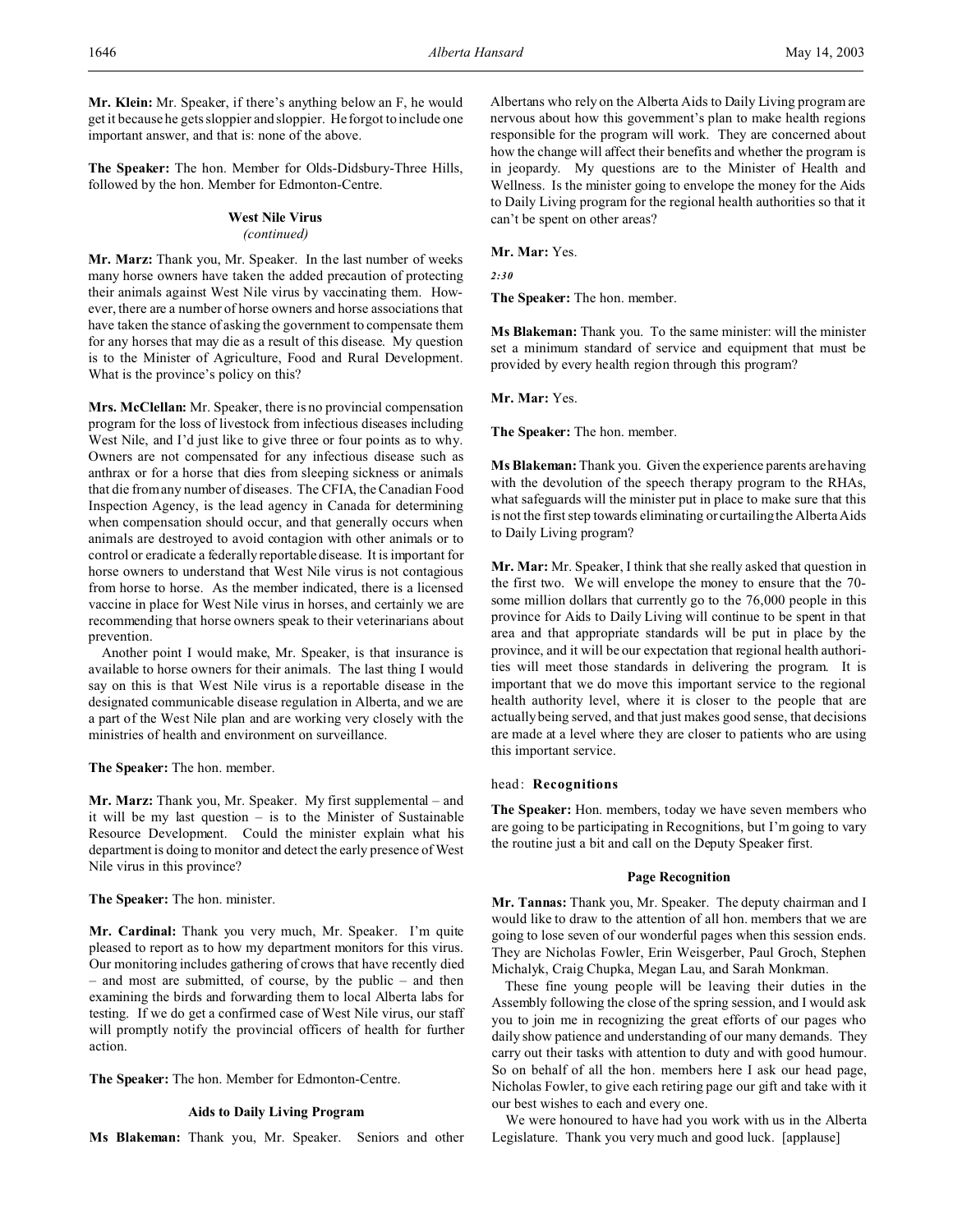**Mr. Klein:** Mr. Speaker, if there's anything below an F, he would get it because he gets sloppier and sloppier. He forgot to include one important answer, and that is: none of the above.

**The Speaker:** The hon. Member for Olds-Didsbury-Three Hills, followed by the hon. Member for Edmonton-Centre.

### West Nile Virus
*(continued)*

**Mr. Marz:** Thank you, Mr. Speaker. In the last number of weeks many horse owners have taken the added precaution of protecting their animals against West Nile virus by vaccinating them. However, there are a number of horse owners and horse associations that have taken the stance of asking the government to compensate them for any horses that may die as a result of this disease. My question is to the Minister of Agriculture, Food and Rural Development. What is the province's policy on this?

**Mrs. McClellan:** Mr. Speaker, there is no provincial compensation program for the loss of livestock from infectious diseases including West Nile, and I'd just like to give three or four points as to why. Owners are not compensated for any infectious disease such as anthrax or for a horse that dies from sleeping sickness or animals that die from any number of diseases. The CFIA, the Canadian Food Inspection Agency, is the lead agency in Canada for determining when compensation should occur, and that generally occurs when animals are destroyed to avoid contagion with other animals or to control or eradicate a federally reportable disease. It is important for horse owners to understand that West Nile virus is not contagious from horse to horse. As the member indicated, there is a licensed vaccine in place for West Nile virus in horses, and certainly we are recommending that horse owners speak to their veterinarians about prevention.

Another point I would make, Mr. Speaker, is that insurance is available to horse owners for their animals. The last thing I would say on this is that West Nile virus is a reportable disease in the designated communicable disease regulation in Alberta, and we are a part of the West Nile plan and are working very closely with the ministries of health and environment on surveillance.

**The Speaker:** The hon. member.

**Mr. Marz:** Thank you, Mr. Speaker. My first supplemental – and it will be my last question – is to the Minister of Sustainable Resource Development. Could the minister explain what his department is doing to monitor and detect the early presence of West Nile virus in this province?

**The Speaker:** The hon. minister.

**Mr. Cardinal:** Thank you very much, Mr. Speaker. I'm quite pleased to report as to how my department monitors for this virus. Our monitoring includes gathering of crows that have recently died – and most are submitted, of course, by the public – and then examining the birds and forwarding them to local Alberta labs for testing. If we do get a confirmed case of West Nile virus, our staff will promptly notify the provincial officers of health for further action.

**The Speaker:** The hon. Member for Edmonton-Centre.

### Aids to Daily Living Program

**Ms Blakeman:** Thank you, Mr. Speaker. Seniors and other Albertans who rely on the Alberta Aids to Daily Living program are nervous about how this government's plan to make health regions responsible for the program will work. They are concerned about how the change will affect their benefits and whether the program is in jeopardy. My questions are to the Minister of Health and Wellness. Is the minister going to envelope the money for the Aids to Daily Living program for the regional health authorities so that it can't be spent on other areas?

**Mr. Mar:** Yes.

*2:30*

**The Speaker:** The hon. member.

**Ms Blakeman:** Thank you. To the same minister: will the minister set a minimum standard of service and equipment that must be provided by every health region through this program?

**Mr. Mar:** Yes.

**The Speaker:** The hon. member.

**Ms Blakeman:** Thank you. Given the experience parents are having with the devolution of the speech therapy program to the RHAs, what safeguards will the minister put in place to make sure that this is not the first step towards eliminating or curtailing the Alberta Aids to Daily Living program?

**Mr. Mar:** Mr. Speaker, I think that she really asked that question in the first two. We will envelope the money to ensure that the 70-some million dollars that currently go to the 76,000 people in this province for Aids to Daily Living will continue to be spent in that area and that appropriate standards will be put in place by the province, and it will be our expectation that regional health authorities will meet those standards in delivering the program. It is important that we do move this important service to the regional health authority level, where it is closer to the people that are actually being served, and that just makes good sense, that decisions are made at a level where they are closer to patients who are using this important service.

## head: Recognitions

**The Speaker:** Hon. members, today we have seven members who are going to be participating in Recognitions, but I'm going to vary the routine just a bit and call on the Deputy Speaker first.

### Page Recognition

**Mr. Tannas:** Thank you, Mr. Speaker. The deputy chairman and I would like to draw to the attention of all hon. members that we are going to lose seven of our wonderful pages when this session ends. They are Nicholas Fowler, Erin Weisgerber, Paul Groch, Stephen Michalyk, Craig Chupka, Megan Lau, and Sarah Monkman.

These fine young people will be leaving their duties in the Assembly following the close of the spring session, and I would ask you to join me in recognizing the great efforts of our pages who daily show patience and understanding of our many demands. They carry out their tasks with attention to duty and with good humour. So on behalf of all the hon. members here I ask our head page, Nicholas Fowler, to give each retiring page our gift and take with it our best wishes to each and every one.

We were honoured to have had you work with us in the Alberta Legislature. Thank you very much and good luck. [applause]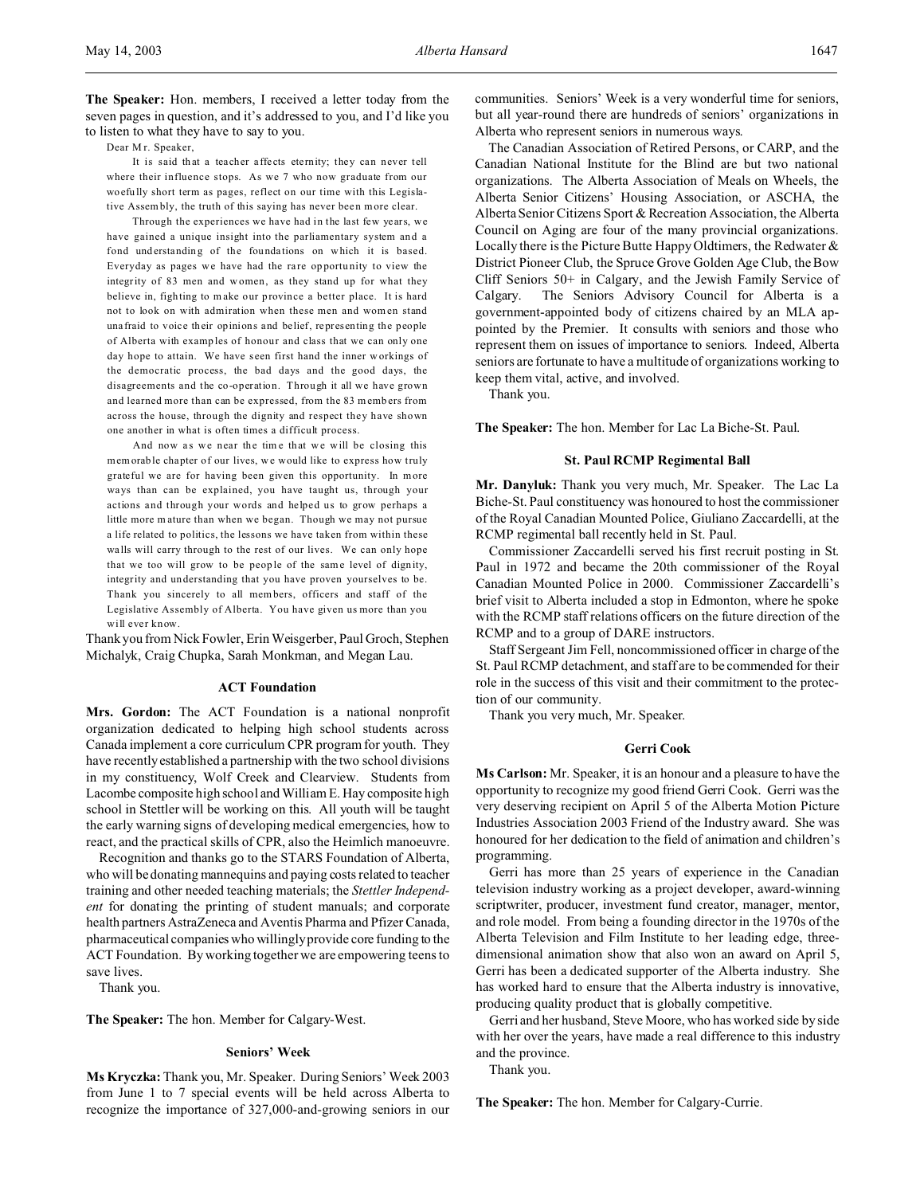**The Speaker:** Hon. members, I received a letter today from the seven pages in question, and it's addressed to you, and I'd like you to listen to what they have to say to you.

> Dear Mr. Speaker,
>
> It is said that a teacher affects eternity; they can never tell where their influence stops. As we 7 who now graduate from our woefully short term as pages, reflect on our time with this Legislative Assembly, the truth of this saying has never been more clear.
>
> Through the experiences we have had in the last few years, we have gained a unique insight into the parliamentary system and a fond understanding of the foundations on which it is based. Everyday as pages we have had the rare opportunity to view the integrity of 83 men and women, as they stand up for what they believe in, fighting to make our province a better place. It is hard not to look on with admiration when these men and women stand unafraid to voice their opinions and belief, representing the people of Alberta with examples of honour and class that we can only one day hope to attain. We have seen first hand the inner workings of the democratic process, the bad days and the good days, the disagreements and the co-operation. Through it all we have grown and learned more than can be expressed, from the 83 members from across the house, through the dignity and respect they have shown one another in what is often times a difficult process.
>
> And now as we near the time that we will be closing this memorable chapter of our lives, we would like to express how truly grateful we are for having been given this opportunity. In more ways than can be explained, you have taught us, through your actions and through your words and helped us to grow perhaps a little more mature than when we began. Though we may not pursue a life related to politics, the lessons we have taken from within these walls will carry through to the rest of our lives. We can only hope that we too will grow to be people of the same level of dignity, integrity and understanding that you have proven yourselves to be. Thank you sincerely to all members, officers and staff of the Legislative Assembly of Alberta. You have given us more than you will ever know.

Thank you from Nick Fowler, Erin Weisgerber, Paul Groch, Stephen Michalyk, Craig Chupka, Sarah Monkman, and Megan Lau.

### ACT Foundation

**Mrs. Gordon:** The ACT Foundation is a national nonprofit organization dedicated to helping high school students across Canada implement a core curriculum CPR program for youth. They have recently established a partnership with the two school divisions in my constituency, Wolf Creek and Clearview. Students from Lacombe composite high school and William E. Hay composite high school in Stettler will be working on this. All youth will be taught the early warning signs of developing medical emergencies, how to react, and the practical skills of CPR, also the Heimlich manoeuvre.

Recognition and thanks go to the STARS Foundation of Alberta, who will be donating mannequins and paying costs related to teacher training and other needed teaching materials; the *Stettler Independent* for donating the printing of student manuals; and corporate health partners AstraZeneca and Aventis Pharma and Pfizer Canada, pharmaceutical companies who willingly provide core funding to the ACT Foundation. By working together we are empowering teens to save lives.

Thank you.

**The Speaker:** The hon. Member for Calgary-West.

### Seniors' Week

**Ms Kryczka:** Thank you, Mr. Speaker. During Seniors' Week 2003 from June 1 to 7 special events will be held across Alberta to recognize the importance of 327,000-and-growing seniors in our communities. Seniors' Week is a very wonderful time for seniors, but all year-round there are hundreds of seniors' organizations in Alberta who represent seniors in numerous ways.

The Canadian Association of Retired Persons, or CARP, and the Canadian National Institute for the Blind are but two national organizations. The Alberta Association of Meals on Wheels, the Alberta Senior Citizens' Housing Association, or ASCHA, the Alberta Senior Citizens Sport & Recreation Association, the Alberta Council on Aging are four of the many provincial organizations. Locally there is the Picture Butte Happy Oldtimers, the Redwater & District Pioneer Club, the Spruce Grove Golden Age Club, the Bow Cliff Seniors 50+ in Calgary, and the Jewish Family Service of Calgary. The Seniors Advisory Council for Alberta is a government-appointed body of citizens chaired by an MLA appointed by the Premier. It consults with seniors and those who represent them on issues of importance to seniors. Indeed, Alberta seniors are fortunate to have a multitude of organizations working to keep them vital, active, and involved.

Thank you.

**The Speaker:** The hon. Member for Lac La Biche-St. Paul.

### St. Paul RCMP Regimental Ball

**Mr. Danyluk:** Thank you very much, Mr. Speaker. The Lac La Biche-St. Paul constituency was honoured to host the commissioner of the Royal Canadian Mounted Police, Giuliano Zaccardelli, at the RCMP regimental ball recently held in St. Paul.

Commissioner Zaccardelli served his first recruit posting in St. Paul in 1972 and became the 20th commissioner of the Royal Canadian Mounted Police in 2000. Commissioner Zaccardelli's brief visit to Alberta included a stop in Edmonton, where he spoke with the RCMP staff relations officers on the future direction of the RCMP and to a group of DARE instructors.

Staff Sergeant Jim Fell, noncommissioned officer in charge of the St. Paul RCMP detachment, and staff are to be commended for their role in the success of this visit and their commitment to the protection of our community.

Thank you very much, Mr. Speaker.

### Gerri Cook

**Ms Carlson:** Mr. Speaker, it is an honour and a pleasure to have the opportunity to recognize my good friend Gerri Cook. Gerri was the very deserving recipient on April 5 of the Alberta Motion Picture Industries Association 2003 Friend of the Industry award. She was honoured for her dedication to the field of animation and children's programming.

Gerri has more than 25 years of experience in the Canadian television industry working as a project developer, award-winning scriptwriter, producer, investment fund creator, manager, mentor, and role model. From being a founding director in the 1970s of the Alberta Television and Film Institute to her leading edge, three-dimensional animation show that also won an award on April 5, Gerri has been a dedicated supporter of the Alberta industry. She has worked hard to ensure that the Alberta industry is innovative, producing quality product that is globally competitive.

Gerri and her husband, Steve Moore, who has worked side by side with her over the years, have made a real difference to this industry and the province.

Thank you.

**The Speaker:** The hon. Member for Calgary-Currie.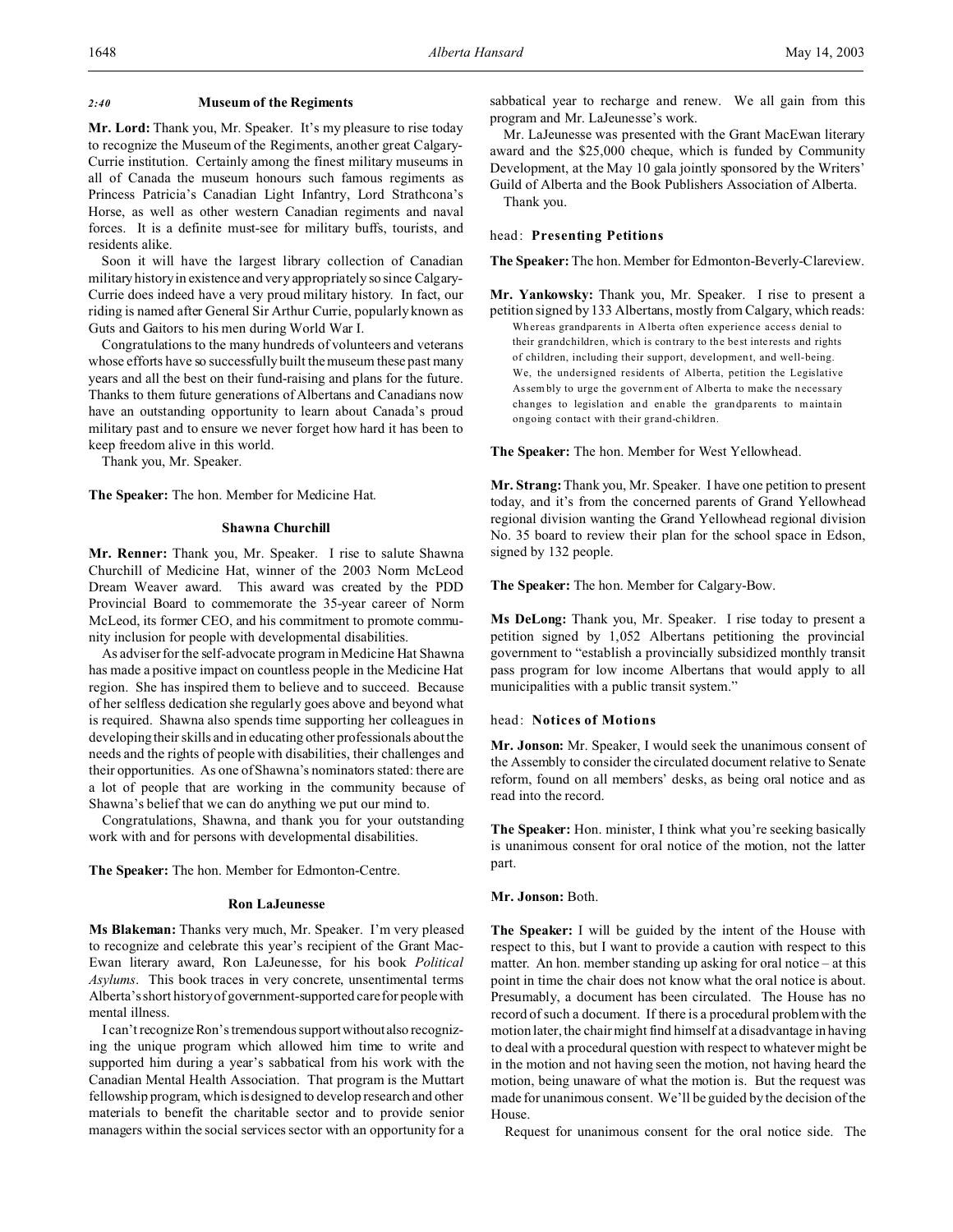*2:40* **Museum of the Regiments**

**Mr. Lord:** Thank you, Mr. Speaker. It's my pleasure to rise today to recognize the Museum of the Regiments, another great Calgary-Currie institution. Certainly among the finest military museums in all of Canada the museum honours such famous regiments as Princess Patricia's Canadian Light Infantry, Lord Strathcona's Horse, as well as other western Canadian regiments and naval forces. It is a definite must-see for military buffs, tourists, and residents alike.

Soon it will have the largest library collection of Canadian military history in existence and very appropriately so since Calgary-Currie does indeed have a very proud military history. In fact, our riding is named after General Sir Arthur Currie, popularly known as Guts and Gaitors to his men during World War I.

Congratulations to the many hundreds of volunteers and veterans whose efforts have so successfully built the museum these past many years and all the best on their fund-raising and plans for the future. Thanks to them future generations of Albertans and Canadians now have an outstanding opportunity to learn about Canada's proud military past and to ensure we never forget how hard it has been to keep freedom alive in this world.

Thank you, Mr. Speaker.

**The Speaker:** The hon. Member for Medicine Hat.

**Shawna Churchill**

**Mr. Renner:** Thank you, Mr. Speaker. I rise to salute Shawna Churchill of Medicine Hat, winner of the 2003 Norm McLeod Dream Weaver award. This award was created by the PDD Provincial Board to commemorate the 35-year career of Norm McLeod, its former CEO, and his commitment to promote community inclusion for people with developmental disabilities.

As adviser for the self-advocate program in Medicine Hat Shawna has made a positive impact on countless people in the Medicine Hat region. She has inspired them to believe and to succeed. Because of her selfless dedication she regularly goes above and beyond what is required. Shawna also spends time supporting her colleagues in developing their skills and in educating other professionals about the needs and the rights of people with disabilities, their challenges and their opportunities. As one of Shawna's nominators stated: there are a lot of people that are working in the community because of Shawna's belief that we can do anything we put our mind to.

Congratulations, Shawna, and thank you for your outstanding work with and for persons with developmental disabilities.

**The Speaker:** The hon. Member for Edmonton-Centre.

**Ron LaJeunesse**

**Ms Blakeman:** Thanks very much, Mr. Speaker. I'm very pleased to recognize and celebrate this year's recipient of the Grant MacEwan literary award, Ron LaJeunesse, for his book *Political Asylums*. This book traces in very concrete, unsentimental terms Alberta's short history of government-supported care for people with mental illness.

I can't recognize Ron's tremendous support without also recognizing the unique program which allowed him time to write and supported him during a year's sabbatical from his work with the Canadian Mental Health Association. That program is the Muttart fellowship program, which is designed to develop research and other materials to benefit the charitable sector and to provide senior managers within the social services sector with an opportunity for a sabbatical year to recharge and renew. We all gain from this program and Mr. LaJeunesse's work.

Mr. LaJeunesse was presented with the Grant MacEwan literary award and the $25,000 cheque, which is funded by Community Development, at the May 10 gala jointly sponsored by the Writers' Guild of Alberta and the Book Publishers Association of Alberta.

Thank you.

head: **Presenting Petitions**

**The Speaker:** The hon. Member for Edmonton-Beverly-Clareview.

**Mr. Yankowsky:** Thank you, Mr. Speaker. I rise to present a petition signed by 133 Albertans, mostly from Calgary, which reads:

> Whereas grandparents in Alberta often experience access denial to their grandchildren, which is contrary to the best interests and rights of children, including their support, development, and well-being.
> We, the undersigned residents of Alberta, petition the Legislative Assembly to urge the government of Alberta to make the necessary changes to legislation and enable the grandparents to maintain ongoing contact with their grand-children.

**The Speaker:** The hon. Member for West Yellowhead.

**Mr. Strang:** Thank you, Mr. Speaker. I have one petition to present today, and it's from the concerned parents of Grand Yellowhead regional division wanting the Grand Yellowhead regional division No. 35 board to review their plan for the school space in Edson, signed by 132 people.

**The Speaker:** The hon. Member for Calgary-Bow.

**Ms DeLong:** Thank you, Mr. Speaker. I rise today to present a petition signed by 1,052 Albertans petitioning the provincial government to "establish a provincially subsidized monthly transit pass program for low income Albertans that would apply to all municipalities with a public transit system."

head: **Notices of Motions**

**Mr. Jonson:** Mr. Speaker, I would seek the unanimous consent of the Assembly to consider the circulated document relative to Senate reform, found on all members' desks, as being oral notice and as read into the record.

**The Speaker:** Hon. minister, I think what you're seeking basically is unanimous consent for oral notice of the motion, not the latter part.

**Mr. Jonson:** Both.

**The Speaker:** I will be guided by the intent of the House with respect to this, but I want to provide a caution with respect to this matter. An hon. member standing up asking for oral notice – at this point in time the chair does not know what the oral notice is about. Presumably, a document has been circulated. The House has no record of such a document. If there is a procedural problem with the motion later, the chair might find himself at a disadvantage in having to deal with a procedural question with respect to whatever might be in the motion and not having seen the motion, not having heard the motion, being unaware of what the motion is. But the request was made for unanimous consent. We'll be guided by the decision of the House.

Request for unanimous consent for the oral notice side. The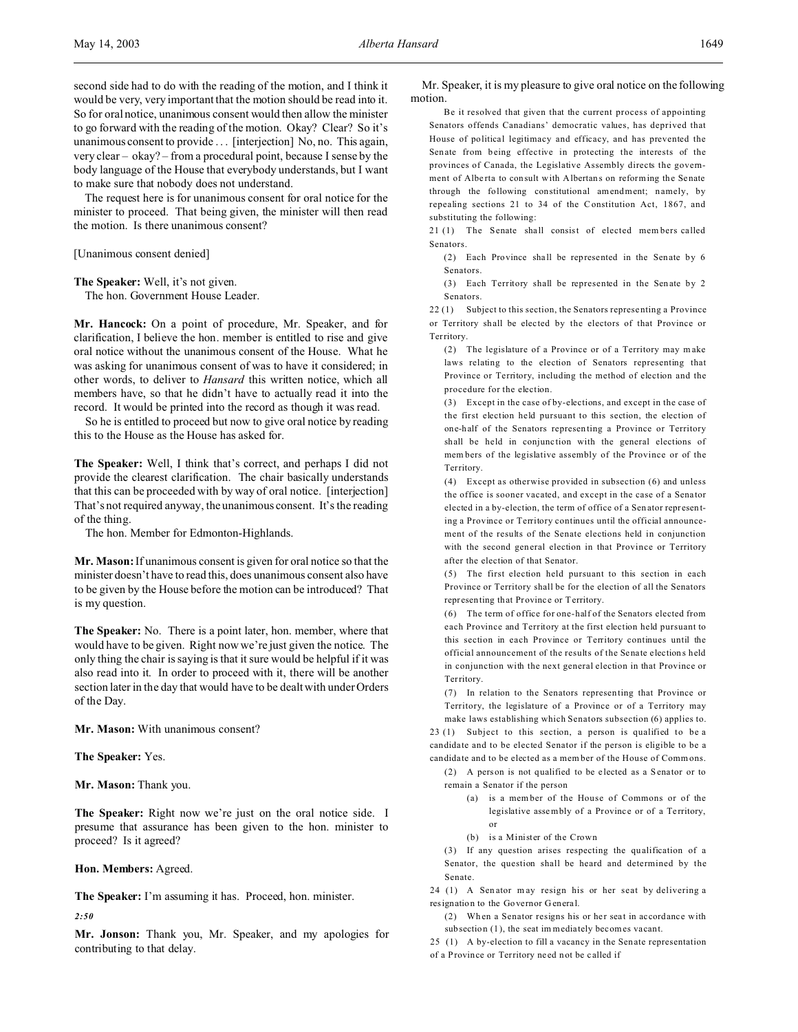second side had to do with the reading of the motion, and I think it would be very, very important that the motion should be read into it. So for oral notice, unanimous consent would then allow the minister to go forward with the reading of the motion. Okay? Clear? So it's unanimous consent to provide . . . [interjection] No, no. This again, very clear – okay? – from a procedural point, because I sense by the body language of the House that everybody understands, but I want to make sure that nobody does not understand.

The request here is for unanimous consent for oral notice for the minister to proceed. That being given, the minister will then read the motion. Is there unanimous consent?

[Unanimous consent denied]

**The Speaker:** Well, it's not given.

The hon. Government House Leader.

**Mr. Hancock:** On a point of procedure, Mr. Speaker, and for clarification, I believe the hon. member is entitled to rise and give oral notice without the unanimous consent of the House. What he was asking for unanimous consent of was to have it considered; in other words, to deliver to *Hansard* this written notice, which all members have, so that he didn't have to actually read it into the record. It would be printed into the record as though it was read.

So he is entitled to proceed but now to give oral notice by reading this to the House as the House has asked for.

**The Speaker:** Well, I think that's correct, and perhaps I did not provide the clearest clarification. The chair basically understands that this can be proceeded with by way of oral notice. [interjection] That's not required anyway, the unanimous consent. It's the reading of the thing.

The hon. Member for Edmonton-Highlands.

**Mr. Mason:** If unanimous consent is given for oral notice so that the minister doesn't have to read this, does unanimous consent also have to be given by the House before the motion can be introduced? That is my question.

**The Speaker:** No. There is a point later, hon. member, where that would have to be given. Right now we're just given the notice. The only thing the chair is saying is that it sure would be helpful if it was also read into it. In order to proceed with it, there will be another section later in the day that would have to be dealt with under Orders of the Day.

**Mr. Mason:** With unanimous consent?

**The Speaker:** Yes.

**Mr. Mason:** Thank you.

**The Speaker:** Right now we're just on the oral notice side. I presume that assurance has been given to the hon. minister to proceed? Is it agreed?

**Hon. Members:** Agreed.

**The Speaker:** I'm assuming it has. Proceed, hon. minister.

*2:50*

**Mr. Jonson:** Thank you, Mr. Speaker, and my apologies for contributing to that delay.

Mr. Speaker, it is my pleasure to give oral notice on the following motion.

> Be it resolved that given that the current process of appointing Senators offends Canadians' democratic values, has deprived that House of political legitimacy and efficacy, and has prevented the Senate from being effective in protecting the interests of the provinces of Canada, the Legislative Assembly directs the government of Alberta to consult with Albertans on reforming the Senate through the following constitutional amendment; namely, by repealing sections 21 to 34 of the Constitution Act, 1867, and substituting the following:
>
> 21 (1) The Senate shall consist of elected members called Senators.
>
> (2) Each Province shall be represented in the Senate by 6 Senators.
>
> (3) Each Territory shall be represented in the Senate by 2 Senators.
>
> 22 (1) Subject to this section, the Senators representing a Province or Territory shall be elected by the electors of that Province or Territory.
>
> (2) The legislature of a Province or of a Territory may make laws relating to the election of Senators representing that Province or Territory, including the method of election and the procedure for the election.
>
> (3) Except in the case of by-elections, and except in the case of the first election held pursuant to this section, the election of one-half of the Senators representing a Province or Territory shall be held in conjunction with the general elections of members of the legislative assembly of the Province or of the Territory.
>
> (4) Except as otherwise provided in subsection (6) and unless the office is sooner vacated, and except in the case of a Senator elected in a by-election, the term of office of a Senator representing a Province or Territory continues until the official announcement of the results of the Senate elections held in conjunction with the second general election in that Province or Territory after the election of that Senator.
>
> (5) The first election held pursuant to this section in each Province or Territory shall be for the election of all the Senators representing that Province or Territory.
>
> (6) The term of office for one-half of the Senators elected from each Province and Territory at the first election held pursuant to this section in each Province or Territory continues until the official announcement of the results of the Senate elections held in conjunction with the next general election in that Province or Territory.
>
> (7) In relation to the Senators representing that Province or Territory, the legislature of a Province or of a Territory may make laws establishing which Senators subsection (6) applies to.
>
> 23 (1) Subject to this section, a person is qualified to be a candidate and to be elected Senator if the person is eligible to be a candidate and to be elected as a member of the House of Commons.
>
> (2) A person is not qualified to be elected as a Senator or to remain a Senator if the person
>
> (a) is a member of the House of Commons or of the legislative assembly of a Province or of a Territory, or
>
> (b) is a Minister of the Crown
>
> (3) If any question arises respecting the qualification of a Senator, the question shall be heard and determined by the Senate.
>
> 24 (1) A Senator may resign his or her seat by delivering a resignation to the Governor General.
>
> (2) When a Senator resigns his or her seat in accordance with subsection (1), the seat immediately becomes vacant.
>
> 25 (1) A by-election to fill a vacancy in the Senate representation of a Province or Territory need not be called if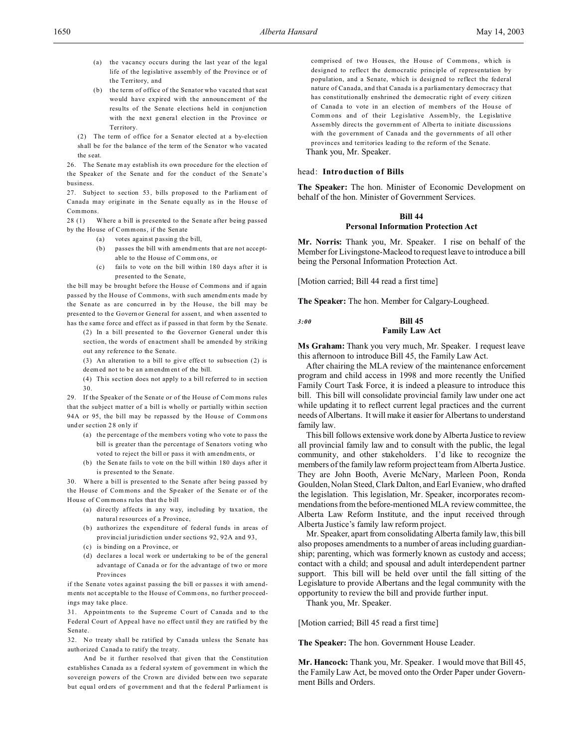(a) the vacancy occurs during the last year of the legal life of the legislative assembly of the Province or of the Territory, and

(b) the term of office of the Senator who vacated that seat would have expired with the announcement of the results of the Senate elections held in conjunction with the next general election in the Province or Territory.

(2) The term of office for a Senator elected at a by-election shall be for the balance of the term of the Senator who vacated the seat.

26. The Senate may establish its own procedure for the election of the Speaker of the Senate and for the conduct of the Senate's business.

27. Subject to section 53, bills proposed to the Parliament of Canada may originate in the Senate equally as in the House of Commons.

28 (1) Where a bill is presented to the Senate after being passed by the House of Commons, if the Senate

(a) votes against passing the bill,

(b) passes the bill with amendments that are not acceptable to the House of Commons, or

(c) fails to vote on the bill within 180 days after it is presented to the Senate,

the bill may be brought before the House of Commons and if again passed by the House of Commons, with such amendments made by the Senate as are concurred in by the House, the bill may be presented to the Governor General for assent, and when assented to has the same force and effect as if passed in that form by the Senate.

(2) In a bill presented to the Governor General under this section, the words of enactment shall be amended by striking out any reference to the Senate.

(3) An alteration to a bill to give effect to subsection (2) is deemed not to be an amendment of the bill.

(4) This section does not apply to a bill referred to in section 30.

29. If the Speaker of the Senate or of the House of Commons rules that the subject matter of a bill is wholly or partially within section 94A or 95, the bill may be repassed by the House of Commons under section 28 only if

(a) the percentage of the members voting who vote to pass the bill is greater than the percentage of Senators voting who voted to reject the bill or pass it with amendments, or

(b) the Senate fails to vote on the bill within 180 days after it is presented to the Senate.

30. Where a bill is presented to the Senate after being passed by the House of Commons and the Speaker of the Senate or of the House of Commons rules that the bill

(a) directly affects in any way, including by taxation, the natural resources of a Province,

(b) authorizes the expenditure of federal funds in areas of provincial jurisdiction under sections 92, 92A and 93,

(c) is binding on a Province, or

(d) declares a local work or undertaking to be of the general advantage of Canada or for the advantage of two or more Provinces

if the Senate votes against passing the bill or passes it with amendments not acceptable to the House of Commons, no further proceedings may take place.

31. Appointments to the Supreme Court of Canada and to the Federal Court of Appeal have no effect until they are ratified by the Senate.

32. No treaty shall be ratified by Canada unless the Senate has authorized Canada to ratify the treaty.

And be it further resolved that given that the Constitution establishes Canada as a federal system of government in which the sovereign powers of the Crown are divided between two separate but equal orders of government and that the federal Parliament is comprised of two Houses, the House of Commons, which is designed to reflect the democratic principle of representation by population, and a Senate, which is designed to reflect the federal nature of Canada, and that Canada is a parliamentary democracy that has constitutionally enshrined the democratic right of every citizen of Canada to vote in an election of members of the House of Commons and of their Legislative Assembly, the Legislative Assembly directs the government of Alberta to initiate discussions with the government of Canada and the governments of all other provinces and territories leading to the reform of the Senate.

Thank you, Mr. Speaker.

head: **Introduction of Bills**

**The Speaker:** The hon. Minister of Economic Development on behalf of the hon. Minister of Government Services.

### Bill 44
### Personal Information Protection Act

**Mr. Norris:** Thank you, Mr. Speaker. I rise on behalf of the Member for Livingstone-Macleod to request leave to introduce a bill being the Personal Information Protection Act.

[Motion carried; Bill 44 read a first time]

**The Speaker:** The hon. Member for Calgary-Lougheed.

*3:00*

### Bill 45
### Family Law Act

**Ms Graham:** Thank you very much, Mr. Speaker. I request leave this afternoon to introduce Bill 45, the Family Law Act.

After chairing the MLA review of the maintenance enforcement program and child access in 1998 and more recently the Unified Family Court Task Force, it is indeed a pleasure to introduce this bill. This bill will consolidate provincial family law under one act while updating it to reflect current legal practices and the current needs of Albertans. It will make it easier for Albertans to understand family law.

This bill follows extensive work done by Alberta Justice to review all provincial family law and to consult with the public, the legal community, and other stakeholders. I'd like to recognize the members of the family law reform project team from Alberta Justice. They are John Booth, Averie McNary, Marleen Poon, Ronda Goulden, Nolan Steed, Clark Dalton, and Earl Evaniew, who drafted the legislation. This legislation, Mr. Speaker, incorporates recommendations from the before-mentioned MLA review committee, the Alberta Law Reform Institute, and the input received through Alberta Justice's family law reform project.

Mr. Speaker, apart from consolidating Alberta family law, this bill also proposes amendments to a number of areas including guardianship; parenting, which was formerly known as custody and access; contact with a child; and spousal and adult interdependent partner support. This bill will be held over until the fall sitting of the Legislature to provide Albertans and the legal community with the opportunity to review the bill and provide further input.

Thank you, Mr. Speaker.

[Motion carried; Bill 45 read a first time]

**The Speaker:** The hon. Government House Leader.

**Mr. Hancock:** Thank you, Mr. Speaker. I would move that Bill 45, the Family Law Act, be moved onto the Order Paper under Government Bills and Orders.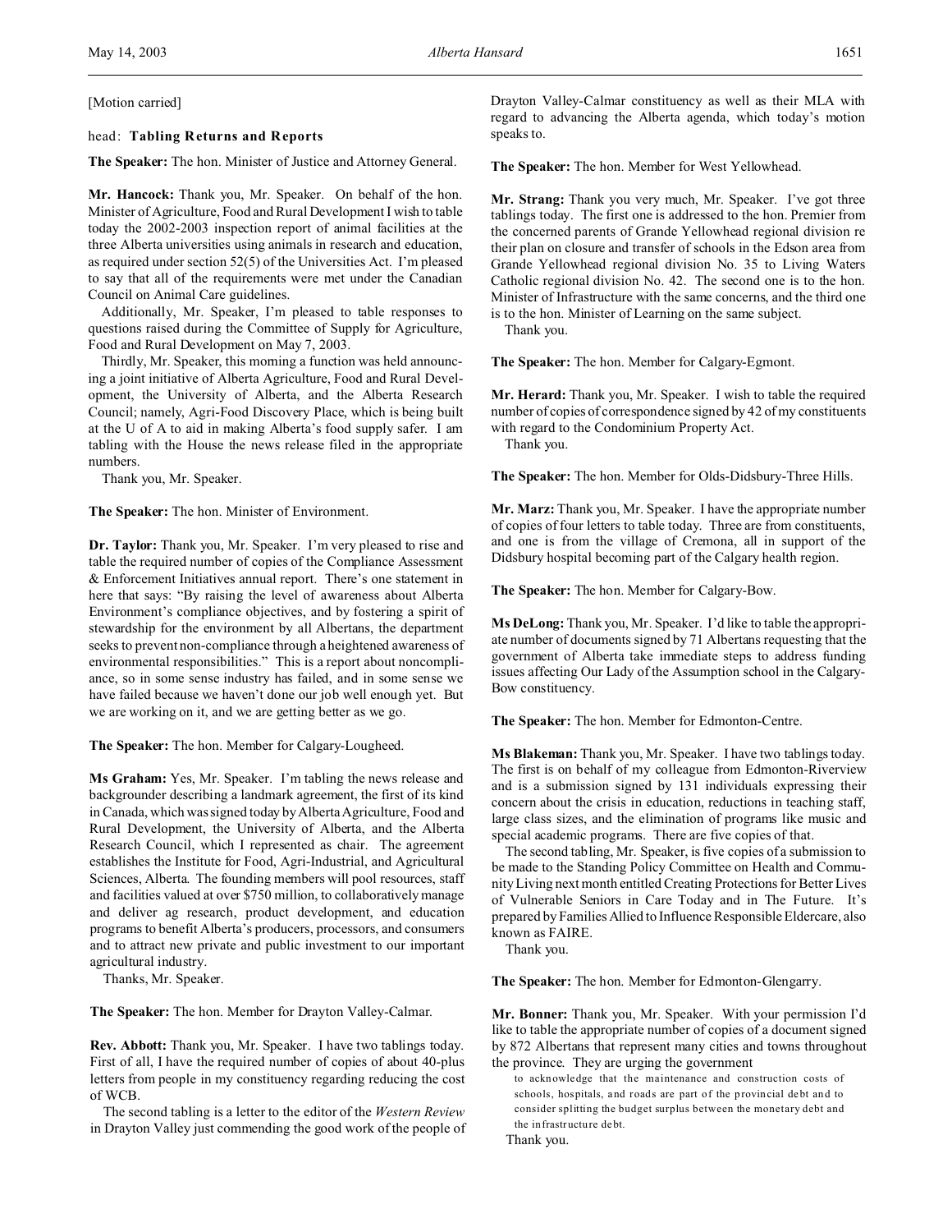[Motion carried]

head: **Tabling Returns and Reports**

**The Speaker:** The hon. Minister of Justice and Attorney General.

**Mr. Hancock:** Thank you, Mr. Speaker. On behalf of the hon. Minister of Agriculture, Food and Rural Development I wish to table today the 2002-2003 inspection report of animal facilities at the three Alberta universities using animals in research and education, as required under section 52(5) of the Universities Act. I'm pleased to say that all of the requirements were met under the Canadian Council on Animal Care guidelines.

Additionally, Mr. Speaker, I'm pleased to table responses to questions raised during the Committee of Supply for Agriculture, Food and Rural Development on May 7, 2003.

Thirdly, Mr. Speaker, this morning a function was held announcing a joint initiative of Alberta Agriculture, Food and Rural Development, the University of Alberta, and the Alberta Research Council; namely, Agri-Food Discovery Place, which is being built at the U of A to aid in making Alberta's food supply safer. I am tabling with the House the news release filed in the appropriate numbers.

Thank you, Mr. Speaker.

**The Speaker:** The hon. Minister of Environment.

**Dr. Taylor:** Thank you, Mr. Speaker. I'm very pleased to rise and table the required number of copies of the Compliance Assessment & Enforcement Initiatives annual report. There's one statement in here that says: "By raising the level of awareness about Alberta Environment's compliance objectives, and by fostering a spirit of stewardship for the environment by all Albertans, the department seeks to prevent non-compliance through a heightened awareness of environmental responsibilities." This is a report about noncompliance, so in some sense industry has failed, and in some sense we have failed because we haven't done our job well enough yet. But we are working on it, and we are getting better as we go.

**The Speaker:** The hon. Member for Calgary-Lougheed.

**Ms Graham:** Yes, Mr. Speaker. I'm tabling the news release and backgrounder describing a landmark agreement, the first of its kind in Canada, which was signed today by Alberta Agriculture, Food and Rural Development, the University of Alberta, and the Alberta Research Council, which I represented as chair. The agreement establishes the Institute for Food, Agri-Industrial, and Agricultural Sciences, Alberta. The founding members will pool resources, staff and facilities valued at over $750 million, to collaboratively manage and deliver ag research, product development, and education programs to benefit Alberta's producers, processors, and consumers and to attract new private and public investment to our important agricultural industry.

Thanks, Mr. Speaker.

**The Speaker:** The hon. Member for Drayton Valley-Calmar.

**Rev. Abbott:** Thank you, Mr. Speaker. I have two tablings today. First of all, I have the required number of copies of about 40-plus letters from people in my constituency regarding reducing the cost of WCB.

The second tabling is a letter to the editor of the *Western Review* in Drayton Valley just commending the good work of the people of Drayton Valley-Calmar constituency as well as their MLA with regard to advancing the Alberta agenda, which today's motion speaks to.

**The Speaker:** The hon. Member for West Yellowhead.

**Mr. Strang:** Thank you very much, Mr. Speaker. I've got three tablings today. The first one is addressed to the hon. Premier from the concerned parents of Grande Yellowhead regional division re their plan on closure and transfer of schools in the Edson area from Grande Yellowhead regional division No. 35 to Living Waters Catholic regional division No. 42. The second one is to the hon. Minister of Infrastructure with the same concerns, and the third one is to the hon. Minister of Learning on the same subject.

Thank you.

**The Speaker:** The hon. Member for Calgary-Egmont.

**Mr. Herard:** Thank you, Mr. Speaker. I wish to table the required number of copies of correspondence signed by 42 of my constituents with regard to the Condominium Property Act.

Thank you.

**The Speaker:** The hon. Member for Olds-Didsbury-Three Hills.

**Mr. Marz:** Thank you, Mr. Speaker. I have the appropriate number of copies of four letters to table today. Three are from constituents, and one is from the village of Cremona, all in support of the Didsbury hospital becoming part of the Calgary health region.

**The Speaker:** The hon. Member for Calgary-Bow.

**Ms DeLong:** Thank you, Mr. Speaker. I'd like to table the appropriate number of documents signed by 71 Albertans requesting that the government of Alberta take immediate steps to address funding issues affecting Our Lady of the Assumption school in the Calgary-Bow constituency.

**The Speaker:** The hon. Member for Edmonton-Centre.

**Ms Blakeman:** Thank you, Mr. Speaker. I have two tablings today. The first is on behalf of my colleague from Edmonton-Riverview and is a submission signed by 131 individuals expressing their concern about the crisis in education, reductions in teaching staff, large class sizes, and the elimination of programs like music and special academic programs. There are five copies of that.

The second tabling, Mr. Speaker, is five copies of a submission to be made to the Standing Policy Committee on Health and Community Living next month entitled Creating Protections for Better Lives of Vulnerable Seniors in Care Today and in The Future. It's prepared by Families Allied to Influence Responsible Eldercare, also known as FAIRE.

Thank you.

**The Speaker:** The hon. Member for Edmonton-Glengarry.

**Mr. Bonner:** Thank you, Mr. Speaker. With your permission I'd like to table the appropriate number of copies of a document signed by 872 Albertans that represent many cities and towns throughout the province. They are urging the government

> to acknowledge that the maintenance and construction costs of schools, hospitals, and roads are part of the provincial debt and to consider splitting the budget surplus between the monetary debt and the infrastructure debt.

Thank you.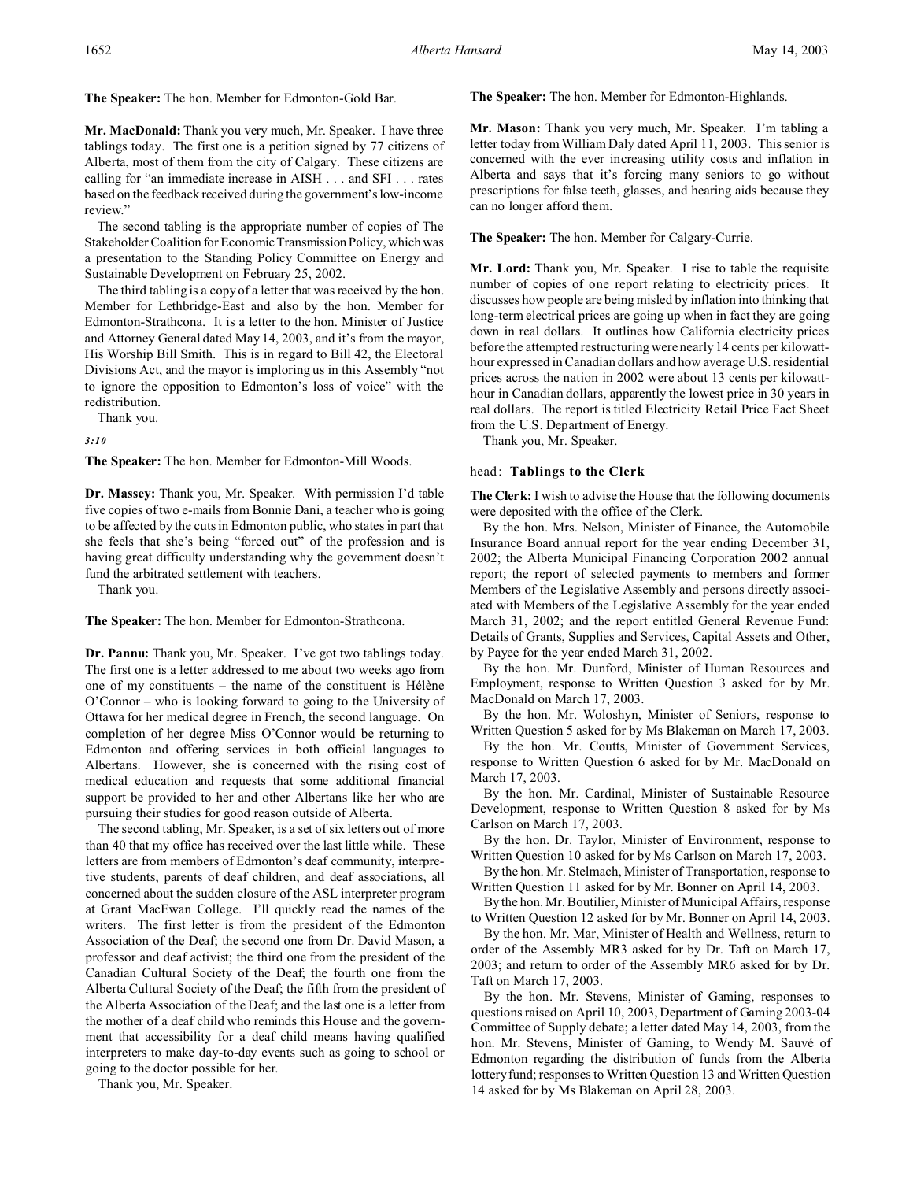**The Speaker:** The hon. Member for Edmonton-Gold Bar.

**Mr. MacDonald:** Thank you very much, Mr. Speaker. I have three tablings today. The first one is a petition signed by 77 citizens of Alberta, most of them from the city of Calgary. These citizens are calling for "an immediate increase in AISH . . . and SFI . . . rates based on the feedback received during the government's low-income review."

The second tabling is the appropriate number of copies of The Stakeholder Coalition for Economic Transmission Policy, which was a presentation to the Standing Policy Committee on Energy and Sustainable Development on February 25, 2002.

The third tabling is a copy of a letter that was received by the hon. Member for Lethbridge-East and also by the hon. Member for Edmonton-Strathcona. It is a letter to the hon. Minister of Justice and Attorney General dated May 14, 2003, and it's from the mayor, His Worship Bill Smith. This is in regard to Bill 42, the Electoral Divisions Act, and the mayor is imploring us in this Assembly "not to ignore the opposition to Edmonton's loss of voice" with the redistribution.

Thank you.

*3:10*

**The Speaker:** The hon. Member for Edmonton-Mill Woods.

**Dr. Massey:** Thank you, Mr. Speaker. With permission I'd table five copies of two e-mails from Bonnie Dani, a teacher who is going to be affected by the cuts in Edmonton public, who states in part that she feels that she's being "forced out" of the profession and is having great difficulty understanding why the government doesn't fund the arbitrated settlement with teachers.

Thank you.

**The Speaker:** The hon. Member for Edmonton-Strathcona.

**Dr. Pannu:** Thank you, Mr. Speaker. I've got two tablings today. The first one is a letter addressed to me about two weeks ago from one of my constituents – the name of the constituent is Hélène O'Connor – who is looking forward to going to the University of Ottawa for her medical degree in French, the second language. On completion of her degree Miss O'Connor would be returning to Edmonton and offering services in both official languages to Albertans. However, she is concerned with the rising cost of medical education and requests that some additional financial support be provided to her and other Albertans like her who are pursuing their studies for good reason outside of Alberta.

The second tabling, Mr. Speaker, is a set of six letters out of more than 40 that my office has received over the last little while. These letters are from members of Edmonton's deaf community, interpretive students, parents of deaf children, and deaf associations, all concerned about the sudden closure of the ASL interpreter program at Grant MacEwan College. I'll quickly read the names of the writers. The first letter is from the president of the Edmonton Association of the Deaf; the second one from Dr. David Mason, a professor and deaf activist; the third one from the president of the Canadian Cultural Society of the Deaf; the fourth one from the Alberta Cultural Society of the Deaf; the fifth from the president of the Alberta Association of the Deaf; and the last one is a letter from the mother of a deaf child who reminds this House and the government that accessibility for a deaf child means having qualified interpreters to make day-to-day events such as going to school or going to the doctor possible for her.

Thank you, Mr. Speaker.

**The Speaker:** The hon. Member for Edmonton-Highlands.

**Mr. Mason:** Thank you very much, Mr. Speaker. I'm tabling a letter today from William Daly dated April 11, 2003. This senior is concerned with the ever increasing utility costs and inflation in Alberta and says that it's forcing many seniors to go without prescriptions for false teeth, glasses, and hearing aids because they can no longer afford them.

**The Speaker:** The hon. Member for Calgary-Currie.

**Mr. Lord:** Thank you, Mr. Speaker. I rise to table the requisite number of copies of one report relating to electricity prices. It discusses how people are being misled by inflation into thinking that long-term electrical prices are going up when in fact they are going down in real dollars. It outlines how California electricity prices before the attempted restructuring were nearly 14 cents per kilowatt-hour expressed in Canadian dollars and how average U.S. residential prices across the nation in 2002 were about 13 cents per kilowatt-hour in Canadian dollars, apparently the lowest price in 30 years in real dollars. The report is titled Electricity Retail Price Fact Sheet from the U.S. Department of Energy.

Thank you, Mr. Speaker.

head: **Tablings to the Clerk**

**The Clerk:** I wish to advise the House that the following documents were deposited with the office of the Clerk.

By the hon. Mrs. Nelson, Minister of Finance, the Automobile Insurance Board annual report for the year ending December 31, 2002; the Alberta Municipal Financing Corporation 2002 annual report; the report of selected payments to members and former Members of the Legislative Assembly and persons directly associated with Members of the Legislative Assembly for the year ended March 31, 2002; and the report entitled General Revenue Fund: Details of Grants, Supplies and Services, Capital Assets and Other, by Payee for the year ended March 31, 2002.

By the hon. Mr. Dunford, Minister of Human Resources and Employment, response to Written Question 3 asked for by Mr. MacDonald on March 17, 2003.

By the hon. Mr. Woloshyn, Minister of Seniors, response to Written Question 5 asked for by Ms Blakeman on March 17, 2003.

By the hon. Mr. Coutts, Minister of Government Services, response to Written Question 6 asked for by Mr. MacDonald on March 17, 2003.

By the hon. Mr. Cardinal, Minister of Sustainable Resource Development, response to Written Question 8 asked for by Ms Carlson on March 17, 2003.

By the hon. Dr. Taylor, Minister of Environment, response to Written Question 10 asked for by Ms Carlson on March 17, 2003.

By the hon. Mr. Stelmach, Minister of Transportation, response to Written Question 11 asked for by Mr. Bonner on April 14, 2003.

By the hon. Mr. Boutilier, Minister of Municipal Affairs, response to Written Question 12 asked for by Mr. Bonner on April 14, 2003.

By the hon. Mr. Mar, Minister of Health and Wellness, return to order of the Assembly MR3 asked for by Dr. Taft on March 17, 2003; and return to order of the Assembly MR6 asked for by Dr. Taft on March 17, 2003.

By the hon. Mr. Stevens, Minister of Gaming, responses to questions raised on April 10, 2003, Department of Gaming 2003-04 Committee of Supply debate; a letter dated May 14, 2003, from the hon. Mr. Stevens, Minister of Gaming, to Wendy M. Sauvé of Edmonton regarding the distribution of funds from the Alberta lottery fund; responses to Written Question 13 and Written Question 14 asked for by Ms Blakeman on April 28, 2003.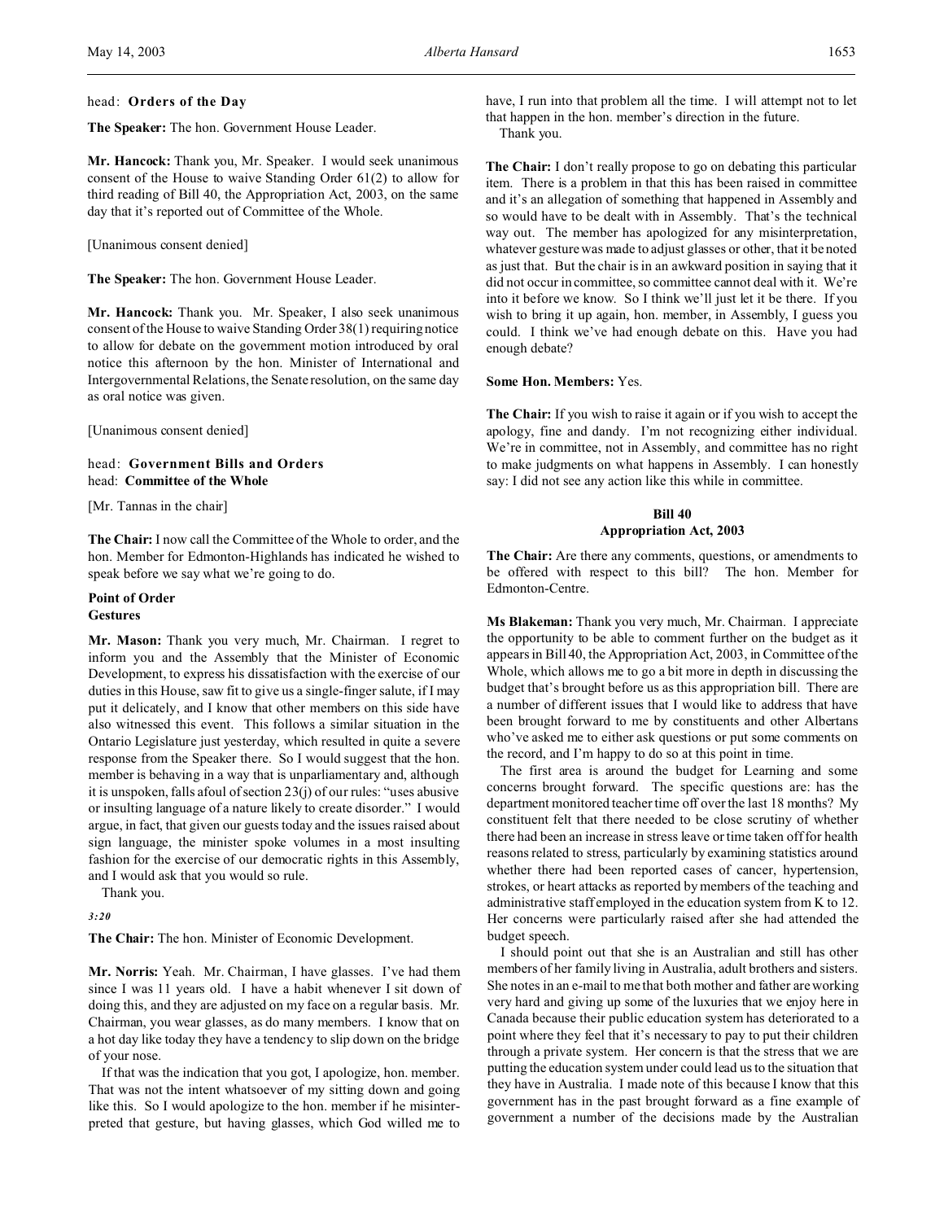head: **Orders of the Day**

**The Speaker:** The hon. Government House Leader.

**Mr. Hancock:** Thank you, Mr. Speaker. I would seek unanimous consent of the House to waive Standing Order 61(2) to allow for third reading of Bill 40, the Appropriation Act, 2003, on the same day that it's reported out of Committee of the Whole.

[Unanimous consent denied]

**The Speaker:** The hon. Government House Leader.

**Mr. Hancock:** Thank you. Mr. Speaker, I also seek unanimous consent of the House to waive Standing Order 38(1) requiring notice to allow for debate on the government motion introduced by oral notice this afternoon by the hon. Minister of International and Intergovernmental Relations, the Senate resolution, on the same day as oral notice was given.

[Unanimous consent denied]

head: **Government Bills and Orders**
head: **Committee of the Whole**

[Mr. Tannas in the chair]

**The Chair:** I now call the Committee of the Whole to order, and the hon. Member for Edmonton-Highlands has indicated he wished to speak before we say what we're going to do.

### Point of Order
### Gestures

**Mr. Mason:** Thank you very much, Mr. Chairman. I regret to inform you and the Assembly that the Minister of Economic Development, to express his dissatisfaction with the exercise of our duties in this House, saw fit to give us a single-finger salute, if I may put it delicately, and I know that other members on this side have also witnessed this event. This follows a similar situation in the Ontario Legislature just yesterday, which resulted in quite a severe response from the Speaker there. So I would suggest that the hon. member is behaving in a way that is unparliamentary and, although it is unspoken, falls afoul of section 23(j) of our rules: "uses abusive or insulting language of a nature likely to create disorder." I would argue, in fact, that given our guests today and the issues raised about sign language, the minister spoke volumes in a most insulting fashion for the exercise of our democratic rights in this Assembly, and I would ask that you would so rule.

Thank you.

*3:20*

**The Chair:** The hon. Minister of Economic Development.

**Mr. Norris:** Yeah. Mr. Chairman, I have glasses. I've had them since I was 11 years old. I have a habit whenever I sit down of doing this, and they are adjusted on my face on a regular basis. Mr. Chairman, you wear glasses, as do many members. I know that on a hot day like today they have a tendency to slip down on the bridge of your nose.

If that was the indication that you got, I apologize, hon. member. That was not the intent whatsoever of my sitting down and going like this. So I would apologize to the hon. member if he misinterpreted that gesture, but having glasses, which God willed me to have, I run into that problem all the time. I will attempt not to let that happen in the hon. member's direction in the future.

Thank you.

**The Chair:** I don't really propose to go on debating this particular item. There is a problem in that this has been raised in committee and it's an allegation of something that happened in Assembly and so would have to be dealt with in Assembly. That's the technical way out. The member has apologized for any misinterpretation, whatever gesture was made to adjust glasses or other, that it be noted as just that. But the chair is in an awkward position in saying that it did not occur in committee, so committee cannot deal with it. We're into it before we know. So I think we'll just let it be there. If you wish to bring it up again, hon. member, in Assembly, I guess you could. I think we've had enough debate on this. Have you had enough debate?

**Some Hon. Members:** Yes.

**The Chair:** If you wish to raise it again or if you wish to accept the apology, fine and dandy. I'm not recognizing either individual. We're in committee, not in Assembly, and committee has no right to make judgments on what happens in Assembly. I can honestly say: I did not see any action like this while in committee.

### Bill 40
### Appropriation Act, 2003

**The Chair:** Are there any comments, questions, or amendments to be offered with respect to this bill? The hon. Member for Edmonton-Centre.

**Ms Blakeman:** Thank you very much, Mr. Chairman. I appreciate the opportunity to be able to comment further on the budget as it appears in Bill 40, the Appropriation Act, 2003, in Committee of the Whole, which allows me to go a bit more in depth in discussing the budget that's brought before us as this appropriation bill. There are a number of different issues that I would like to address that have been brought forward to me by constituents and other Albertans who've asked me to either ask questions or put some comments on the record, and I'm happy to do so at this point in time.

The first area is around the budget for Learning and some concerns brought forward. The specific questions are: has the department monitored teacher time off over the last 18 months? My constituent felt that there needed to be close scrutiny of whether there had been an increase in stress leave or time taken off for health reasons related to stress, particularly by examining statistics around whether there had been reported cases of cancer, hypertension, strokes, or heart attacks as reported by members of the teaching and administrative staff employed in the education system from K to 12. Her concerns were particularly raised after she had attended the budget speech.

I should point out that she is an Australian and still has other members of her family living in Australia, adult brothers and sisters. She notes in an e-mail to me that both mother and father are working very hard and giving up some of the luxuries that we enjoy here in Canada because their public education system has deteriorated to a point where they feel that it's necessary to pay to put their children through a private system. Her concern is that the stress that we are putting the education system under could lead us to the situation that they have in Australia. I made note of this because I know that this government has in the past brought forward as a fine example of government a number of the decisions made by the Australian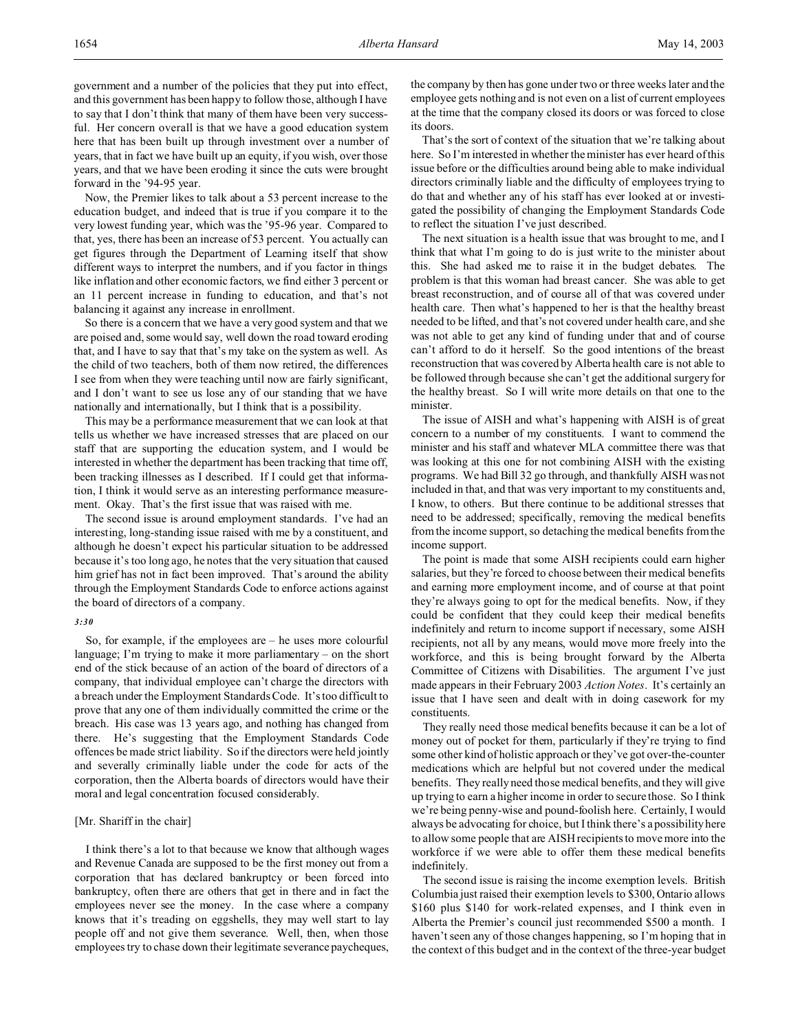government and a number of the policies that they put into effect, and this government has been happy to follow those, although I have to say that I don't think that many of them have been very successful. Her concern overall is that we have a good education system here that has been built up through investment over a number of years, that in fact we have built up an equity, if you wish, over those years, and that we have been eroding it since the cuts were brought forward in the '94-95 year.

Now, the Premier likes to talk about a 53 percent increase to the education budget, and indeed that is true if you compare it to the very lowest funding year, which was the '95-96 year. Compared to that, yes, there has been an increase of 53 percent. You actually can get figures through the Department of Learning itself that show different ways to interpret the numbers, and if you factor in things like inflation and other economic factors, we find either 3 percent or an 11 percent increase in funding to education, and that's not balancing it against any increase in enrollment.

So there is a concern that we have a very good system and that we are poised and, some would say, well down the road toward eroding that, and I have to say that that's my take on the system as well. As the child of two teachers, both of them now retired, the differences I see from when they were teaching until now are fairly significant, and I don't want to see us lose any of our standing that we have nationally and internationally, but I think that is a possibility.

This may be a performance measurement that we can look at that tells us whether we have increased stresses that are placed on our staff that are supporting the education system, and I would be interested in whether the department has been tracking that time off, been tracking illnesses as I described. If I could get that information, I think it would serve as an interesting performance measurement. Okay. That's the first issue that was raised with me.

The second issue is around employment standards. I've had an interesting, long-standing issue raised with me by a constituent, and although he doesn't expect his particular situation to be addressed because it's too long ago, he notes that the very situation that caused him grief has not in fact been improved. That's around the ability through the Employment Standards Code to enforce actions against the board of directors of a company.

*3:30*

So, for example, if the employees are – he uses more colourful language; I'm trying to make it more parliamentary – on the short end of the stick because of an action of the board of directors of a company, that individual employee can't charge the directors with a breach under the Employment Standards Code. It's too difficult to prove that any one of them individually committed the crime or the breach. His case was 13 years ago, and nothing has changed from there. He's suggesting that the Employment Standards Code offences be made strict liability. So if the directors were held jointly and severally criminally liable under the code for acts of the corporation, then the Alberta boards of directors would have their moral and legal concentration focused considerably.

[Mr. Shariff in the chair]

I think there's a lot to that because we know that although wages and Revenue Canada are supposed to be the first money out from a corporation that has declared bankruptcy or been forced into bankruptcy, often there are others that get in there and in fact the employees never see the money. In the case where a company knows that it's treading on eggshells, they may well start to lay people off and not give them severance. Well, then, when those employees try to chase down their legitimate severance paycheques, the company by then has gone under two or three weeks later and the employee gets nothing and is not even on a list of current employees at the time that the company closed its doors or was forced to close its doors.

That's the sort of context of the situation that we're talking about here. So I'm interested in whether the minister has ever heard of this issue before or the difficulties around being able to make individual directors criminally liable and the difficulty of employees trying to do that and whether any of his staff has ever looked at or investigated the possibility of changing the Employment Standards Code to reflect the situation I've just described.

The next situation is a health issue that was brought to me, and I think that what I'm going to do is just write to the minister about this. She had asked me to raise it in the budget debates. The problem is that this woman had breast cancer. She was able to get breast reconstruction, and of course all of that was covered under health care. Then what's happened to her is that the healthy breast needed to be lifted, and that's not covered under health care, and she was not able to get any kind of funding under that and of course can't afford to do it herself. So the good intentions of the breast reconstruction that was covered by Alberta health care is not able to be followed through because she can't get the additional surgery for the healthy breast. So I will write more details on that one to the minister.

The issue of AISH and what's happening with AISH is of great concern to a number of my constituents. I want to commend the minister and his staff and whatever MLA committee there was that was looking at this one for not combining AISH with the existing programs. We had Bill 32 go through, and thankfully AISH was not included in that, and that was very important to my constituents and, I know, to others. But there continue to be additional stresses that need to be addressed; specifically, removing the medical benefits from the income support, so detaching the medical benefits from the income support.

The point is made that some AISH recipients could earn higher salaries, but they're forced to choose between their medical benefits and earning more employment income, and of course at that point they're always going to opt for the medical benefits. Now, if they could be confident that they could keep their medical benefits indefinitely and return to income support if necessary, some AISH recipients, not all by any means, would move more freely into the workforce, and this is being brought forward by the Alberta Committee of Citizens with Disabilities. The argument I've just made appears in their February 2003 *Action Notes*. It's certainly an issue that I have seen and dealt with in doing casework for my constituents.

They really need those medical benefits because it can be a lot of money out of pocket for them, particularly if they're trying to find some other kind of holistic approach or they've got over-the-counter medications which are helpful but not covered under the medical benefits. They really need those medical benefits, and they will give up trying to earn a higher income in order to secure those. So I think we're being penny-wise and pound-foolish here. Certainly, I would always be advocating for choice, but I think there's a possibility here to allow some people that are AISH recipients to move more into the workforce if we were able to offer them these medical benefits indefinitely.

The second issue is raising the income exemption levels. British Columbia just raised their exemption levels to $300, Ontario allows $160 plus $140 for work-related expenses, and I think even in Alberta the Premier's council just recommended $500 a month. I haven't seen any of those changes happening, so I'm hoping that in the context of this budget and in the context of the three-year budget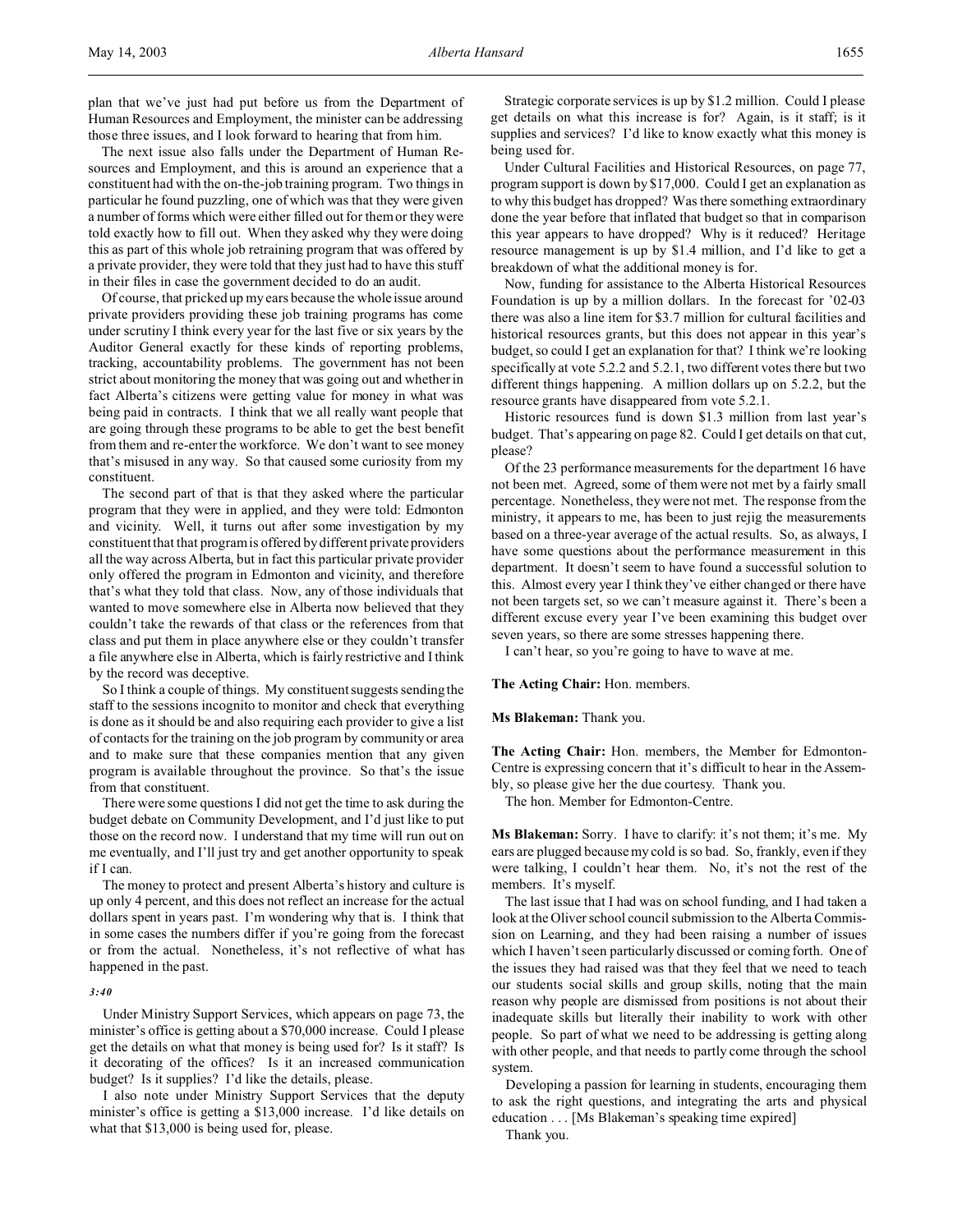plan that we've just had put before us from the Department of Human Resources and Employment, the minister can be addressing those three issues, and I look forward to hearing that from him.

The next issue also falls under the Department of Human Resources and Employment, and this is around an experience that a constituent had with the on-the-job training program. Two things in particular he found puzzling, one of which was that they were given a number of forms which were either filled out for them or they were told exactly how to fill out. When they asked why they were doing this as part of this whole job retraining program that was offered by a private provider, they were told that they just had to have this stuff in their files in case the government decided to do an audit.

Of course, that pricked up my ears because the whole issue around private providers providing these job training programs has come under scrutiny I think every year for the last five or six years by the Auditor General exactly for these kinds of reporting problems, tracking, accountability problems. The government has not been strict about monitoring the money that was going out and whether in fact Alberta's citizens were getting value for money in what was being paid in contracts. I think that we all really want people that are going through these programs to be able to get the best benefit from them and re-enter the workforce. We don't want to see money that's misused in any way. So that caused some curiosity from my constituent.

The second part of that is that they asked where the particular program that they were in applied, and they were told: Edmonton and vicinity. Well, it turns out after some investigation by my constituent that that program is offered by different private providers all the way across Alberta, but in fact this particular private provider only offered the program in Edmonton and vicinity, and therefore that's what they told that class. Now, any of those individuals that wanted to move somewhere else in Alberta now believed that they couldn't take the rewards of that class or the references from that class and put them in place anywhere else or they couldn't transfer a file anywhere else in Alberta, which is fairly restrictive and I think by the record was deceptive.

So I think a couple of things. My constituent suggests sending the staff to the sessions incognito to monitor and check that everything is done as it should be and also requiring each provider to give a list of contacts for the training on the job program by community or area and to make sure that these companies mention that any given program is available throughout the province. So that's the issue from that constituent.

There were some questions I did not get the time to ask during the budget debate on Community Development, and I'd just like to put those on the record now. I understand that my time will run out on me eventually, and I'll just try and get another opportunity to speak if I can.

The money to protect and present Alberta's history and culture is up only 4 percent, and this does not reflect an increase for the actual dollars spent in years past. I'm wondering why that is. I think that in some cases the numbers differ if you're going from the forecast or from the actual. Nonetheless, it's not reflective of what has happened in the past.

*3:40*

Under Ministry Support Services, which appears on page 73, the minister's office is getting about a $70,000 increase. Could I please get the details on what that money is being used for? Is it staff? Is it decorating of the offices? Is it an increased communication budget? Is it supplies? I'd like the details, please.

I also note under Ministry Support Services that the deputy minister's office is getting a $13,000 increase. I'd like details on what that $13,000 is being used for, please.

Strategic corporate services is up by $1.2 million. Could I please get details on what this increase is for? Again, is it staff; is it supplies and services? I'd like to know exactly what this money is being used for.

Under Cultural Facilities and Historical Resources, on page 77, program support is down by $17,000. Could I get an explanation as to why this budget has dropped? Was there something extraordinary done the year before that inflated that budget so that in comparison this year appears to have dropped? Why is it reduced? Heritage resource management is up by $1.4 million, and I'd like to get a breakdown of what the additional money is for.

Now, funding for assistance to the Alberta Historical Resources Foundation is up by a million dollars. In the forecast for '02-03 there was also a line item for $3.7 million for cultural facilities and historical resources grants, but this does not appear in this year's budget, so could I get an explanation for that? I think we're looking specifically at vote 5.2.2 and 5.2.1, two different votes there but two different things happening. A million dollars up on 5.2.2, but the resource grants have disappeared from vote 5.2.1.

Historic resources fund is down $1.3 million from last year's budget. That's appearing on page 82. Could I get details on that cut, please?

Of the 23 performance measurements for the department 16 have not been met. Agreed, some of them were not met by a fairly small percentage. Nonetheless, they were not met. The response from the ministry, it appears to me, has been to just rejig the measurements based on a three-year average of the actual results. So, as always, I have some questions about the performance measurement in this department. It doesn't seem to have found a successful solution to this. Almost every year I think they've either changed or there have not been targets set, so we can't measure against it. There's been a different excuse every year I've been examining this budget over seven years, so there are some stresses happening there.

I can't hear, so you're going to have to wave at me.

**The Acting Chair:** Hon. members.

**Ms Blakeman:** Thank you.

**The Acting Chair:** Hon. members, the Member for Edmonton-Centre is expressing concern that it's difficult to hear in the Assembly, so please give her the due courtesy. Thank you.

The hon. Member for Edmonton-Centre.

**Ms Blakeman:** Sorry. I have to clarify: it's not them; it's me. My ears are plugged because my cold is so bad. So, frankly, even if they were talking, I couldn't hear them. No, it's not the rest of the members. It's myself.

The last issue that I had was on school funding, and I had taken a look at the Oliver school council submission to the Alberta Commission on Learning, and they had been raising a number of issues which I haven't seen particularly discussed or coming forth. One of the issues they had raised was that they feel that we need to teach our students social skills and group skills, noting that the main reason why people are dismissed from positions is not about their inadequate skills but literally their inability to work with other people. So part of what we need to be addressing is getting along with other people, and that needs to partly come through the school system.

Developing a passion for learning in students, encouraging them to ask the right questions, and integrating the arts and physical education . . . [Ms Blakeman's speaking time expired]

Thank you.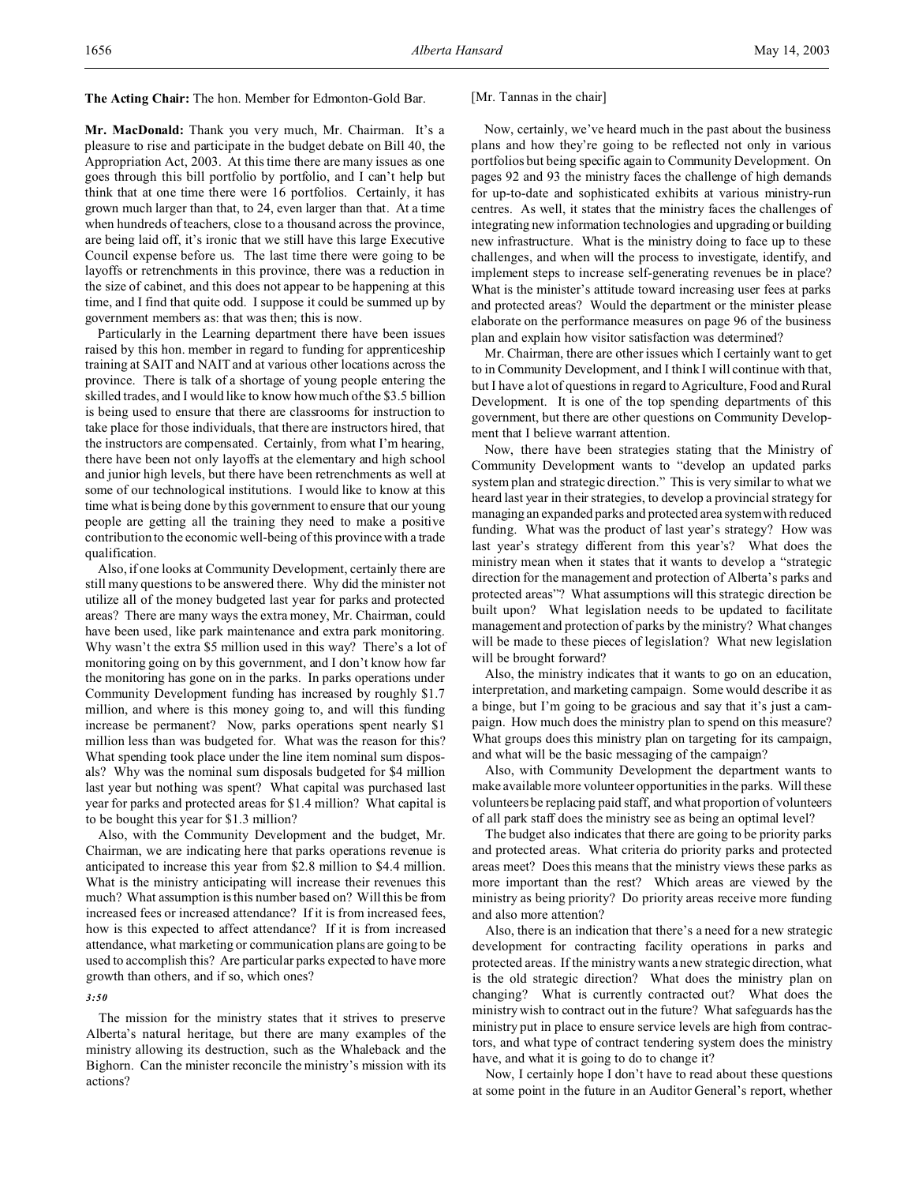**The Acting Chair:** The hon. Member for Edmonton-Gold Bar.

**Mr. MacDonald:** Thank you very much, Mr. Chairman. It's a pleasure to rise and participate in the budget debate on Bill 40, the Appropriation Act, 2003. At this time there are many issues as one goes through this bill portfolio by portfolio, and I can't help but think that at one time there were 16 portfolios. Certainly, it has grown much larger than that, to 24, even larger than that. At a time when hundreds of teachers, close to a thousand across the province, are being laid off, it's ironic that we still have this large Executive Council expense before us. The last time there were going to be layoffs or retrenchments in this province, there was a reduction in the size of cabinet, and this does not appear to be happening at this time, and I find that quite odd. I suppose it could be summed up by government members as: that was then; this is now.

Particularly in the Learning department there have been issues raised by this hon. member in regard to funding for apprenticeship training at SAIT and NAIT and at various other locations across the province. There is talk of a shortage of young people entering the skilled trades, and I would like to know how much of the $3.5 billion is being used to ensure that there are classrooms for instruction to take place for those individuals, that there are instructors hired, that the instructors are compensated. Certainly, from what I'm hearing, there have been not only layoffs at the elementary and high school and junior high levels, but there have been retrenchments as well at some of our technological institutions. I would like to know at this time what is being done by this government to ensure that our young people are getting all the training they need to make a positive contribution to the economic well-being of this province with a trade qualification.

Also, if one looks at Community Development, certainly there are still many questions to be answered there. Why did the minister not utilize all of the money budgeted last year for parks and protected areas? There are many ways the extra money, Mr. Chairman, could have been used, like park maintenance and extra park monitoring. Why wasn't the extra $5 million used in this way? There's a lot of monitoring going on by this government, and I don't know how far the monitoring has gone on in the parks. In parks operations under Community Development funding has increased by roughly $1.7 million, and where is this money going to, and will this funding increase be permanent? Now, parks operations spent nearly $1 million less than was budgeted for. What was the reason for this? What spending took place under the line item nominal sum disposals? Why was the nominal sum disposals budgeted for $4 million last year but nothing was spent? What capital was purchased last year for parks and protected areas for $1.4 million? What capital is to be bought this year for $1.3 million?

Also, with the Community Development and the budget, Mr. Chairman, we are indicating here that parks operations revenue is anticipated to increase this year from $2.8 million to $4.4 million. What is the ministry anticipating will increase their revenues this much? What assumption is this number based on? Will this be from increased fees or increased attendance? If it is from increased fees, how is this expected to affect attendance? If it is from increased attendance, what marketing or communication plans are going to be used to accomplish this? Are particular parks expected to have more growth than others, and if so, which ones?

*3:50*

The mission for the ministry states that it strives to preserve Alberta's natural heritage, but there are many examples of the ministry allowing its destruction, such as the Whaleback and the Bighorn. Can the minister reconcile the ministry's mission with its actions?

[Mr. Tannas in the chair]

Now, certainly, we've heard much in the past about the business plans and how they're going to be reflected not only in various portfolios but being specific again to Community Development. On pages 92 and 93 the ministry faces the challenge of high demands for up-to-date and sophisticated exhibits at various ministry-run centres. As well, it states that the ministry faces the challenges of integrating new information technologies and upgrading or building new infrastructure. What is the ministry doing to face up to these challenges, and when will the process to investigate, identify, and implement steps to increase self-generating revenues be in place? What is the minister's attitude toward increasing user fees at parks and protected areas? Would the department or the minister please elaborate on the performance measures on page 96 of the business plan and explain how visitor satisfaction was determined?

Mr. Chairman, there are other issues which I certainly want to get to in Community Development, and I think I will continue with that, but I have a lot of questions in regard to Agriculture, Food and Rural Development. It is one of the top spending departments of this government, but there are other questions on Community Development that I believe warrant attention.

Now, there have been strategies stating that the Ministry of Community Development wants to "develop an updated parks system plan and strategic direction." This is very similar to what we heard last year in their strategies, to develop a provincial strategy for managing an expanded parks and protected area system with reduced funding. What was the product of last year's strategy? How was last year's strategy different from this year's? What does the ministry mean when it states that it wants to develop a "strategic direction for the management and protection of Alberta's parks and protected areas"? What assumptions will this strategic direction be built upon? What legislation needs to be updated to facilitate management and protection of parks by the ministry? What changes will be made to these pieces of legislation? What new legislation will be brought forward?

Also, the ministry indicates that it wants to go on an education, interpretation, and marketing campaign. Some would describe it as a binge, but I'm going to be gracious and say that it's just a campaign. How much does the ministry plan to spend on this measure? What groups does this ministry plan on targeting for its campaign, and what will be the basic messaging of the campaign?

Also, with Community Development the department wants to make available more volunteer opportunities in the parks. Will these volunteers be replacing paid staff, and what proportion of volunteers of all park staff does the ministry see as being an optimal level?

The budget also indicates that there are going to be priority parks and protected areas. What criteria do priority parks and protected areas meet? Does this means that the ministry views these parks as more important than the rest? Which areas are viewed by the ministry as being priority? Do priority areas receive more funding and also more attention?

Also, there is an indication that there's a need for a new strategic development for contracting facility operations in parks and protected areas. If the ministry wants a new strategic direction, what is the old strategic direction? What does the ministry plan on changing? What is currently contracted out? What does the ministry wish to contract out in the future? What safeguards has the ministry put in place to ensure service levels are high from contractors, and what type of contract tendering system does the ministry have, and what it is going to do to change it?

Now, I certainly hope I don't have to read about these questions at some point in the future in an Auditor General's report, whether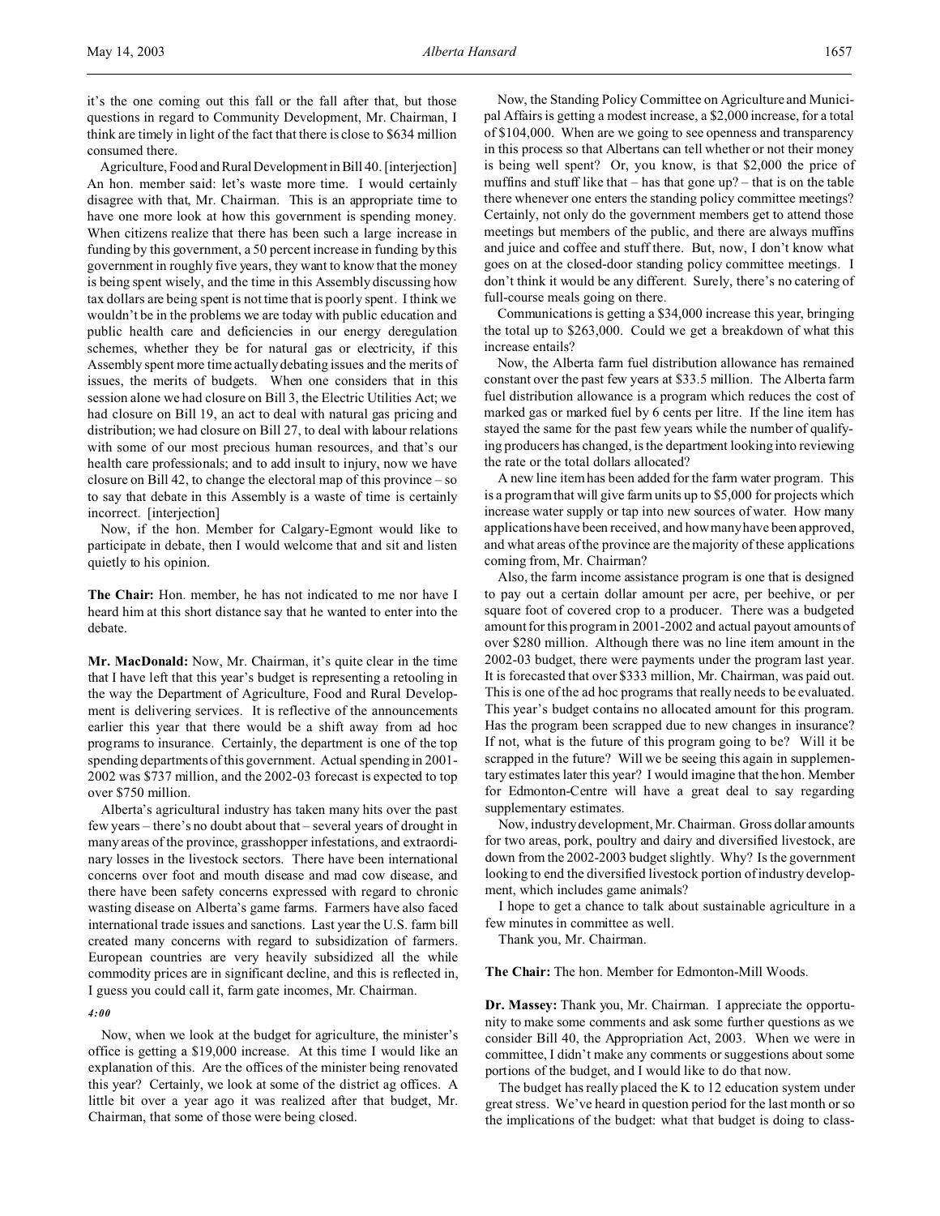it's the one coming out this fall or the fall after that, but those questions in regard to Community Development, Mr. Chairman, I think are timely in light of the fact that there is close to $634 million consumed there.

Agriculture, Food and Rural Development in Bill 40. [interjection] An hon. member said: let's waste more time. I would certainly disagree with that, Mr. Chairman. This is an appropriate time to have one more look at how this government is spending money. When citizens realize that there has been such a large increase in funding by this government, a 50 percent increase in funding by this government in roughly five years, they want to know that the money is being spent wisely, and the time in this Assembly discussing how tax dollars are being spent is not time that is poorly spent. I think we wouldn't be in the problems we are today with public education and public health care and deficiencies in our energy deregulation schemes, whether they be for natural gas or electricity, if this Assembly spent more time actually debating issues and the merits of issues, the merits of budgets. When one considers that in this session alone we had closure on Bill 3, the Electric Utilities Act; we had closure on Bill 19, an act to deal with natural gas pricing and distribution; we had closure on Bill 27, to deal with labour relations with some of our most precious human resources, and that's our health care professionals; and to add insult to injury, now we have closure on Bill 42, to change the electoral map of this province – so to say that debate in this Assembly is a waste of time is certainly incorrect. [interjection]

Now, if the hon. Member for Calgary-Egmont would like to participate in debate, then I would welcome that and sit and listen quietly to his opinion.

**The Chair:** Hon. member, he has not indicated to me nor have I heard him at this short distance say that he wanted to enter into the debate.

**Mr. MacDonald:** Now, Mr. Chairman, it's quite clear in the time that I have left that this year's budget is representing a retooling in the way the Department of Agriculture, Food and Rural Development is delivering services. It is reflective of the announcements earlier this year that there would be a shift away from ad hoc programs to insurance. Certainly, the department is one of the top spending departments of this government. Actual spending in 2001-2002 was $737 million, and the 2002-03 forecast is expected to top over $750 million.

Alberta's agricultural industry has taken many hits over the past few years – there's no doubt about that – several years of drought in many areas of the province, grasshopper infestations, and extraordinary losses in the livestock sectors. There have been international concerns over foot and mouth disease and mad cow disease, and there have been safety concerns expressed with regard to chronic wasting disease on Alberta's game farms. Farmers have also faced international trade issues and sanctions. Last year the U.S. farm bill created many concerns with regard to subsidization of farmers. European countries are very heavily subsidized all the while commodity prices are in significant decline, and this is reflected in, I guess you could call it, farm gate incomes, Mr. Chairman.

*4:00*

Now, when we look at the budget for agriculture, the minister's office is getting a $19,000 increase. At this time I would like an explanation of this. Are the offices of the minister being renovated this year? Certainly, we look at some of the district ag offices. A little bit over a year ago it was realized after that budget, Mr. Chairman, that some of those were being closed.

Now, the Standing Policy Committee on Agriculture and Municipal Affairs is getting a modest increase, a $2,000 increase, for a total of $104,000. When are we going to see openness and transparency in this process so that Albertans can tell whether or not their money is being well spent? Or, you know, is that $2,000 the price of muffins and stuff like that – has that gone up? – that is on the table there whenever one enters the standing policy committee meetings? Certainly, not only do the government members get to attend those meetings but members of the public, and there are always muffins and juice and coffee and stuff there. But, now, I don't know what goes on at the closed-door standing policy committee meetings. I don't think it would be any different. Surely, there's no catering of full-course meals going on there.

Communications is getting a $34,000 increase this year, bringing the total up to $263,000. Could we get a breakdown of what this increase entails?

Now, the Alberta farm fuel distribution allowance has remained constant over the past few years at $33.5 million. The Alberta farm fuel distribution allowance is a program which reduces the cost of marked gas or marked fuel by 6 cents per litre. If the line item has stayed the same for the past few years while the number of qualifying producers has changed, is the department looking into reviewing the rate or the total dollars allocated?

A new line item has been added for the farm water program. This is a program that will give farm units up to $5,000 for projects which increase water supply or tap into new sources of water. How many applications have been received, and how many have been approved, and what areas of the province are the majority of these applications coming from, Mr. Chairman?

Also, the farm income assistance program is one that is designed to pay out a certain dollar amount per acre, per beehive, or per square foot of covered crop to a producer. There was a budgeted amount for this program in 2001-2002 and actual payout amounts of over $280 million. Although there was no line item amount in the 2002-03 budget, there were payments under the program last year. It is forecasted that over $333 million, Mr. Chairman, was paid out. This is one of the ad hoc programs that really needs to be evaluated. This year's budget contains no allocated amount for this program. Has the program been scrapped due to new changes in insurance? If not, what is the future of this program going to be? Will it be scrapped in the future? Will we be seeing this again in supplementary estimates later this year? I would imagine that the hon. Member for Edmonton-Centre will have a great deal to say regarding supplementary estimates.

Now, industry development, Mr. Chairman. Gross dollar amounts for two areas, pork, poultry and dairy and diversified livestock, are down from the 2002-2003 budget slightly. Why? Is the government looking to end the diversified livestock portion of industry development, which includes game animals?

I hope to get a chance to talk about sustainable agriculture in a few minutes in committee as well.

Thank you, Mr. Chairman.

**The Chair:** The hon. Member for Edmonton-Mill Woods.

**Dr. Massey:** Thank you, Mr. Chairman. I appreciate the opportunity to make some comments and ask some further questions as we consider Bill 40, the Appropriation Act, 2003. When we were in committee, I didn't make any comments or suggestions about some portions of the budget, and I would like to do that now.

The budget has really placed the K to 12 education system under great stress. We've heard in question period for the last month or so the implications of the budget: what that budget is doing to class-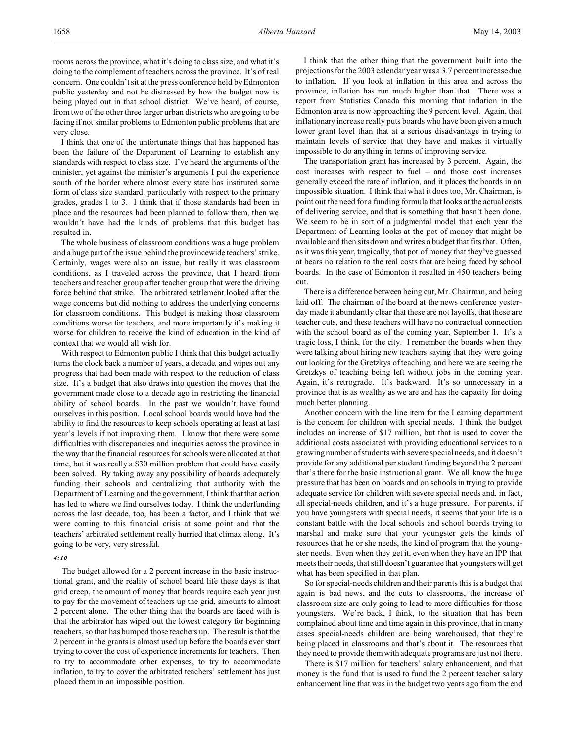rooms across the province, what it's doing to class size, and what it's doing to the complement of teachers across the province. It's of real concern. One couldn't sit at the press conference held by Edmonton public yesterday and not be distressed by how the budget now is being played out in that school district. We've heard, of course, from two of the other three larger urban districts who are going to be facing if not similar problems to Edmonton public problems that are very close.

I think that one of the unfortunate things that has happened has been the failure of the Department of Learning to establish any standards with respect to class size. I've heard the arguments of the minister, yet against the minister's arguments I put the experience south of the border where almost every state has instituted some form of class size standard, particularly with respect to the primary grades, grades 1 to 3. I think that if those standards had been in place and the resources had been planned to follow them, then we wouldn't have had the kinds of problems that this budget has resulted in.

The whole business of classroom conditions was a huge problem and a huge part of the issue behind the provincewide teachers' strike. Certainly, wages were also an issue, but really it was classroom conditions, as I traveled across the province, that I heard from teachers and teacher group after teacher group that were the driving force behind that strike. The arbitrated settlement looked after the wage concerns but did nothing to address the underlying concerns for classroom conditions. This budget is making those classroom conditions worse for teachers, and more importantly it's making it worse for children to receive the kind of education in the kind of context that we would all wish for.

With respect to Edmonton public I think that this budget actually turns the clock back a number of years, a decade, and wipes out any progress that had been made with respect to the reduction of class size. It's a budget that also draws into question the moves that the government made close to a decade ago in restricting the financial ability of school boards. In the past we wouldn't have found ourselves in this position. Local school boards would have had the ability to find the resources to keep schools operating at least at last year's levels if not improving them. I know that there were some difficulties with discrepancies and inequities across the province in the way that the financial resources for schools were allocated at that time, but it was really a $30 million problem that could have easily been solved. By taking away any possibility of boards adequately funding their schools and centralizing that authority with the Department of Learning and the government, I think that that action has led to where we find ourselves today. I think the underfunding across the last decade, too, has been a factor, and I think that we were coming to this financial crisis at some point and that the teachers' arbitrated settlement really hurried that climax along. It's going to be very, very stressful.

*4:10*

The budget allowed for a 2 percent increase in the basic instructional grant, and the reality of school board life these days is that grid creep, the amount of money that boards require each year just to pay for the movement of teachers up the grid, amounts to almost 2 percent alone. The other thing that the boards are faced with is that the arbitrator has wiped out the lowest category for beginning teachers, so that has bumped those teachers up. The result is that the 2 percent in the grants is almost used up before the boards ever start trying to cover the cost of experience increments for teachers. Then to try to accommodate other expenses, to try to accommodate inflation, to try to cover the arbitrated teachers' settlement has just placed them in an impossible position.

I think that the other thing that the government built into the projections for the 2003 calendar year was a 3.7 percent increase due to inflation. If you look at inflation in this area and across the province, inflation has run much higher than that. There was a report from Statistics Canada this morning that inflation in the Edmonton area is now approaching the 9 percent level. Again, that inflationary increase really puts boards who have been given a much lower grant level than that at a serious disadvantage in trying to maintain levels of service that they have and makes it virtually impossible to do anything in terms of improving service.

The transportation grant has increased by 3 percent. Again, the cost increases with respect to fuel – and those cost increases generally exceed the rate of inflation, and it places the boards in an impossible situation. I think that what it does too, Mr. Chairman, is point out the need for a funding formula that looks at the actual costs of delivering service, and that is something that hasn't been done. We seem to be in sort of a judgmental model that each year the Department of Learning looks at the pot of money that might be available and then sits down and writes a budget that fits that. Often, as it was this year, tragically, that pot of money that they've guessed at bears no relation to the real costs that are being faced by school boards. In the case of Edmonton it resulted in 450 teachers being cut.

There is a difference between being cut, Mr. Chairman, and being laid off. The chairman of the board at the news conference yesterday made it abundantly clear that these are not layoffs, that these are teacher cuts, and these teachers will have no contractual connection with the school board as of the coming year, September 1. It's a tragic loss, I think, for the city. I remember the boards when they were talking about hiring new teachers saying that they were going out looking for the Gretzkys of teaching, and here we are seeing the Gretzkys of teaching being left without jobs in the coming year. Again, it's retrograde. It's backward. It's so unnecessary in a province that is as wealthy as we are and has the capacity for doing much better planning.

Another concern with the line item for the Learning department is the concern for children with special needs. I think the budget includes an increase of $17 million, but that is used to cover the additional costs associated with providing educational services to a growing number of students with severe special needs, and it doesn't provide for any additional per student funding beyond the 2 percent that's there for the basic instructional grant. We all know the huge pressure that has been on boards and on schools in trying to provide adequate service for children with severe special needs and, in fact, all special-needs children, and it's a huge pressure. For parents, if you have youngsters with special needs, it seems that your life is a constant battle with the local schools and school boards trying to marshal and make sure that your youngster gets the kinds of resources that he or she needs, the kind of program that the youngster needs. Even when they get it, even when they have an IPP that meets their needs, that still doesn't guarantee that youngsters will get what has been specified in that plan.

So for special-needs children and their parents this is a budget that again is bad news, and the cuts to classrooms, the increase of classroom size are only going to lead to more difficulties for those youngsters. We're back, I think, to the situation that has been complained about time and time again in this province, that in many cases special-needs children are being warehoused, that they're being placed in classrooms and that's about it. The resources that they need to provide them with adequate programs are just not there.

There is $17 million for teachers' salary enhancement, and that money is the fund that is used to fund the 2 percent teacher salary enhancement line that was in the budget two years ago from the end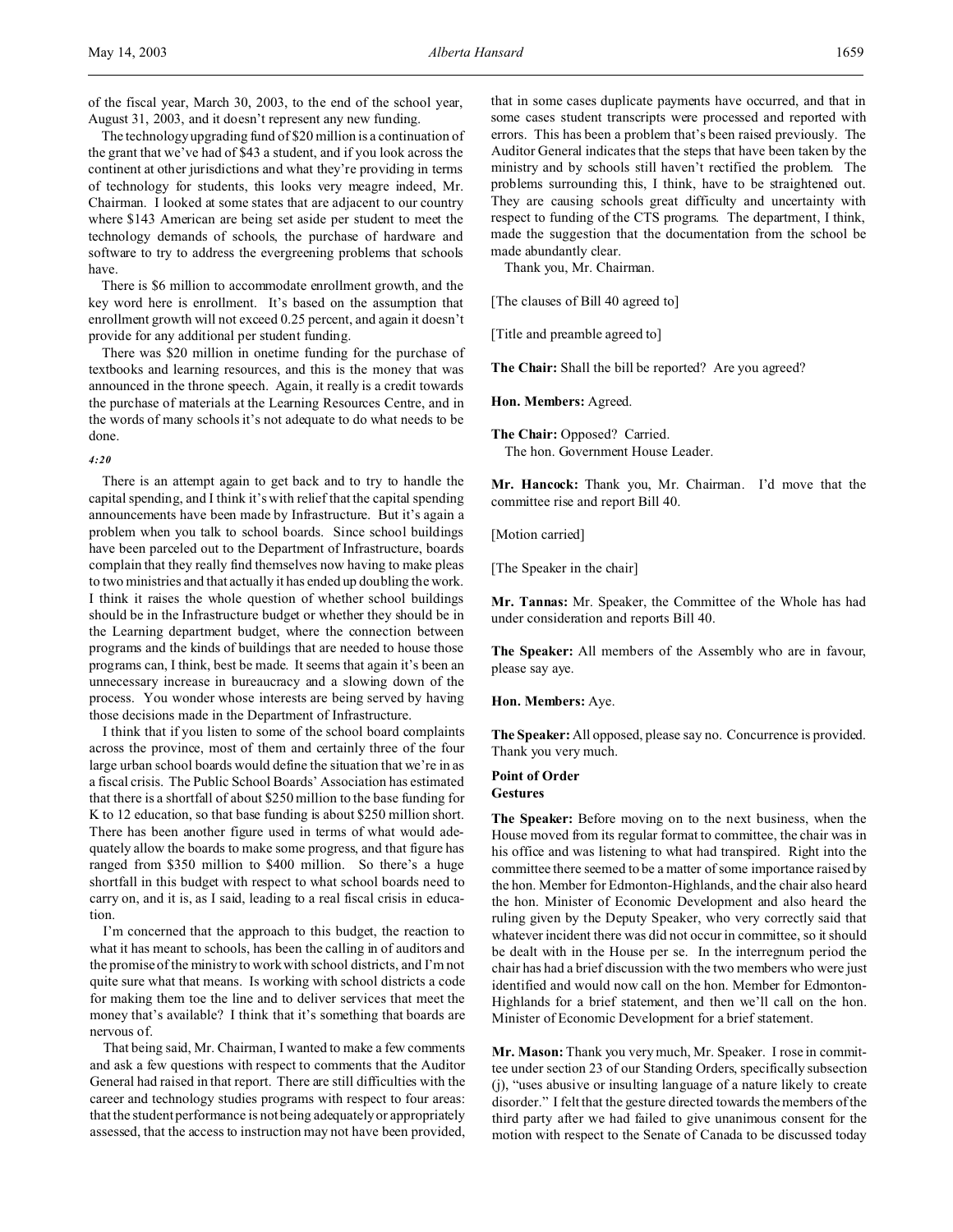of the fiscal year, March 30, 2003, to the end of the school year, August 31, 2003, and it doesn't represent any new funding.

The technology upgrading fund of $20 million is a continuation of the grant that we've had of $43 a student, and if you look across the continent at other jurisdictions and what they're providing in terms of technology for students, this looks very meagre indeed, Mr. Chairman. I looked at some states that are adjacent to our country where $143 American are being set aside per student to meet the technology demands of schools, the purchase of hardware and software to try to address the evergreening problems that schools have.

There is $6 million to accommodate enrollment growth, and the key word here is enrollment. It's based on the assumption that enrollment growth will not exceed 0.25 percent, and again it doesn't provide for any additional per student funding.

There was $20 million in onetime funding for the purchase of textbooks and learning resources, and this is the money that was announced in the throne speech. Again, it really is a credit towards the purchase of materials at the Learning Resources Centre, and in the words of many schools it's not adequate to do what needs to be done.

*4:20*

There is an attempt again to get back and to try to handle the capital spending, and I think it's with relief that the capital spending announcements have been made by Infrastructure. But it's again a problem when you talk to school boards. Since school buildings have been parceled out to the Department of Infrastructure, boards complain that they really find themselves now having to make pleas to two ministries and that actually it has ended up doubling the work. I think it raises the whole question of whether school buildings should be in the Infrastructure budget or whether they should be in the Learning department budget, where the connection between programs and the kinds of buildings that are needed to house those programs can, I think, best be made. It seems that again it's been an unnecessary increase in bureaucracy and a slowing down of the process. You wonder whose interests are being served by having those decisions made in the Department of Infrastructure.

I think that if you listen to some of the school board complaints across the province, most of them and certainly three of the four large urban school boards would define the situation that we're in as a fiscal crisis. The Public School Boards' Association has estimated that there is a shortfall of about $250 million to the base funding for K to 12 education, so that base funding is about $250 million short. There has been another figure used in terms of what would adequately allow the boards to make some progress, and that figure has ranged from $350 million to $400 million. So there's a huge shortfall in this budget with respect to what school boards need to carry on, and it is, as I said, leading to a real fiscal crisis in education.

I'm concerned that the approach to this budget, the reaction to what it has meant to schools, has been the calling in of auditors and the promise of the ministry to work with school districts, and I'm not quite sure what that means. Is working with school districts a code for making them toe the line and to deliver services that meet the money that's available? I think that it's something that boards are nervous of.

That being said, Mr. Chairman, I wanted to make a few comments and ask a few questions with respect to comments that the Auditor General had raised in that report. There are still difficulties with the career and technology studies programs with respect to four areas: that the student performance is not being adequately or appropriately assessed, that the access to instruction may not have been provided, that in some cases duplicate payments have occurred, and that in some cases student transcripts were processed and reported with errors. This has been a problem that's been raised previously. The Auditor General indicates that the steps that have been taken by the ministry and by schools still haven't rectified the problem. The problems surrounding this, I think, have to be straightened out. They are causing schools great difficulty and uncertainty with respect to funding of the CTS programs. The department, I think, made the suggestion that the documentation from the school be made abundantly clear.

Thank you, Mr. Chairman.

[The clauses of Bill 40 agreed to]

[Title and preamble agreed to]

**The Chair:** Shall the bill be reported? Are you agreed?

**Hon. Members:** Agreed.

**The Chair:** Opposed? Carried.
The hon. Government House Leader.

**Mr. Hancock:** Thank you, Mr. Chairman. I'd move that the committee rise and report Bill 40.

[Motion carried]

[The Speaker in the chair]

**Mr. Tannas:** Mr. Speaker, the Committee of the Whole has had under consideration and reports Bill 40.

**The Speaker:** All members of the Assembly who are in favour, please say aye.

**Hon. Members:** Aye.

**The Speaker:** All opposed, please say no. Concurrence is provided. Thank you very much.

**Point of Order**
**Gestures**

**The Speaker:** Before moving on to the next business, when the House moved from its regular format to committee, the chair was in his office and was listening to what had transpired. Right into the committee there seemed to be a matter of some importance raised by the hon. Member for Edmonton-Highlands, and the chair also heard the hon. Minister of Economic Development and also heard the ruling given by the Deputy Speaker, who very correctly said that whatever incident there was did not occur in committee, so it should be dealt with in the House per se. In the interregnum period the chair has had a brief discussion with the two members who were just identified and would now call on the hon. Member for Edmonton-Highlands for a brief statement, and then we'll call on the hon. Minister of Economic Development for a brief statement.

**Mr. Mason:** Thank you very much, Mr. Speaker. I rose in committee under section 23 of our Standing Orders, specifically subsection (j), "uses abusive or insulting language of a nature likely to create disorder." I felt that the gesture directed towards the members of the third party after we had failed to give unanimous consent for the motion with respect to the Senate of Canada to be discussed today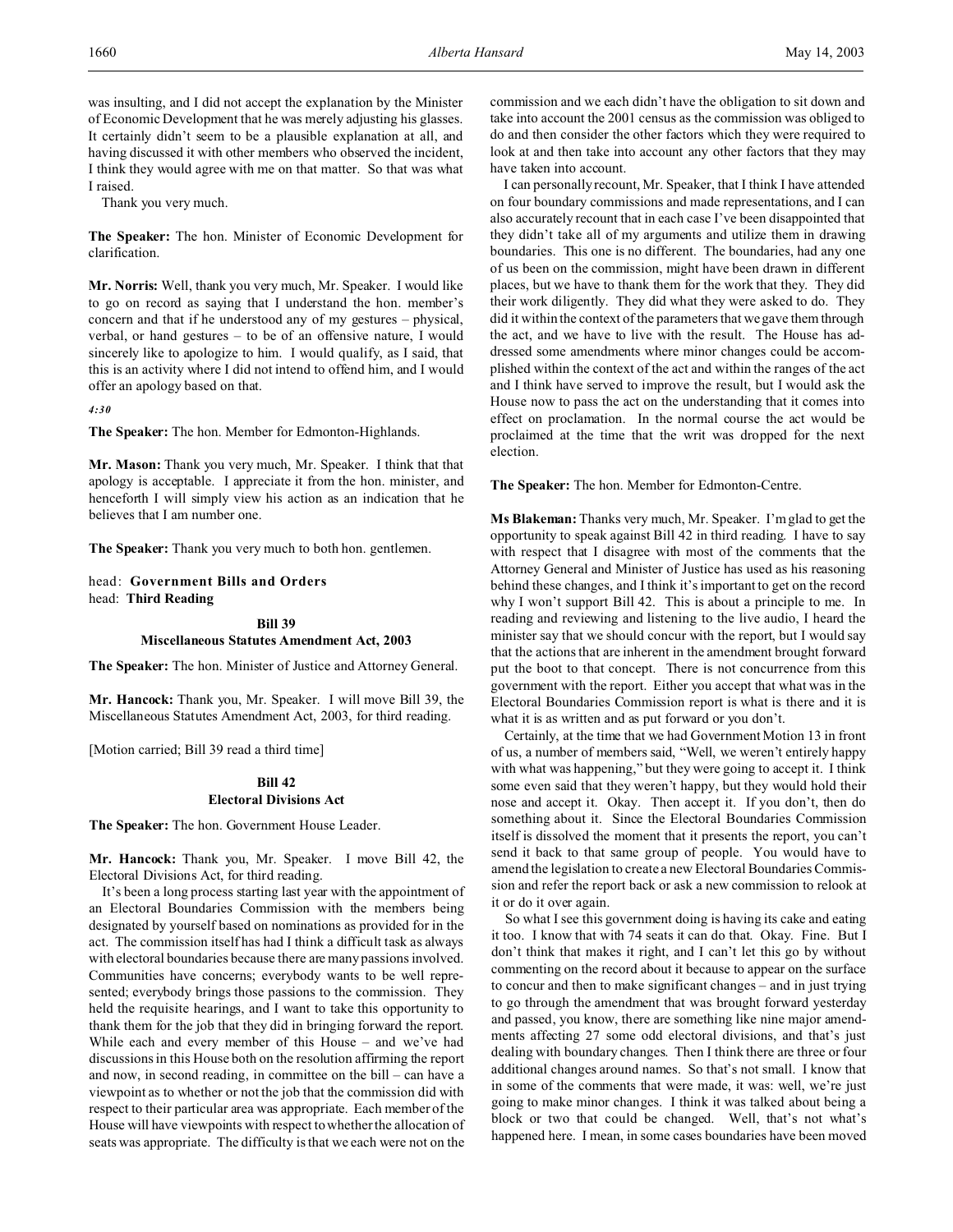was insulting, and I did not accept the explanation by the Minister of Economic Development that he was merely adjusting his glasses. It certainly didn't seem to be a plausible explanation at all, and having discussed it with other members who observed the incident, I think they would agree with me on that matter. So that was what I raised.

Thank you very much.

**The Speaker:** The hon. Minister of Economic Development for clarification.

**Mr. Norris:** Well, thank you very much, Mr. Speaker. I would like to go on record as saying that I understand the hon. member's concern and that if he understood any of my gestures – physical, verbal, or hand gestures – to be of an offensive nature, I would sincerely like to apologize to him. I would qualify, as I said, that this is an activity where I did not intend to offend him, and I would offer an apology based on that.

*4:30*

**The Speaker:** The hon. Member for Edmonton-Highlands.

**Mr. Mason:** Thank you very much, Mr. Speaker. I think that that apology is acceptable. I appreciate it from the hon. minister, and henceforth I will simply view his action as an indication that he believes that I am number one.

**The Speaker:** Thank you very much to both hon. gentlemen.

head: **Government Bills and Orders**
head: **Third Reading**

### Bill 39
### Miscellaneous Statutes Amendment Act, 2003

**The Speaker:** The hon. Minister of Justice and Attorney General.

**Mr. Hancock:** Thank you, Mr. Speaker. I will move Bill 39, the Miscellaneous Statutes Amendment Act, 2003, for third reading.

[Motion carried; Bill 39 read a third time]

### Bill 42
### Electoral Divisions Act

**The Speaker:** The hon. Government House Leader.

**Mr. Hancock:** Thank you, Mr. Speaker. I move Bill 42, the Electoral Divisions Act, for third reading.

It's been a long process starting last year with the appointment of an Electoral Boundaries Commission with the members being designated by yourself based on nominations as provided for in the act. The commission itself has had I think a difficult task as always with electoral boundaries because there are many passions involved. Communities have concerns; everybody wants to be well represented; everybody brings those passions to the commission. They held the requisite hearings, and I want to take this opportunity to thank them for the job that they did in bringing forward the report. While each and every member of this House – and we've had discussions in this House both on the resolution affirming the report and now, in second reading, in committee on the bill – can have a viewpoint as to whether or not the job that the commission did with respect to their particular area was appropriate. Each member of the House will have viewpoints with respect to whether the allocation of seats was appropriate. The difficulty is that we each were not on the commission and we each didn't have the obligation to sit down and take into account the 2001 census as the commission was obliged to do and then consider the other factors which they were required to look at and then take into account any other factors that they may have taken into account.

I can personally recount, Mr. Speaker, that I think I have attended on four boundary commissions and made representations, and I can also accurately recount that in each case I've been disappointed that they didn't take all of my arguments and utilize them in drawing boundaries. This one is no different. The boundaries, had any one of us been on the commission, might have been drawn in different places, but we have to thank them for the work that they. They did their work diligently. They did what they were asked to do. They did it within the context of the parameters that we gave them through the act, and we have to live with the result. The House has addressed some amendments where minor changes could be accomplished within the context of the act and within the ranges of the act and I think have served to improve the result, but I would ask the House now to pass the act on the understanding that it comes into effect on proclamation. In the normal course the act would be proclaimed at the time that the writ was dropped for the next election.

**The Speaker:** The hon. Member for Edmonton-Centre.

**Ms Blakeman:** Thanks very much, Mr. Speaker. I'm glad to get the opportunity to speak against Bill 42 in third reading. I have to say with respect that I disagree with most of the comments that the Attorney General and Minister of Justice has used as his reasoning behind these changes, and I think it's important to get on the record why I won't support Bill 42. This is about a principle to me. In reading and reviewing and listening to the live audio, I heard the minister say that we should concur with the report, but I would say that the actions that are inherent in the amendment brought forward put the boot to that concept. There is not concurrence from this government with the report. Either you accept that what was in the Electoral Boundaries Commission report is what is there and it is what it is as written and as put forward or you don't.

Certainly, at the time that we had Government Motion 13 in front of us, a number of members said, "Well, we weren't entirely happy with what was happening," but they were going to accept it. I think some even said that they weren't happy, but they would hold their nose and accept it. Okay. Then accept it. If you don't, then do something about it. Since the Electoral Boundaries Commission itself is dissolved the moment that it presents the report, you can't send it back to that same group of people. You would have to amend the legislation to create a new Electoral Boundaries Commission and refer the report back or ask a new commission to relook at it or do it over again.

So what I see this government doing is having its cake and eating it too. I know that with 74 seats it can do that. Okay. Fine. But I don't think that makes it right, and I can't let this go by without commenting on the record about it because to appear on the surface to concur and then to make significant changes – and in just trying to go through the amendment that was brought forward yesterday and passed, you know, there are something like nine major amendments affecting 27 some odd electoral divisions, and that's just dealing with boundary changes. Then I think there are three or four additional changes around names. So that's not small. I know that in some of the comments that were made, it was: well, we're just going to make minor changes. I think it was talked about being a block or two that could be changed. Well, that's not what's happened here. I mean, in some cases boundaries have been moved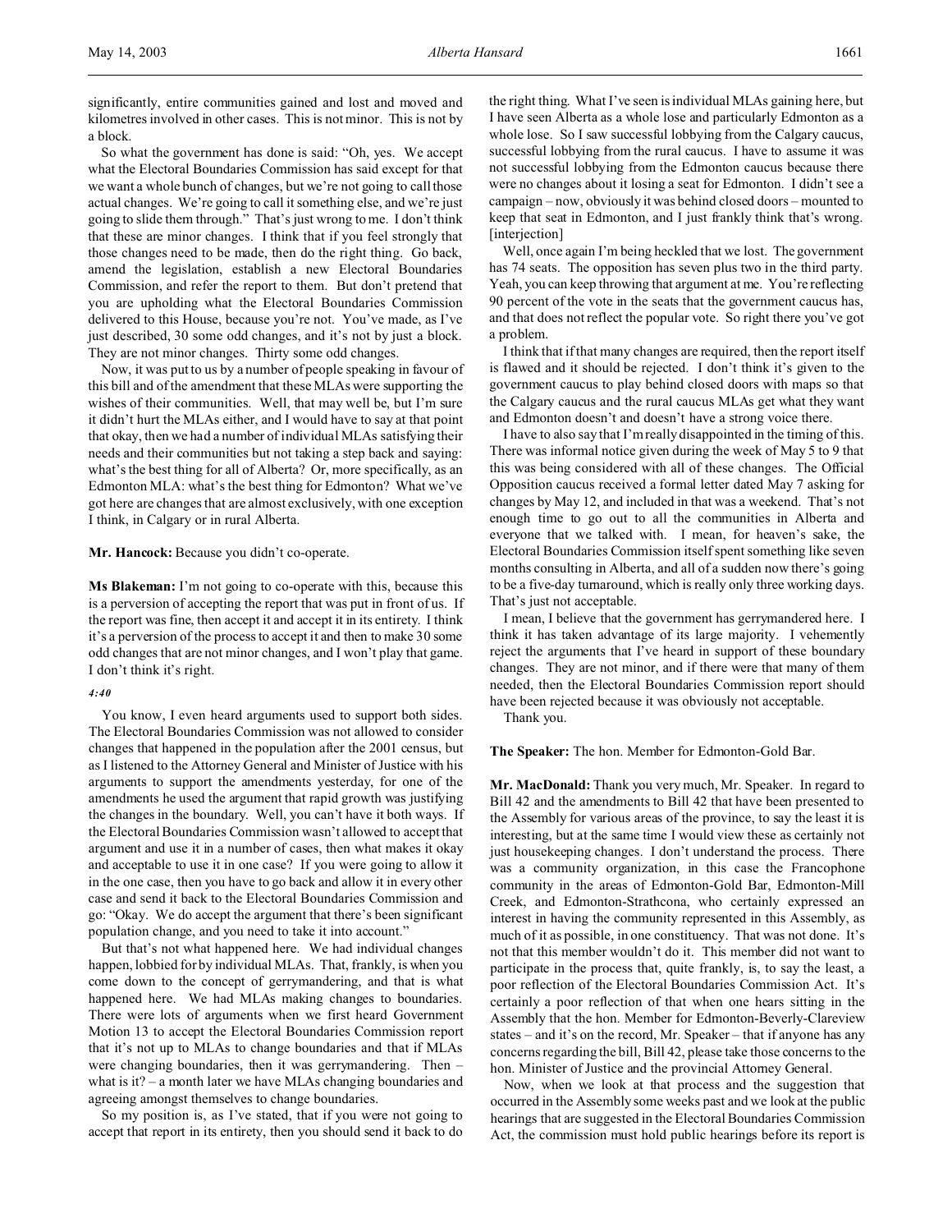significantly, entire communities gained and lost and moved and kilometres involved in other cases. This is not minor. This is not by a block.

So what the government has done is said: "Oh, yes. We accept what the Electoral Boundaries Commission has said except for that we want a whole bunch of changes, but we're not going to call those actual changes. We're going to call it something else, and we're just going to slide them through." That's just wrong to me. I don't think that these are minor changes. I think that if you feel strongly that those changes need to be made, then do the right thing. Go back, amend the legislation, establish a new Electoral Boundaries Commission, and refer the report to them. But don't pretend that you are upholding what the Electoral Boundaries Commission delivered to this House, because you're not. You've made, as I've just described, 30 some odd changes, and it's not by just a block. They are not minor changes. Thirty some odd changes.

Now, it was put to us by a number of people speaking in favour of this bill and of the amendment that these MLAs were supporting the wishes of their communities. Well, that may well be, but I'm sure it didn't hurt the MLAs either, and I would have to say at that point that okay, then we had a number of individual MLAs satisfying their needs and their communities but not taking a step back and saying: what's the best thing for all of Alberta? Or, more specifically, as an Edmonton MLA: what's the best thing for Edmonton? What we've got here are changes that are almost exclusively, with one exception I think, in Calgary or in rural Alberta.

**Mr. Hancock:** Because you didn't co-operate.

**Ms Blakeman:** I'm not going to co-operate with this, because this is a perversion of accepting the report that was put in front of us. If the report was fine, then accept it and accept it in its entirety. I think it's a perversion of the process to accept it and then to make 30 some odd changes that are not minor changes, and I won't play that game. I don't think it's right.

*4:40*

You know, I even heard arguments used to support both sides. The Electoral Boundaries Commission was not allowed to consider changes that happened in the population after the 2001 census, but as I listened to the Attorney General and Minister of Justice with his arguments to support the amendments yesterday, for one of the amendments he used the argument that rapid growth was justifying the changes in the boundary. Well, you can't have it both ways. If the Electoral Boundaries Commission wasn't allowed to accept that argument and use it in a number of cases, then what makes it okay and acceptable to use it in one case? If you were going to allow it in the one case, then you have to go back and allow it in every other case and send it back to the Electoral Boundaries Commission and go: "Okay. We do accept the argument that there's been significant population change, and you need to take it into account."

But that's not what happened here. We had individual changes happen, lobbied for by individual MLAs. That, frankly, is when you come down to the concept of gerrymandering, and that is what happened here. We had MLAs making changes to boundaries. There were lots of arguments when we first heard Government Motion 13 to accept the Electoral Boundaries Commission report that it's not up to MLAs to change boundaries and that if MLAs were changing boundaries, then it was gerrymandering. Then – what is it? – a month later we have MLAs changing boundaries and agreeing amongst themselves to change boundaries.

So my position is, as I've stated, that if you were not going to accept that report in its entirety, then you should send it back to do the right thing. What I've seen is individual MLAs gaining here, but I have seen Alberta as a whole lose and particularly Edmonton as a whole lose. So I saw successful lobbying from the Calgary caucus, successful lobbying from the rural caucus. I have to assume it was not successful lobbying from the Edmonton caucus because there were no changes about it losing a seat for Edmonton. I didn't see a campaign – now, obviously it was behind closed doors – mounted to keep that seat in Edmonton, and I just frankly think that's wrong. [interjection]

Well, once again I'm being heckled that we lost. The government has 74 seats. The opposition has seven plus two in the third party. Yeah, you can keep throwing that argument at me. You're reflecting 90 percent of the vote in the seats that the government caucus has, and that does not reflect the popular vote. So right there you've got a problem.

I think that if that many changes are required, then the report itself is flawed and it should be rejected. I don't think it's given to the government caucus to play behind closed doors with maps so that the Calgary caucus and the rural caucus MLAs get what they want and Edmonton doesn't and doesn't have a strong voice there.

I have to also say that I'm really disappointed in the timing of this. There was informal notice given during the week of May 5 to 9 that this was being considered with all of these changes. The Official Opposition caucus received a formal letter dated May 7 asking for changes by May 12, and included in that was a weekend. That's not enough time to go out to all the communities in Alberta and everyone that we talked with. I mean, for heaven's sake, the Electoral Boundaries Commission itself spent something like seven months consulting in Alberta, and all of a sudden now there's going to be a five-day turnaround, which is really only three working days. That's just not acceptable.

I mean, I believe that the government has gerrymandered here. I think it has taken advantage of its large majority. I vehemently reject the arguments that I've heard in support of these boundary changes. They are not minor, and if there were that many of them needed, then the Electoral Boundaries Commission report should have been rejected because it was obviously not acceptable.

Thank you.

**The Speaker:** The hon. Member for Edmonton-Gold Bar.

**Mr. MacDonald:** Thank you very much, Mr. Speaker. In regard to Bill 42 and the amendments to Bill 42 that have been presented to the Assembly for various areas of the province, to say the least it is interesting, but at the same time I would view these as certainly not just housekeeping changes. I don't understand the process. There was a community organization, in this case the Francophone community in the areas of Edmonton-Gold Bar, Edmonton-Mill Creek, and Edmonton-Strathcona, who certainly expressed an interest in having the community represented in this Assembly, as much of it as possible, in one constituency. That was not done. It's not that this member wouldn't do it. This member did not want to participate in the process that, quite frankly, is, to say the least, a poor reflection of the Electoral Boundaries Commission Act. It's certainly a poor reflection of that when one hears sitting in the Assembly that the hon. Member for Edmonton-Beverly-Clareview states – and it's on the record, Mr. Speaker – that if anyone has any concerns regarding the bill, Bill 42, please take those concerns to the hon. Minister of Justice and the provincial Attorney General.

Now, when we look at that process and the suggestion that occurred in the Assembly some weeks past and we look at the public hearings that are suggested in the Electoral Boundaries Commission Act, the commission must hold public hearings before its report is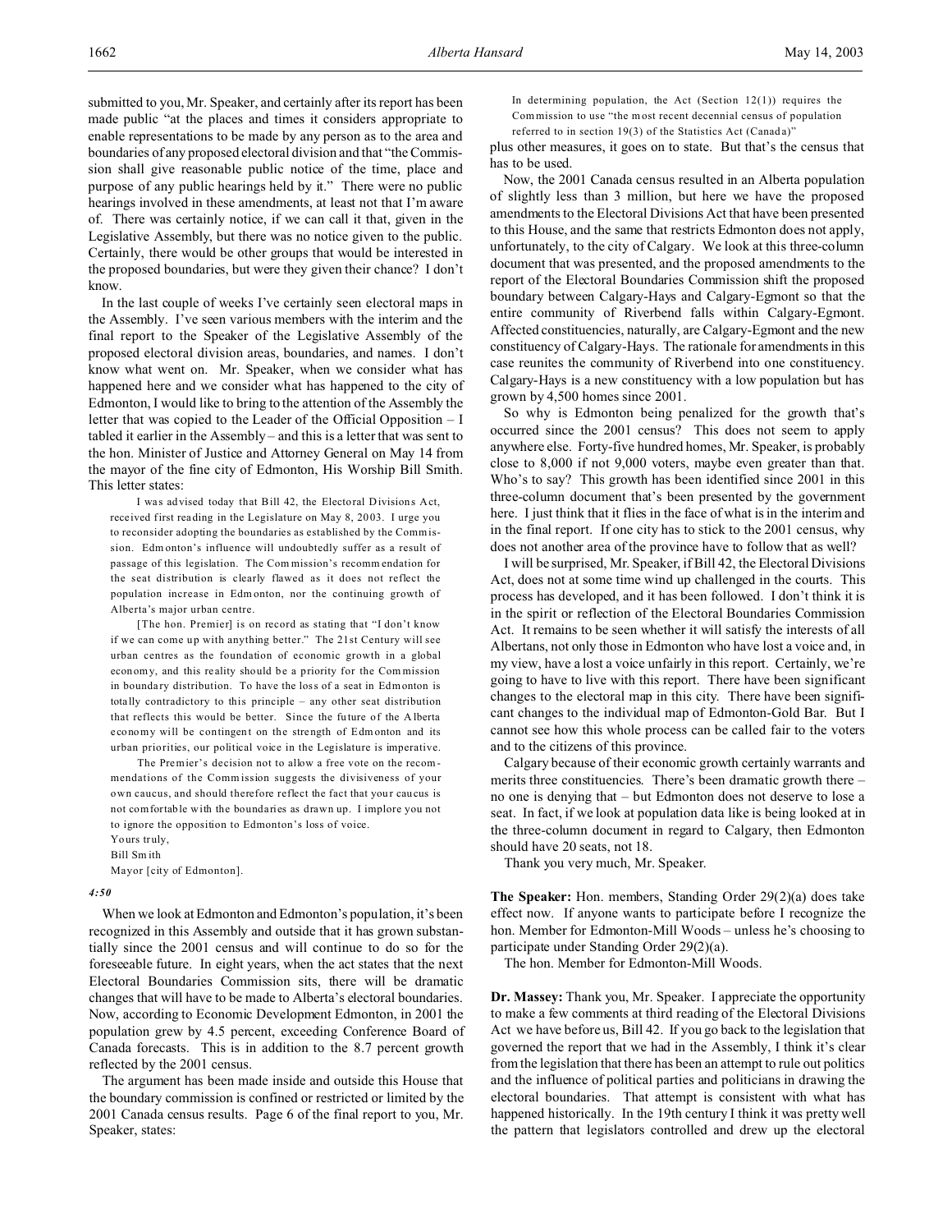submitted to you, Mr. Speaker, and certainly after its report has been made public "at the places and times it considers appropriate to enable representations to be made by any person as to the area and boundaries of any proposed electoral division and that "the Commission shall give reasonable public notice of the time, place and purpose of any public hearings held by it." There were no public hearings involved in these amendments, at least not that I'm aware of. There was certainly notice, if we can call it that, given in the Legislative Assembly, but there was no notice given to the public. Certainly, there would be other groups that would be interested in the proposed boundaries, but were they given their chance? I don't know.

In the last couple of weeks I've certainly seen electoral maps in the Assembly. I've seen various members with the interim and the final report to the Speaker of the Legislative Assembly of the proposed electoral division areas, boundaries, and names. I don't know what went on. Mr. Speaker, when we consider what has happened here and we consider what has happened to the city of Edmonton, I would like to bring to the attention of the Assembly the letter that was copied to the Leader of the Official Opposition – I tabled it earlier in the Assembly – and this is a letter that was sent to the hon. Minister of Justice and Attorney General on May 14 from the mayor of the fine city of Edmonton, His Worship Bill Smith. This letter states:

> I was advised today that Bill 42, the Electoral Divisions Act, received first reading in the Legislature on May 8, 2003. I urge you to reconsider adopting the boundaries as established by the Commission. Edmonton's influence will undoubtedly suffer as a result of passage of this legislation. The Commission's recommendation for the seat distribution is clearly flawed as it does not reflect the population increase in Edmonton, nor the continuing growth of Alberta's major urban centre.
>
> [The hon. Premier] is on record as stating that "I don't know if we can come up with anything better." The 21st Century will see urban centres as the foundation of economic growth in a global economy, and this reality should be a priority for the Commission in boundary distribution. To have the loss of a seat in Edmonton is totally contradictory to this principle – any other seat distribution that reflects this would be better. Since the future of the Alberta economy will be contingent on the strength of Edmonton and its urban priorities, our political voice in the Legislature is imperative.
>
> The Premier's decision not to allow a free vote on the recommendations of the Commission suggests the divisiveness of your own caucus, and should therefore reflect the fact that your caucus is not comfortable with the boundaries as drawn up. I implore you not to ignore the opposition to Edmonton's loss of voice.
>
> Yours truly,
>
> Bill Smith
>
> Mayor [city of Edmonton].

*4:50*

When we look at Edmonton and Edmonton's population, it's been recognized in this Assembly and outside that it has grown substantially since the 2001 census and will continue to do so for the foreseeable future. In eight years, when the act states that the next Electoral Boundaries Commission sits, there will be dramatic changes that will have to be made to Alberta's electoral boundaries. Now, according to Economic Development Edmonton, in 2001 the population grew by 4.5 percent, exceeding Conference Board of Canada forecasts. This is in addition to the 8.7 percent growth reflected by the 2001 census.

The argument has been made inside and outside this House that the boundary commission is confined or restricted or limited by the 2001 Canada census results. Page 6 of the final report to you, Mr. Speaker, states:

> In determining population, the Act (Section 12(1)) requires the Commission to use "the most recent decennial census of population referred to in section 19(3) of the Statistics Act (Canada)"

plus other measures, it goes on to state. But that's the census that has to be used.

Now, the 2001 Canada census resulted in an Alberta population of slightly less than 3 million, but here we have the proposed amendments to the Electoral Divisions Act that have been presented to this House, and the same that restricts Edmonton does not apply, unfortunately, to the city of Calgary. We look at this three-column document that was presented, and the proposed amendments to the report of the Electoral Boundaries Commission shift the proposed boundary between Calgary-Hays and Calgary-Egmont so that the entire community of Riverbend falls within Calgary-Egmont. Affected constituencies, naturally, are Calgary-Egmont and the new constituency of Calgary-Hays. The rationale for amendments in this case reunites the community of Riverbend into one constituency. Calgary-Hays is a new constituency with a low population but has grown by 4,500 homes since 2001.

So why is Edmonton being penalized for the growth that's occurred since the 2001 census? This does not seem to apply anywhere else. Forty-five hundred homes, Mr. Speaker, is probably close to 8,000 if not 9,000 voters, maybe even greater than that. Who's to say? This growth has been identified since 2001 in this three-column document that's been presented by the government here. I just think that it flies in the face of what is in the interim and in the final report. If one city has to stick to the 2001 census, why does not another area of the province have to follow that as well?

I will be surprised, Mr. Speaker, if Bill 42, the Electoral Divisions Act, does not at some time wind up challenged in the courts. This process has developed, and it has been followed. I don't think it is in the spirit or reflection of the Electoral Boundaries Commission Act. It remains to be seen whether it will satisfy the interests of all Albertans, not only those in Edmonton who have lost a voice and, in my view, have a lost a voice unfairly in this report. Certainly, we're going to have to live with this report. There have been significant changes to the electoral map in this city. There have been significant changes to the individual map of Edmonton-Gold Bar. But I cannot see how this whole process can be called fair to the voters and to the citizens of this province.

Calgary because of their economic growth certainly warrants and merits three constituencies. There's been dramatic growth there – no one is denying that – but Edmonton does not deserve to lose a seat. In fact, if we look at population data like is being looked at in the three-column document in regard to Calgary, then Edmonton should have 20 seats, not 18.

Thank you very much, Mr. Speaker.

**The Speaker:** Hon. members, Standing Order 29(2)(a) does take effect now. If anyone wants to participate before I recognize the hon. Member for Edmonton-Mill Woods – unless he's choosing to participate under Standing Order 29(2)(a).

The hon. Member for Edmonton-Mill Woods.

**Dr. Massey:** Thank you, Mr. Speaker. I appreciate the opportunity to make a few comments at third reading of the Electoral Divisions Act we have before us, Bill 42. If you go back to the legislation that governed the report that we had in the Assembly, I think it's clear from the legislation that there has been an attempt to rule out politics and the influence of political parties and politicians in drawing the electoral boundaries. That attempt is consistent with what has happened historically. In the 19th century I think it was pretty well the pattern that legislators controlled and drew up the electoral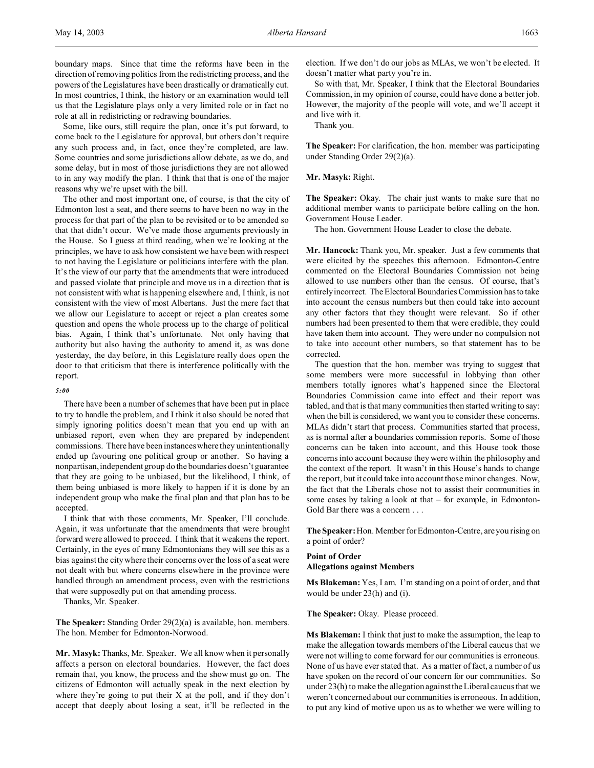boundary maps. Since that time the reforms have been in the direction of removing politics from the redistricting process, and the powers of the Legislatures have been drastically or dramatically cut. In most countries, I think, the history or an examination would tell us that the Legislature plays only a very limited role or in fact no role at all in redistricting or redrawing boundaries.

Some, like ours, still require the plan, once it's put forward, to come back to the Legislature for approval, but others don't require any such process and, in fact, once they're completed, are law. Some countries and some jurisdictions allow debate, as we do, and some delay, but in most of those jurisdictions they are not allowed to in any way modify the plan. I think that that is one of the major reasons why we're upset with the bill.

The other and most important one, of course, is that the city of Edmonton lost a seat, and there seems to have been no way in the process for that part of the plan to be revisited or to be amended so that that didn't occur. We've made those arguments previously in the House. So I guess at third reading, when we're looking at the principles, we have to ask how consistent we have been with respect to not having the Legislature or politicians interfere with the plan. It's the view of our party that the amendments that were introduced and passed violate that principle and move us in a direction that is not consistent with what is happening elsewhere and, I think, is not consistent with the view of most Albertans. Just the mere fact that we allow our Legislature to accept or reject a plan creates some question and opens the whole process up to the charge of political bias. Again, I think that's unfortunate. Not only having that authority but also having the authority to amend it, as was done yesterday, the day before, in this Legislature really does open the door to that criticism that there is interference politically with the report.

*5:00*

There have been a number of schemes that have been put in place to try to handle the problem, and I think it also should be noted that simply ignoring politics doesn't mean that you end up with an unbiased report, even when they are prepared by independent commissions. There have been instances where they unintentionally ended up favouring one political group or another. So having a nonpartisan, independent group do the boundaries doesn't guarantee that they are going to be unbiased, but the likelihood, I think, of them being unbiased is more likely to happen if it is done by an independent group who make the final plan and that plan has to be accepted.

I think that with those comments, Mr. Speaker, I'll conclude. Again, it was unfortunate that the amendments that were brought forward were allowed to proceed. I think that it weakens the report. Certainly, in the eyes of many Edmontonians they will see this as a bias against the city where their concerns over the loss of a seat were not dealt with but where concerns elsewhere in the province were handled through an amendment process, even with the restrictions that were supposedly put on that amending process.

Thanks, Mr. Speaker.

**The Speaker:** Standing Order 29(2)(a) is available, hon. members. The hon. Member for Edmonton-Norwood.

**Mr. Masyk:** Thanks, Mr. Speaker. We all know when it personally affects a person on electoral boundaries. However, the fact does remain that, you know, the process and the show must go on. The citizens of Edmonton will actually speak in the next election by where they're going to put their X at the poll, and if they don't accept that deeply about losing a seat, it'll be reflected in the election. If we don't do our jobs as MLAs, we won't be elected. It doesn't matter what party you're in.

So with that, Mr. Speaker, I think that the Electoral Boundaries Commission, in my opinion of course, could have done a better job. However, the majority of the people will vote, and we'll accept it and live with it.

Thank you.

**The Speaker:** For clarification, the hon. member was participating under Standing Order 29(2)(a).

**Mr. Masyk:** Right.

**The Speaker:** Okay. The chair just wants to make sure that no additional member wants to participate before calling on the hon. Government House Leader.

The hon. Government House Leader to close the debate.

**Mr. Hancock:** Thank you, Mr. speaker. Just a few comments that were elicited by the speeches this afternoon. Edmonton-Centre commented on the Electoral Boundaries Commission not being allowed to use numbers other than the census. Of course, that's entirely incorrect. The Electoral Boundaries Commission has to take into account the census numbers but then could take into account any other factors that they thought were relevant. So if other numbers had been presented to them that were credible, they could have taken them into account. They were under no compulsion not to take into account other numbers, so that statement has to be corrected.

The question that the hon. member was trying to suggest that some members were more successful in lobbying than other members totally ignores what's happened since the Electoral Boundaries Commission came into effect and their report was tabled, and that is that many communities then started writing to say: when the bill is considered, we want you to consider these concerns. MLAs didn't start that process. Communities started that process, as is normal after a boundaries commission reports. Some of those concerns can be taken into account, and this House took those concerns into account because they were within the philosophy and the context of the report. It wasn't in this House's hands to change the report, but it could take into account those minor changes. Now, the fact that the Liberals chose not to assist their communities in some cases by taking a look at that – for example, in Edmonton-Gold Bar there was a concern . . .

**The Speaker:** Hon. Member for Edmonton-Centre, are you rising on a point of order?

### Point of Order
### Allegations against Members

**Ms Blakeman:** Yes, I am. I'm standing on a point of order, and that would be under 23(h) and (i).

**The Speaker:** Okay. Please proceed.

**Ms Blakeman:** I think that just to make the assumption, the leap to make the allegation towards members of the Liberal caucus that we were not willing to come forward for our communities is erroneous. None of us have ever stated that. As a matter of fact, a number of us have spoken on the record of our concern for our communities. So under 23(h) to make the allegation against the Liberal caucus that we weren't concerned about our communities is erroneous. In addition, to put any kind of motive upon us as to whether we were willing to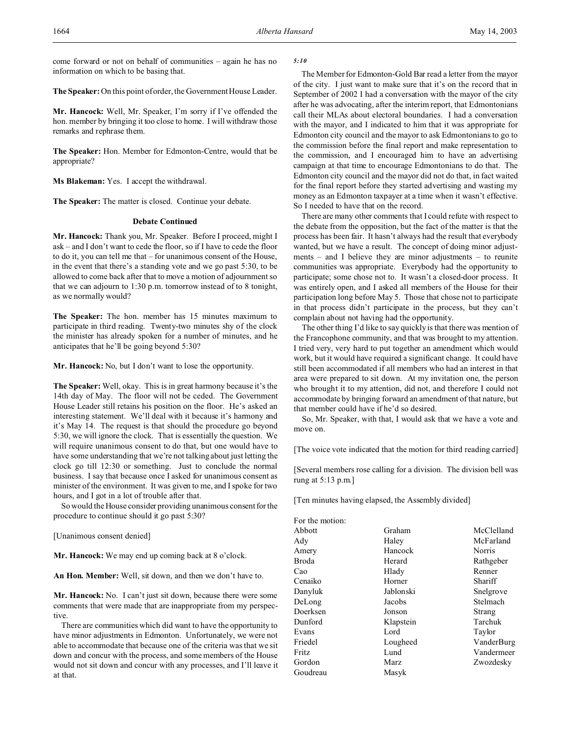come forward or not on behalf of communities – again he has no information on which to be basing that.

**The Speaker:** On this point of order, the Government House Leader.

**Mr. Hancock:** Well, Mr. Speaker, I'm sorry if I've offended the hon. member by bringing it too close to home. I will withdraw those remarks and rephrase them.

**The Speaker:** Hon. Member for Edmonton-Centre, would that be appropriate?

**Ms Blakeman:** Yes. I accept the withdrawal.

**The Speaker:** The matter is closed. Continue your debate.

## Debate Continued

**Mr. Hancock:** Thank you, Mr. Speaker. Before I proceed, might I ask – and I don't want to cede the floor, so if I have to cede the floor to do it, you can tell me that – for unanimous consent of the House, in the event that there's a standing vote and we go past 5:30, to be allowed to come back after that to move a motion of adjournment so that we can adjourn to 1:30 p.m. tomorrow instead of to 8 tonight, as we normally would?

**The Speaker:** The hon. member has 15 minutes maximum to participate in third reading. Twenty-two minutes shy of the clock the minister has already spoken for a number of minutes, and he anticipates that he'll be going beyond 5:30?

**Mr. Hancock:** No, but I don't want to lose the opportunity.

**The Speaker:** Well, okay. This is in great harmony because it's the 14th day of May. The floor will not be ceded. The Government House Leader still retains his position on the floor. He's asked an interesting statement. We'll deal with it because it's harmony and it's May 14. The request is that should the procedure go beyond 5:30, we will ignore the clock. That is essentially the question. We will require unanimous consent to do that, but one would have to have some understanding that we're not talking about just letting the clock go till 12:30 or something. Just to conclude the normal business. I say that because once I asked for unanimous consent as minister of the environment. It was given to me, and I spoke for two hours, and I got in a lot of trouble after that.

So would the House consider providing unanimous consent for the procedure to continue should it go past 5:30?

[Unanimous consent denied]

**Mr. Hancock:** We may end up coming back at 8 o'clock.

**An Hon. Member:** Well, sit down, and then we don't have to.

**Mr. Hancock:** No. I can't just sit down, because there were some comments that were made that are inappropriate from my perspective.

There are communities which did want to have the opportunity to have minor adjustments in Edmonton. Unfortunately, we were not able to accommodate that because one of the criteria was that we sit down and concur with the process, and some members of the House would not sit down and concur with any processes, and I'll leave it at that.

*5:10*

The Member for Edmonton-Gold Bar read a letter from the mayor of the city. I just want to make sure that it's on the record that in September of 2002 I had a conversation with the mayor of the city after he was advocating, after the interim report, that Edmontonians call their MLAs about electoral boundaries. I had a conversation with the mayor, and I indicated to him that it was appropriate for Edmonton city council and the mayor to ask Edmontonians to go to the commission before the final report and make representation to the commission, and I encouraged him to have an advertising campaign at that time to encourage Edmontonians to do that. The Edmonton city council and the mayor did not do that, in fact waited for the final report before they started advertising and wasting my money as an Edmonton taxpayer at a time when it wasn't effective. So I needed to have that on the record.

There are many other comments that I could refute with respect to the debate from the opposition, but the fact of the matter is that the process has been fair. It hasn't always had the result that everybody wanted, but we have a result. The concept of doing minor adjustments – and I believe they are minor adjustments – to reunite communities was appropriate. Everybody had the opportunity to participate; some chose not to. It wasn't a closed-door process. It was entirely open, and I asked all members of the House for their participation long before May 5. Those that chose not to participate in that process didn't participate in the process, but they can't complain about not having had the opportunity.

The other thing I'd like to say quickly is that there was mention of the Francophone community, and that was brought to my attention. I tried very, very hard to put together an amendment which would work, but it would have required a significant change. It could have still been accommodated if all members who had an interest in that area were prepared to sit down. At my invitation one, the person who brought it to my attention, did not, and therefore I could not accommodate by bringing forward an amendment of that nature, but that member could have if he'd so desired.

So, Mr. Speaker, with that, I would ask that we have a vote and move on.

[The voice vote indicated that the motion for third reading carried]

[Several members rose calling for a division. The division bell was rung at 5:13 p.m.]

[Ten minutes having elapsed, the Assembly divided]

For the motion:

| | | |
|---|---|---|
| Abbott | Graham | McClelland |
| Ady | Haley | McFarland |
| Amery | Hancock | Norris |
| Broda | Herard | Rathgeber |
| Cao | Hlady | Renner |
| Cenaiko | Horner | Shariff |
| Danyluk | Jablonski | Snelgrove |
| DeLong | Jacobs | Stelmach |
| Doerksen | Jonson | Strang |
| Dunford | Klapstein | Tarchuk |
| Evans | Lord | Taylor |
| Friedel | Lougheed | VanderBurg |
| Fritz | Lund | Vandermeer |
| Gordon | Marz | Zwozdesky |
| Goudreau | Masyk | |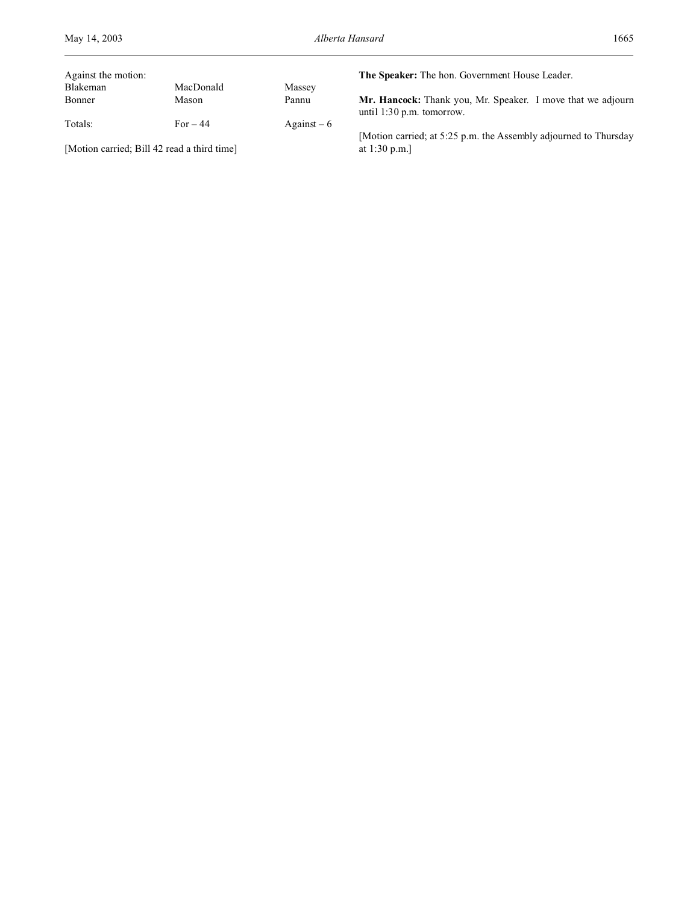Against the motion:

| | | |
|---|---|---|
| Blakeman | MacDonald | Massey |
| Bonner | Mason | Pannu |
| Totals: | For – 44 | Against – 6 |

[Motion carried; Bill 42 read a third time]

**The Speaker:** The hon. Government House Leader.

**Mr. Hancock:** Thank you, Mr. Speaker. I move that we adjourn until 1:30 p.m. tomorrow.

[Motion carried; at 5:25 p.m. the Assembly adjourned to Thursday at 1:30 p.m.]